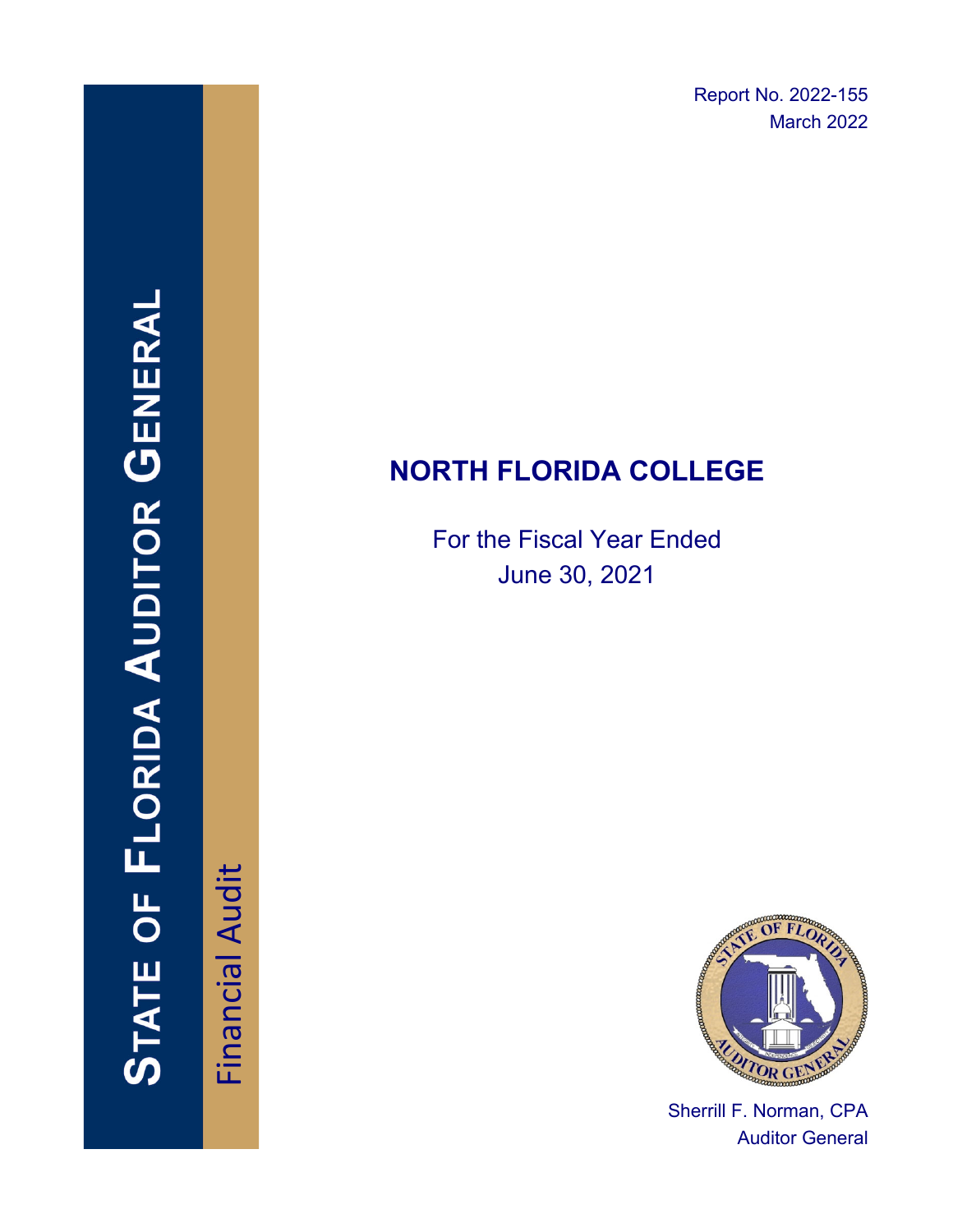Report No. 2022-155
March 2022

STATE OF FLORIDA AUDITOR GENERAL

Financial Audit

# NORTH FLORIDA COLLEGE

For the Fiscal Year Ended
June 30, 2021

Sherrill F. Norman, CPA
Auditor General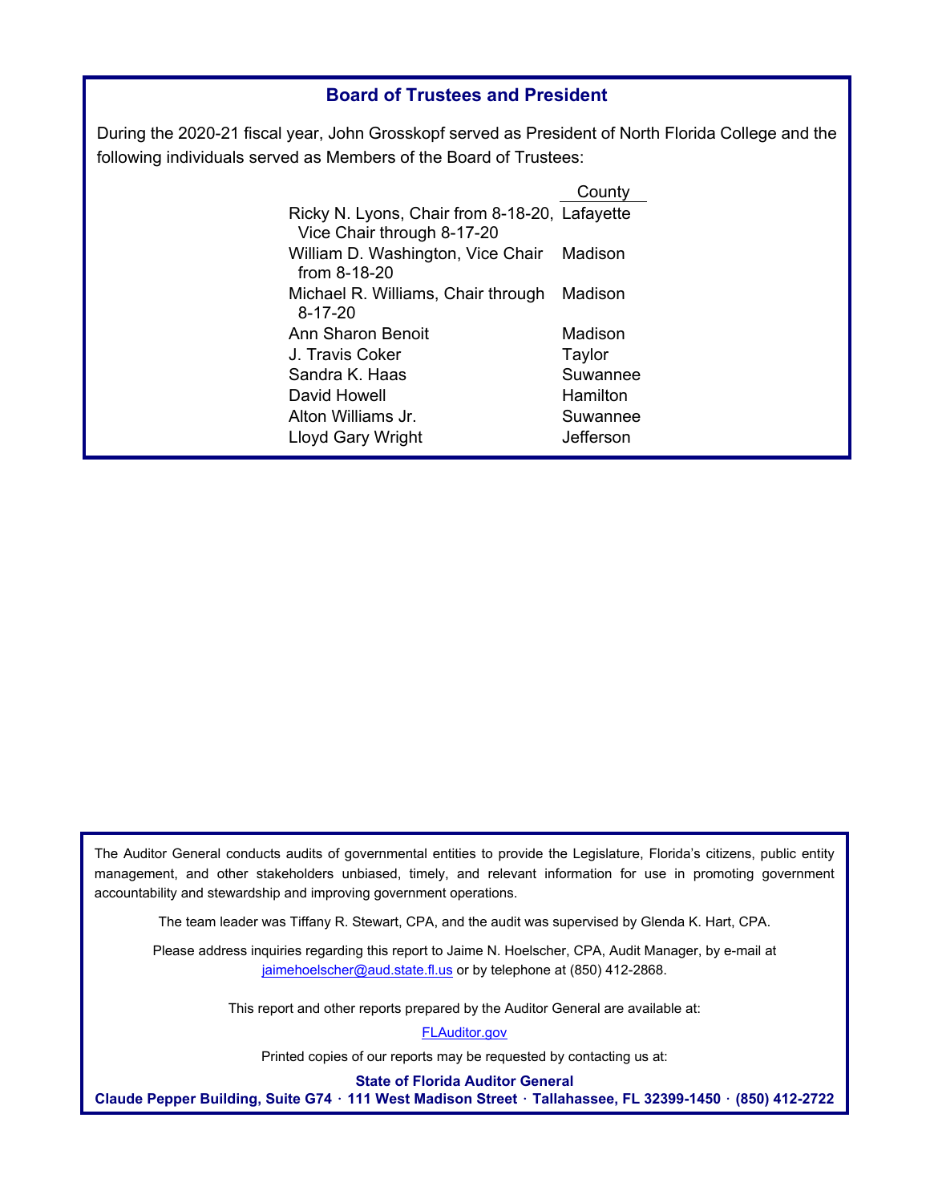## Board of Trustees and President

During the 2020-21 fiscal year, John Grosskopf served as President of North Florida College and the following individuals served as Members of the Board of Trustees:

| | County |
|---|---|
| Ricky N. Lyons, Chair from 8-18-20, Vice Chair through 8-17-20 | Lafayette |
| William D. Washington, Vice Chair from 8-18-20 | Madison |
| Michael R. Williams, Chair through 8-17-20 | Madison |
| Ann Sharon Benoit | Madison |
| J. Travis Coker | Taylor |
| Sandra K. Haas | Suwannee |
| David Howell | Hamilton |
| Alton Williams Jr. | Suwannee |
| Lloyd Gary Wright | Jefferson |

The Auditor General conducts audits of governmental entities to provide the Legislature, Florida's citizens, public entity management, and other stakeholders unbiased, timely, and relevant information for use in promoting government accountability and stewardship and improving government operations.

The team leader was Tiffany R. Stewart, CPA, and the audit was supervised by Glenda K. Hart, CPA.

Please address inquiries regarding this report to Jaime N. Hoelscher, CPA, Audit Manager, by e-mail at jaimehoelscher@aud.state.fl.us or by telephone at (850) 412-2868.

This report and other reports prepared by the Auditor General are available at:

FLAuditor.gov

Printed copies of our reports may be requested by contacting us at:

**State of Florida Auditor General**

**Claude Pepper Building, Suite G74 · 111 West Madison Street · Tallahassee, FL 32399-1450 · (850) 412-2722**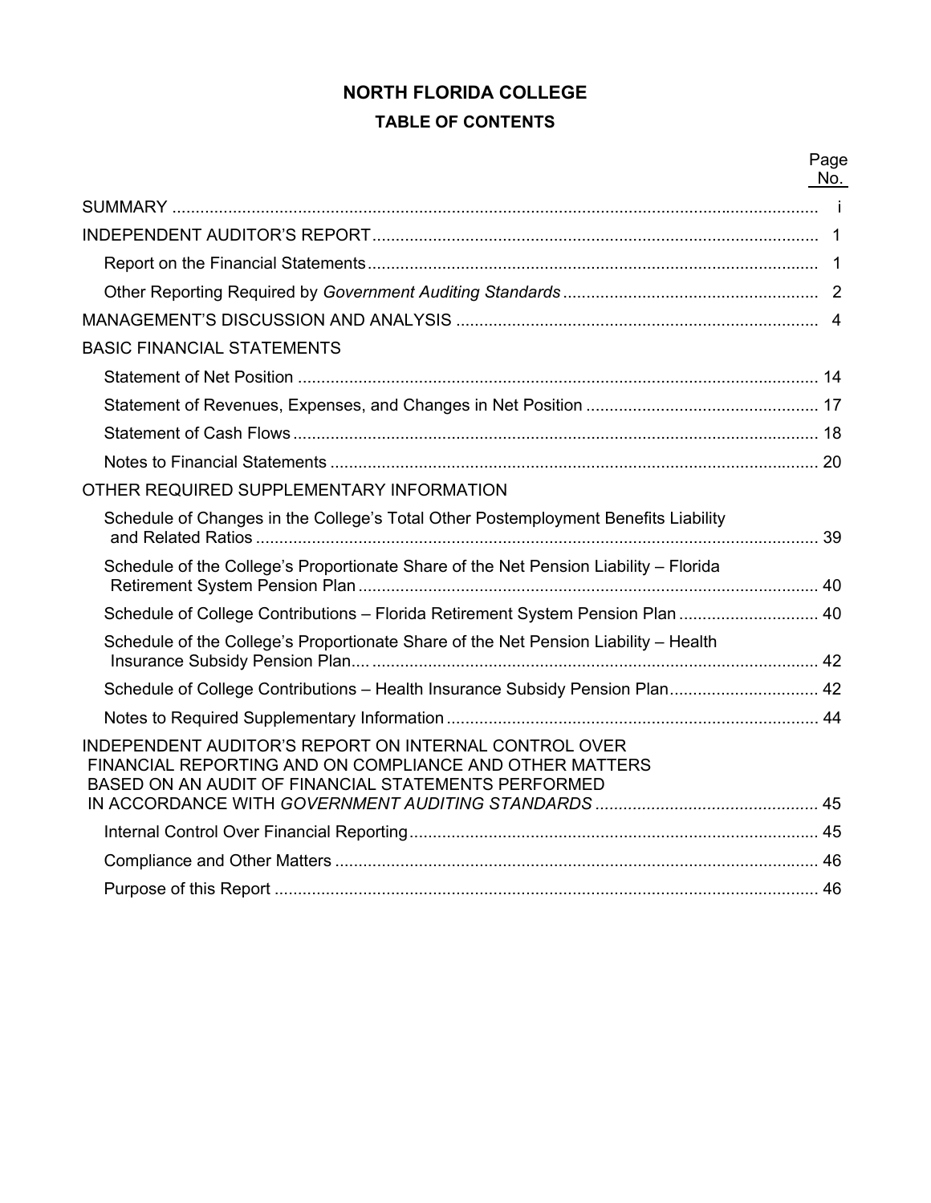# NORTH FLORIDA COLLEGE

## TABLE OF CONTENTS

| | Page No. |
|---|---|
| SUMMARY | i |
| INDEPENDENT AUDITOR'S REPORT | 1 |
| Report on the Financial Statements | 1 |
| Other Reporting Required by *Government Auditing Standards* | 2 |
| MANAGEMENT'S DISCUSSION AND ANALYSIS | 4 |
| BASIC FINANCIAL STATEMENTS | |
| Statement of Net Position | 14 |
| Statement of Revenues, Expenses, and Changes in Net Position | 17 |
| Statement of Cash Flows | 18 |
| Notes to Financial Statements | 20 |
| OTHER REQUIRED SUPPLEMENTARY INFORMATION | |
| Schedule of Changes in the College's Total Other Postemployment Benefits Liability and Related Ratios | 39 |
| Schedule of the College's Proportionate Share of the Net Pension Liability – Florida Retirement System Pension Plan | 40 |
| Schedule of College Contributions – Florida Retirement System Pension Plan | 40 |
| Schedule of the College's Proportionate Share of the Net Pension Liability – Health Insurance Subsidy Pension Plan | 42 |
| Schedule of College Contributions – Health Insurance Subsidy Pension Plan | 42 |
| Notes to Required Supplementary Information | 44 |
| INDEPENDENT AUDITOR'S REPORT ON INTERNAL CONTROL OVER FINANCIAL REPORTING AND ON COMPLIANCE AND OTHER MATTERS BASED ON AN AUDIT OF FINANCIAL STATEMENTS PERFORMED IN ACCORDANCE WITH *GOVERNMENT AUDITING STANDARDS* | 45 |
| Internal Control Over Financial Reporting | 45 |
| Compliance and Other Matters | 46 |
| Purpose of this Report | 46 |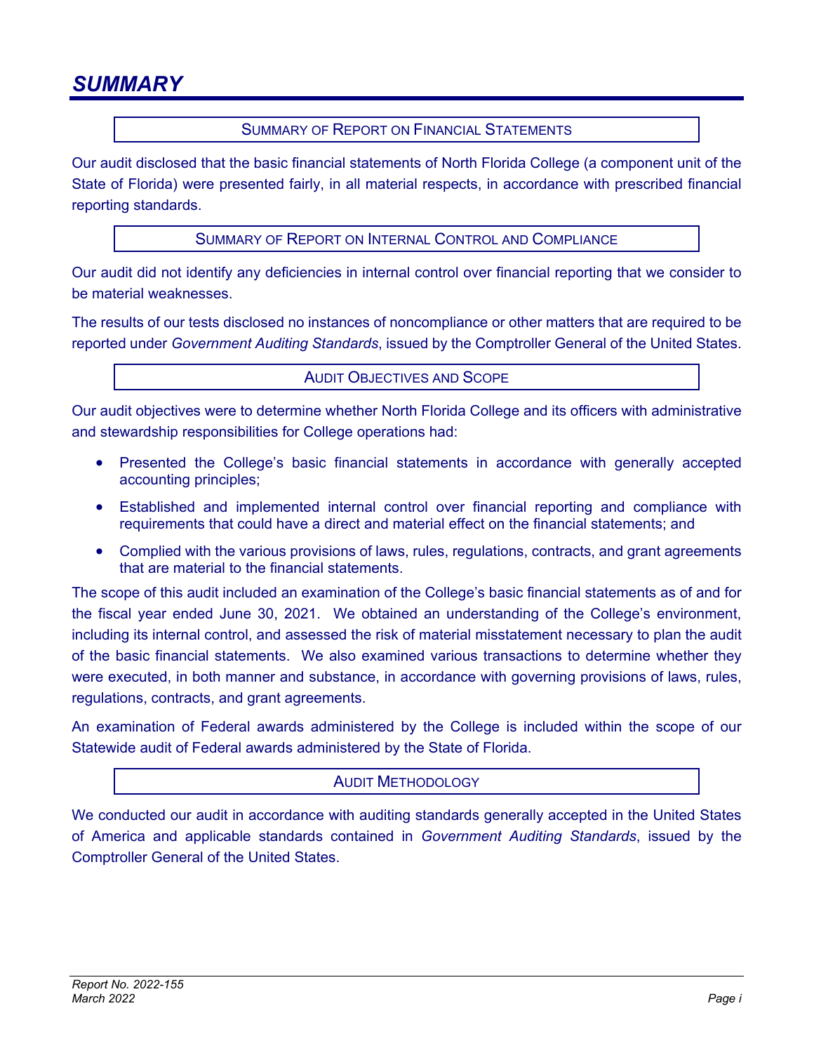## *SUMMARY*

### SUMMARY OF REPORT ON FINANCIAL STATEMENTS

Our audit disclosed that the basic financial statements of North Florida College (a component unit of the State of Florida) were presented fairly, in all material respects, in accordance with prescribed financial reporting standards.

### SUMMARY OF REPORT ON INTERNAL CONTROL AND COMPLIANCE

Our audit did not identify any deficiencies in internal control over financial reporting that we consider to be material weaknesses.

The results of our tests disclosed no instances of noncompliance or other matters that are required to be reported under *Government Auditing Standards*, issued by the Comptroller General of the United States.

### AUDIT OBJECTIVES AND SCOPE

Our audit objectives were to determine whether North Florida College and its officers with administrative and stewardship responsibilities for College operations had:

- Presented the College's basic financial statements in accordance with generally accepted accounting principles;
- Established and implemented internal control over financial reporting and compliance with requirements that could have a direct and material effect on the financial statements; and
- Complied with the various provisions of laws, rules, regulations, contracts, and grant agreements that are material to the financial statements.

The scope of this audit included an examination of the College's basic financial statements as of and for the fiscal year ended June 30, 2021. We obtained an understanding of the College's environment, including its internal control, and assessed the risk of material misstatement necessary to plan the audit of the basic financial statements. We also examined various transactions to determine whether they were executed, in both manner and substance, in accordance with governing provisions of laws, rules, regulations, contracts, and grant agreements.

An examination of Federal awards administered by the College is included within the scope of our Statewide audit of Federal awards administered by the State of Florida.

### AUDIT METHODOLOGY

We conducted our audit in accordance with auditing standards generally accepted in the United States of America and applicable standards contained in *Government Auditing Standards*, issued by the Comptroller General of the United States.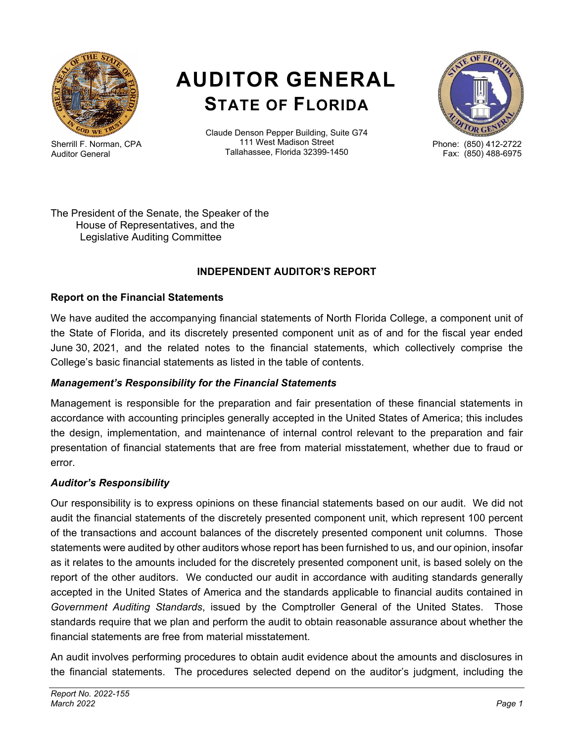# AUDITOR GENERAL
## STATE OF FLORIDA

Sherrill F. Norman, CPA
Auditor General

Claude Denson Pepper Building, Suite G74
111 West Madison Street
Tallahassee, Florida 32399-1450

Phone: (850) 412-2722
Fax: (850) 488-6975

The President of the Senate, the Speaker of the House of Representatives, and the Legislative Auditing Committee

### INDEPENDENT AUDITOR'S REPORT

#### Report on the Financial Statements

We have audited the accompanying financial statements of North Florida College, a component unit of the State of Florida, and its discretely presented component unit as of and for the fiscal year ended June 30, 2021, and the related notes to the financial statements, which collectively comprise the College's basic financial statements as listed in the table of contents.

#### *Management's Responsibility for the Financial Statements*

Management is responsible for the preparation and fair presentation of these financial statements in accordance with accounting principles generally accepted in the United States of America; this includes the design, implementation, and maintenance of internal control relevant to the preparation and fair presentation of financial statements that are free from material misstatement, whether due to fraud or error.

#### *Auditor's Responsibility*

Our responsibility is to express opinions on these financial statements based on our audit. We did not audit the financial statements of the discretely presented component unit, which represent 100 percent of the transactions and account balances of the discretely presented component unit columns. Those statements were audited by other auditors whose report has been furnished to us, and our opinion, insofar as it relates to the amounts included for the discretely presented component unit, is based solely on the report of the other auditors. We conducted our audit in accordance with auditing standards generally accepted in the United States of America and the standards applicable to financial audits contained in *Government Auditing Standards*, issued by the Comptroller General of the United States. Those standards require that we plan and perform the audit to obtain reasonable assurance about whether the financial statements are free from material misstatement.

An audit involves performing procedures to obtain audit evidence about the amounts and disclosures in the financial statements. The procedures selected depend on the auditor's judgment, including the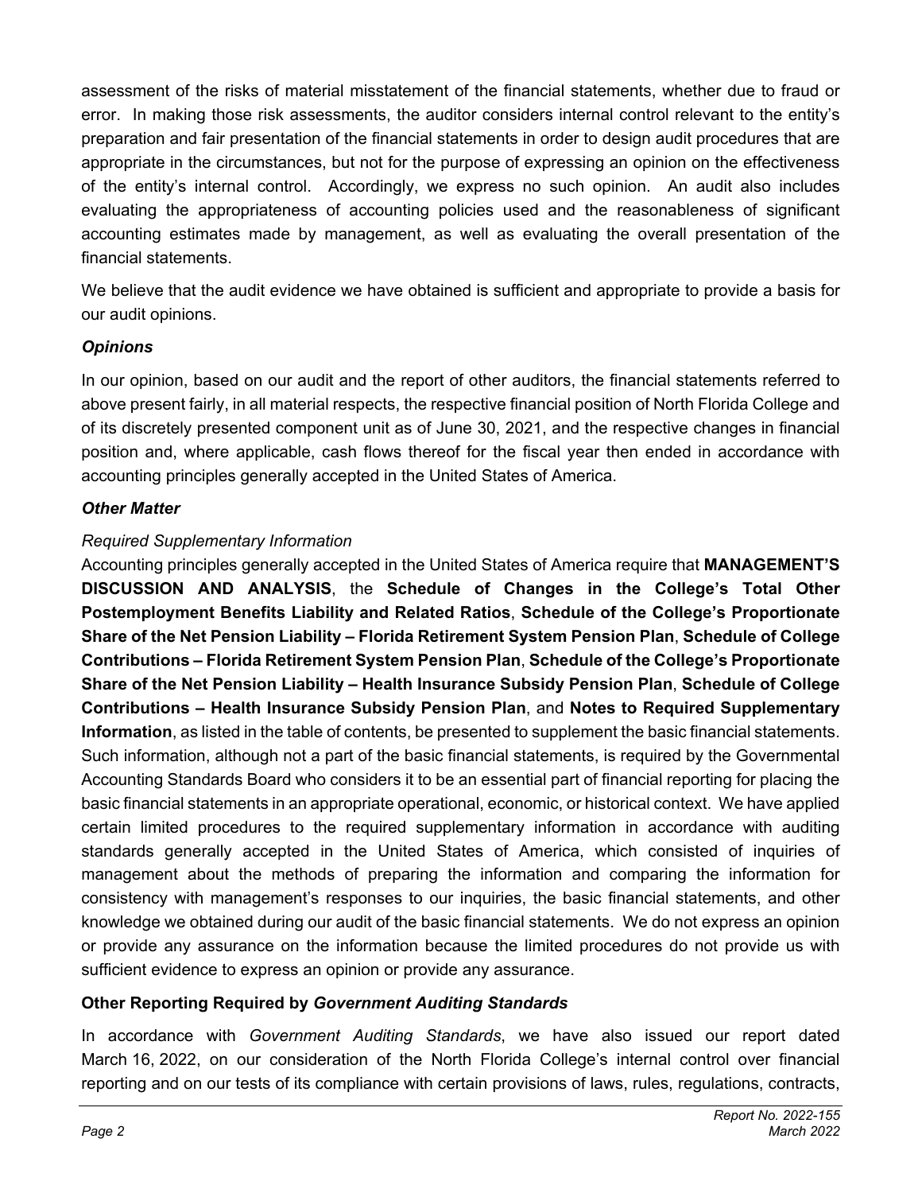assessment of the risks of material misstatement of the financial statements, whether due to fraud or error. In making those risk assessments, the auditor considers internal control relevant to the entity's preparation and fair presentation of the financial statements in order to design audit procedures that are appropriate in the circumstances, but not for the purpose of expressing an opinion on the effectiveness of the entity's internal control. Accordingly, we express no such opinion. An audit also includes evaluating the appropriateness of accounting policies used and the reasonableness of significant accounting estimates made by management, as well as evaluating the overall presentation of the financial statements.

We believe that the audit evidence we have obtained is sufficient and appropriate to provide a basis for our audit opinions.

### *Opinions*

In our opinion, based on our audit and the report of other auditors, the financial statements referred to above present fairly, in all material respects, the respective financial position of North Florida College and of its discretely presented component unit as of June 30, 2021, and the respective changes in financial position and, where applicable, cash flows thereof for the fiscal year then ended in accordance with accounting principles generally accepted in the United States of America.

### *Other Matter*

*Required Supplementary Information*

Accounting principles generally accepted in the United States of America require that **MANAGEMENT'S DISCUSSION AND ANALYSIS**, the **Schedule of Changes in the College's Total Other Postemployment Benefits Liability and Related Ratios**, **Schedule of the College's Proportionate Share of the Net Pension Liability – Florida Retirement System Pension Plan**, **Schedule of College Contributions – Florida Retirement System Pension Plan**, **Schedule of the College's Proportionate Share of the Net Pension Liability – Health Insurance Subsidy Pension Plan**, **Schedule of College Contributions – Health Insurance Subsidy Pension Plan**, and **Notes to Required Supplementary Information**, as listed in the table of contents, be presented to supplement the basic financial statements. Such information, although not a part of the basic financial statements, is required by the Governmental Accounting Standards Board who considers it to be an essential part of financial reporting for placing the basic financial statements in an appropriate operational, economic, or historical context. We have applied certain limited procedures to the required supplementary information in accordance with auditing standards generally accepted in the United States of America, which consisted of inquiries of management about the methods of preparing the information and comparing the information for consistency with management's responses to our inquiries, the basic financial statements, and other knowledge we obtained during our audit of the basic financial statements. We do not express an opinion or provide any assurance on the information because the limited procedures do not provide us with sufficient evidence to express an opinion or provide any assurance.

### Other Reporting Required by *Government Auditing Standards*

In accordance with *Government Auditing Standards*, we have also issued our report dated March 16, 2022, on our consideration of the North Florida College's internal control over financial reporting and on our tests of its compliance with certain provisions of laws, rules, regulations, contracts,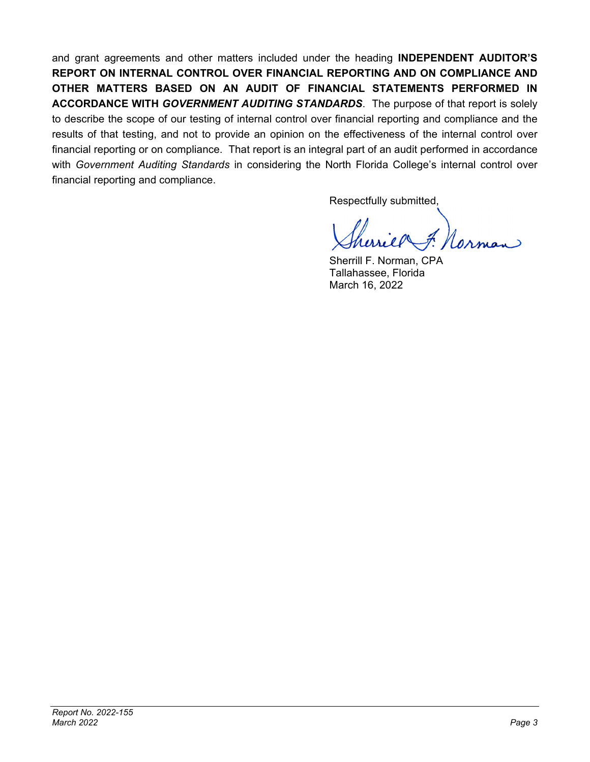and grant agreements and other matters included under the heading **INDEPENDENT AUDITOR'S REPORT ON INTERNAL CONTROL OVER FINANCIAL REPORTING AND ON COMPLIANCE AND OTHER MATTERS BASED ON AN AUDIT OF FINANCIAL STATEMENTS PERFORMED IN ACCORDANCE WITH *GOVERNMENT AUDITING STANDARDS***. The purpose of that report is solely to describe the scope of our testing of internal control over financial reporting and compliance and the results of that testing, and not to provide an opinion on the effectiveness of the internal control over financial reporting or on compliance. That report is an integral part of an audit performed in accordance with *Government Auditing Standards* in considering the North Florida College's internal control over financial reporting and compliance.

Respectfully submitted,

Sherrill F. Norman, CPA
Tallahassee, Florida
March 16, 2022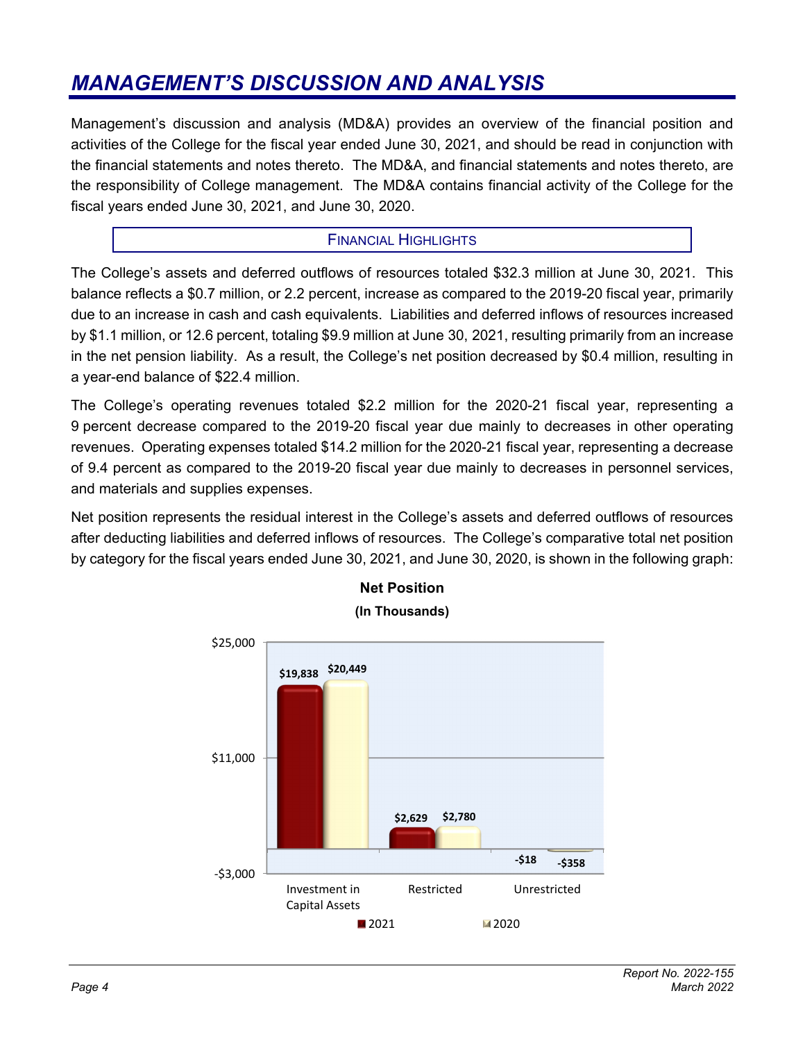# MANAGEMENT'S DISCUSSION AND ANALYSIS

Management's discussion and analysis (MD&A) provides an overview of the financial position and activities of the College for the fiscal year ended June 30, 2021, and should be read in conjunction with the financial statements and notes thereto. The MD&A, and financial statements and notes thereto, are the responsibility of College management. The MD&A contains financial activity of the College for the fiscal years ended June 30, 2021, and June 30, 2020.

## FINANCIAL HIGHLIGHTS

The College's assets and deferred outflows of resources totaled $32.3 million at June 30, 2021. This balance reflects a $0.7 million, or 2.2 percent, increase as compared to the 2019-20 fiscal year, primarily due to an increase in cash and cash equivalents. Liabilities and deferred inflows of resources increased by $1.1 million, or 12.6 percent, totaling $9.9 million at June 30, 2021, resulting primarily from an increase in the net pension liability. As a result, the College's net position decreased by $0.4 million, resulting in a year-end balance of $22.4 million.

The College's operating revenues totaled $2.2 million for the 2020-21 fiscal year, representing a 9 percent decrease compared to the 2019-20 fiscal year due mainly to decreases in other operating revenues. Operating expenses totaled $14.2 million for the 2020-21 fiscal year, representing a decrease of 9.4 percent as compared to the 2019-20 fiscal year due mainly to decreases in personnel services, and materials and supplies expenses.

Net position represents the residual interest in the College's assets and deferred outflows of resources after deducting liabilities and deferred inflows of resources. The College's comparative total net position by category for the fiscal years ended June 30, 2021, and June 30, 2020, is shown in the following graph:

**Net Position**
**(In Thousands)**

| | 2021 | 2020 |
|---|---|---|
| Investment in Capital Assets | $19,838 | $20,449 |
| Restricted | $2,629 | $2,780 |
| Unrestricted | -$18 | -$358 |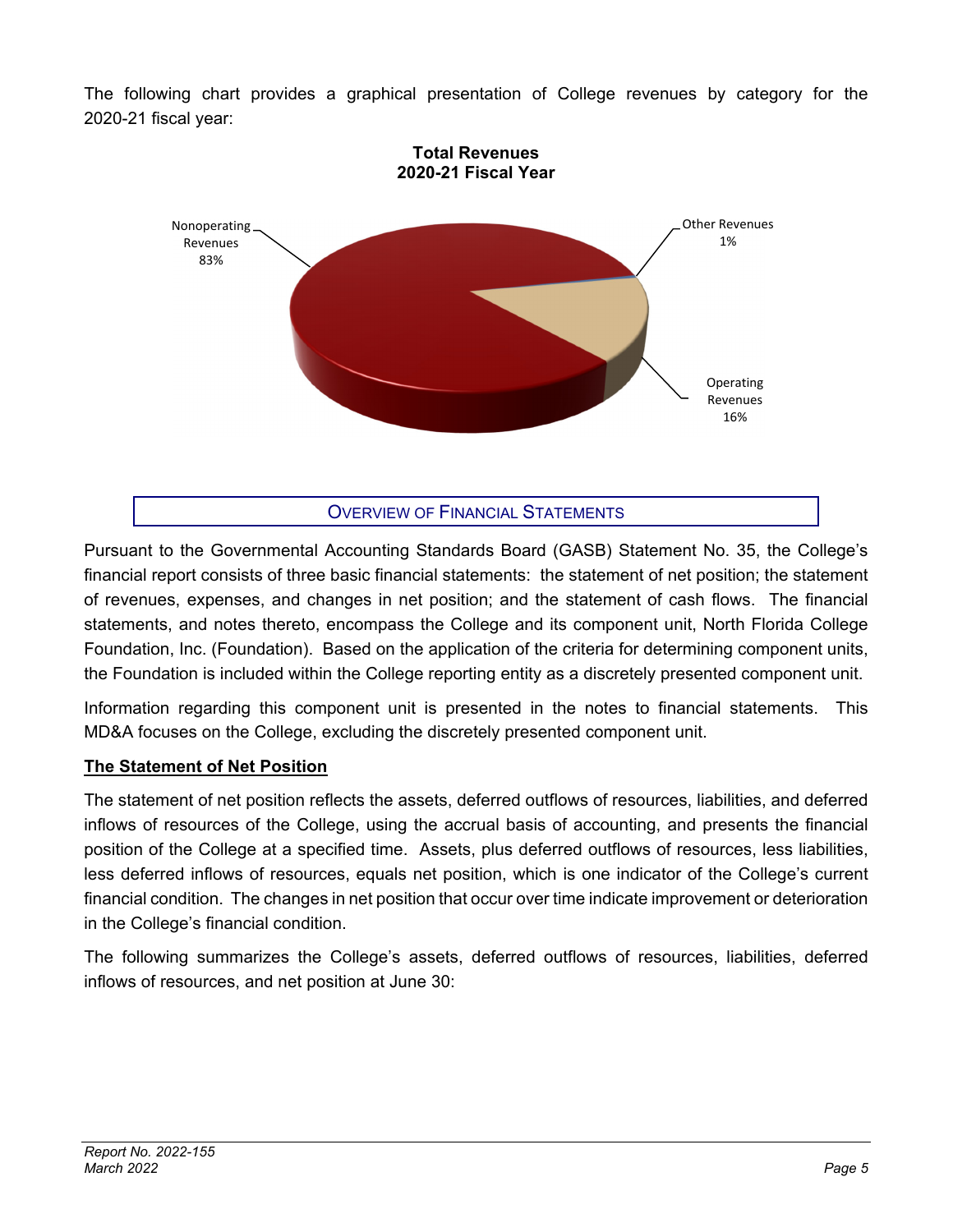The following chart provides a graphical presentation of College revenues by category for the 2020-21 fiscal year:

**Total Revenues 2020-21 Fiscal Year**

Nonoperating Revenues 83%

Other Revenues 1%

Operating Revenues 16%

## OVERVIEW OF FINANCIAL STATEMENTS

Pursuant to the Governmental Accounting Standards Board (GASB) Statement No. 35, the College's financial report consists of three basic financial statements: the statement of net position; the statement of revenues, expenses, and changes in net position; and the statement of cash flows. The financial statements, and notes thereto, encompass the College and its component unit, North Florida College Foundation, Inc. (Foundation). Based on the application of the criteria for determining component units, the Foundation is included within the College reporting entity as a discretely presented component unit.

Information regarding this component unit is presented in the notes to financial statements. This MD&A focuses on the College, excluding the discretely presented component unit.

### The Statement of Net Position

The statement of net position reflects the assets, deferred outflows of resources, liabilities, and deferred inflows of resources of the College, using the accrual basis of accounting, and presents the financial position of the College at a specified time. Assets, plus deferred outflows of resources, less liabilities, less deferred inflows of resources, equals net position, which is one indicator of the College's current financial condition. The changes in net position that occur over time indicate improvement or deterioration in the College's financial condition.

The following summarizes the College's assets, deferred outflows of resources, liabilities, deferred inflows of resources, and net position at June 30: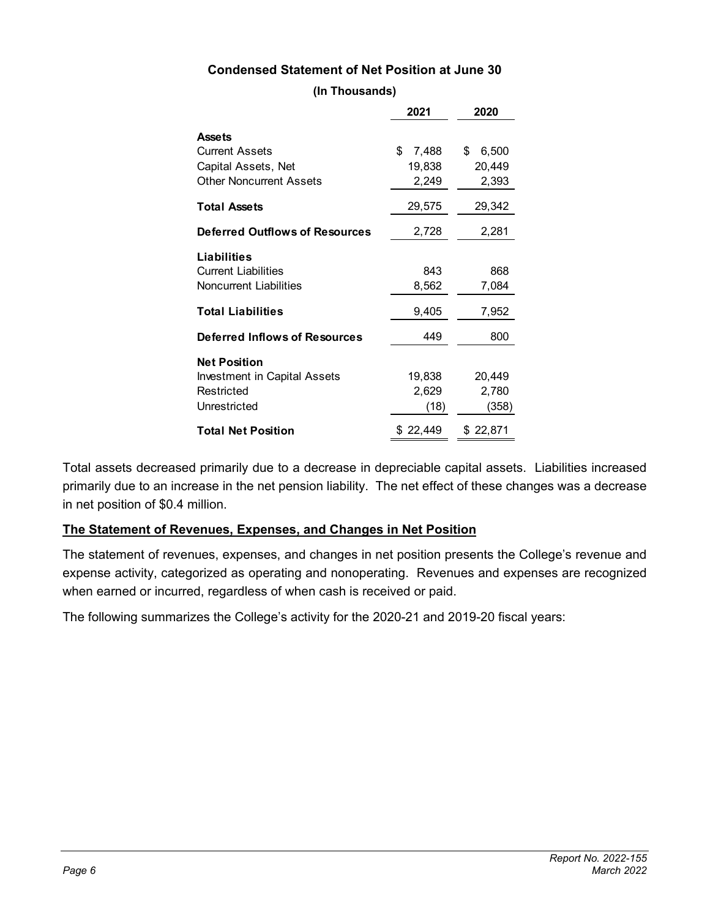**Condensed Statement of Net Position at June 30**

**(In Thousands)**

| | 2021 | 2020 |
|---|---|---|
| **Assets** | | |
| Current Assets | $ 7,488 | $ 6,500 |
| Capital Assets, Net | 19,838 | 20,449 |
| Other Noncurrent Assets | 2,249 | 2,393 |
| **Total Assets** | 29,575 | 29,342 |
| **Deferred Outflows of Resources** | 2,728 | 2,281 |
| **Liabilities** | | |
| Current Liabilities | 843 | 868 |
| Noncurrent Liabilities | 8,562 | 7,084 |
| **Total Liabilities** | 9,405 | 7,952 |
| **Deferred Inflows of Resources** | 449 | 800 |
| **Net Position** | | |
| Investment in Capital Assets | 19,838 | 20,449 |
| Restricted | 2,629 | 2,780 |
| Unrestricted | (18) | (358) |
| **Total Net Position** | $ 22,449 | $ 22,871 |

Total assets decreased primarily due to a decrease in depreciable capital assets. Liabilities increased primarily due to an increase in the net pension liability. The net effect of these changes was a decrease in net position of $0.4 million.

**The Statement of Revenues, Expenses, and Changes in Net Position**

The statement of revenues, expenses, and changes in net position presents the College's revenue and expense activity, categorized as operating and nonoperating. Revenues and expenses are recognized when earned or incurred, regardless of when cash is received or paid.

The following summarizes the College's activity for the 2020-21 and 2019-20 fiscal years: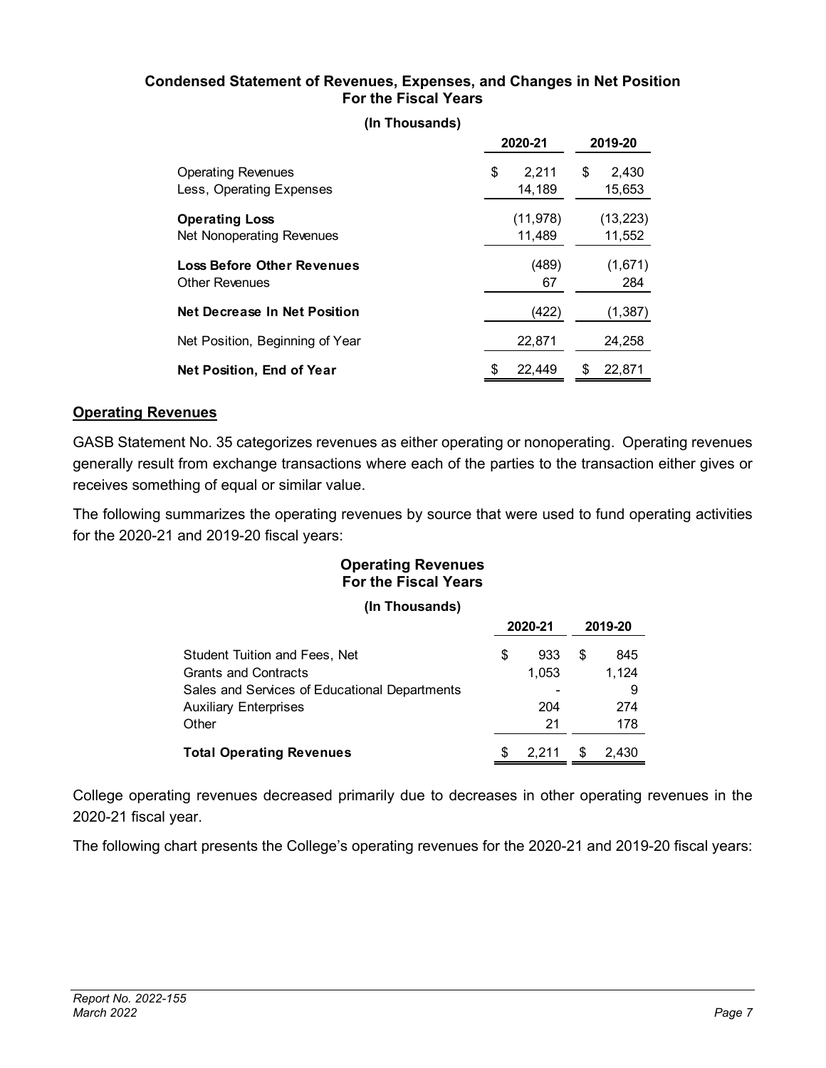**Condensed Statement of Revenues, Expenses, and Changes in Net Position**
**For the Fiscal Years**

**(In Thousands)**

| | 2020-21 | 2019-20 |
|---|---|---|
| Operating Revenues | $ 2,211 | $ 2,430 |
| Less, Operating Expenses | 14,189 | 15,653 |
| **Operating Loss** | (11,978) | (13,223) |
| Net Nonoperating Revenues | 11,489 | 11,552 |
| **Loss Before Other Revenues** | (489) | (1,671) |
| Other Revenues | 67 | 284 |
| **Net Decrease In Net Position** | (422) | (1,387) |
| Net Position, Beginning of Year | 22,871 | 24,258 |
| **Net Position, End of Year** | $ 22,449 | $ 22,871 |

## Operating Revenues

GASB Statement No. 35 categorizes revenues as either operating or nonoperating. Operating revenues generally result from exchange transactions where each of the parties to the transaction either gives or receives something of equal or similar value.

The following summarizes the operating revenues by source that were used to fund operating activities for the 2020-21 and 2019-20 fiscal years:

**Operating Revenues**
**For the Fiscal Years**

**(In Thousands)**

| | 2020-21 | 2019-20 |
|---|---|---|
| Student Tuition and Fees, Net | $ 933 | $ 845 |
| Grants and Contracts | 1,053 | 1,124 |
| Sales and Services of Educational Departments | - | 9 |
| Auxiliary Enterprises | 204 | 274 |
| Other | 21 | 178 |
| **Total Operating Revenues** | $ 2,211 | $ 2,430 |

College operating revenues decreased primarily due to decreases in other operating revenues in the 2020-21 fiscal year.

The following chart presents the College's operating revenues for the 2020-21 and 2019-20 fiscal years: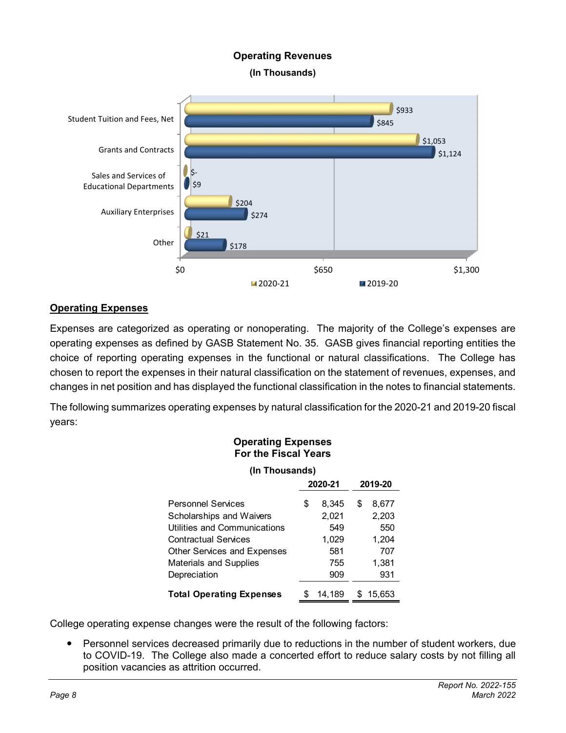**Operating Revenues**

**(In Thousands)**

| | 2020-21 | 2019-20 |
|---|---|---|
| Student Tuition and Fees, Net | $933 | $845 |
| Grants and Contracts | $1,053 | $1,124 |
| Sales and Services of Educational Departments | $- | $9 |
| Auxiliary Enterprises | $204 | $274 |
| Other | $21 | $178 |

## Operating Expenses

Expenses are categorized as operating or nonoperating. The majority of the College's expenses are operating expenses as defined by GASB Statement No. 35. GASB gives financial reporting entities the choice of reporting operating expenses in the functional or natural classifications. The College has chosen to report the expenses in their natural classification on the statement of revenues, expenses, and changes in net position and has displayed the functional classification in the notes to financial statements.

The following summarizes operating expenses by natural classification for the 2020-21 and 2019-20 fiscal years:

**Operating Expenses For the Fiscal Years**

**(In Thousands)**

| | 2020-21 | 2019-20 |
|---|---|---|
| Personnel Services | $ 8,345 | $ 8,677 |
| Scholarships and Waivers | 2,021 | 2,203 |
| Utilities and Communications | 549 | 550 |
| Contractual Services | 1,029 | 1,204 |
| Other Services and Expenses | 581 | 707 |
| Materials and Supplies | 755 | 1,381 |
| Depreciation | 909 | 931 |
| **Total Operating Expenses** | $ 14,189 | $ 15,653 |

College operating expense changes were the result of the following factors:

- Personnel services decreased primarily due to reductions in the number of student workers, due to COVID-19. The College also made a concerted effort to reduce salary costs by not filling all position vacancies as attrition occurred.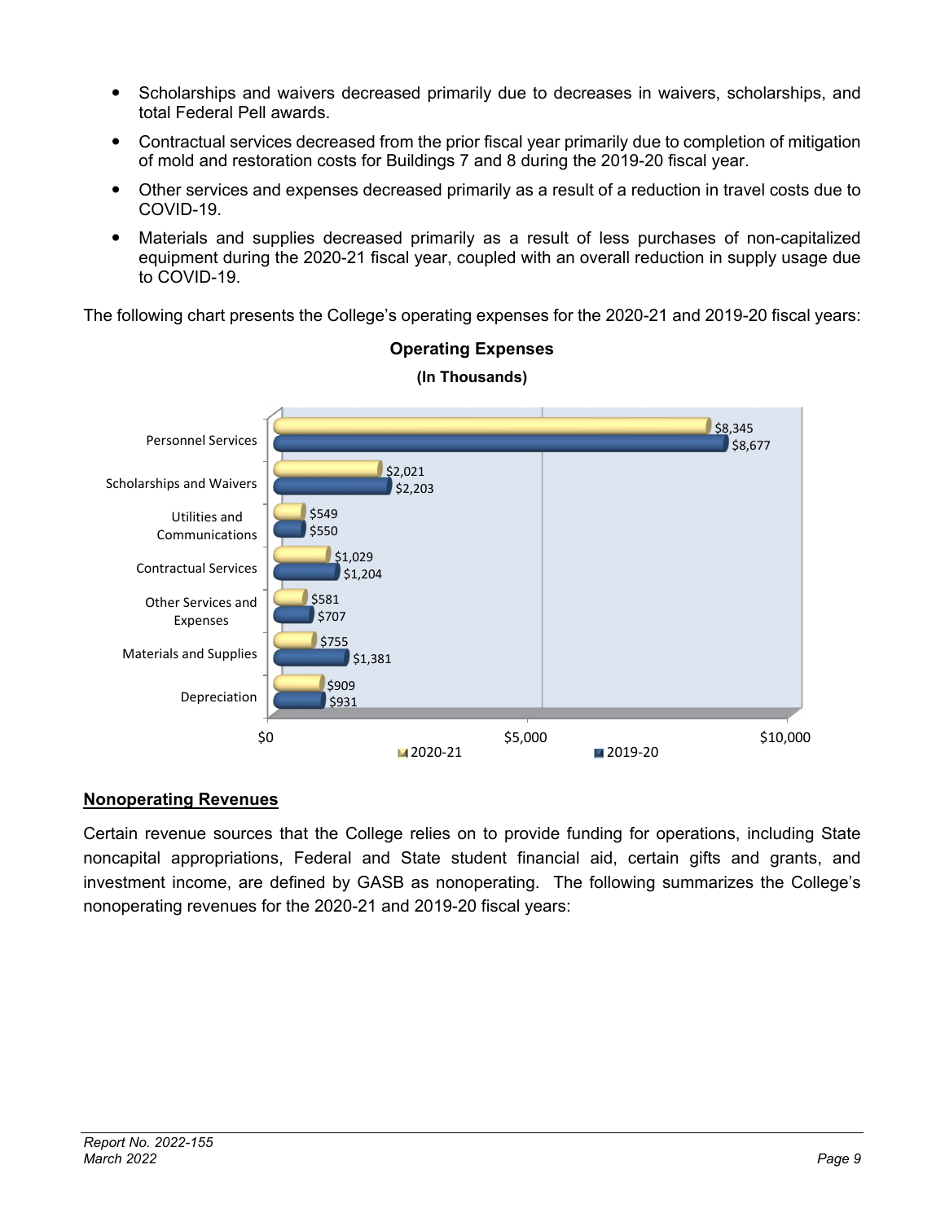- Scholarships and waivers decreased primarily due to decreases in waivers, scholarships, and total Federal Pell awards.
- Contractual services decreased from the prior fiscal year primarily due to completion of mitigation of mold and restoration costs for Buildings 7 and 8 during the 2019-20 fiscal year.
- Other services and expenses decreased primarily as a result of a reduction in travel costs due to COVID-19.
- Materials and supplies decreased primarily as a result of less purchases of non-capitalized equipment during the 2020-21 fiscal year, coupled with an overall reduction in supply usage due to COVID-19.

The following chart presents the College's operating expenses for the 2020-21 and 2019-20 fiscal years:

**Operating Expenses**

**(In Thousands)**

| | 2020-21 | 2019-20 |
|---|---|---|
| Personnel Services | $8,345 | $8,677 |
| Scholarships and Waivers | $2,021 | $2,203 |
| Utilities and Communications | $549 | $550 |
| Contractual Services | $1,029 | $1,204 |
| Other Services and Expenses | $581 | $707 |
| Materials and Supplies | $755 | $1,381 |
| Depreciation | $909 | $931 |

## Nonoperating Revenues

Certain revenue sources that the College relies on to provide funding for operations, including State noncapital appropriations, Federal and State student financial aid, certain gifts and grants, and investment income, are defined by GASB as nonoperating. The following summarizes the College's nonoperating revenues for the 2020-21 and 2019-20 fiscal years: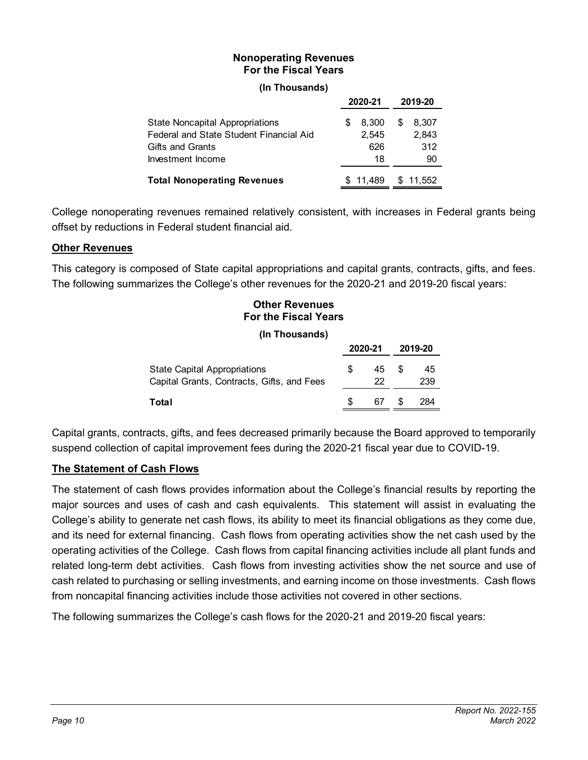**Nonoperating Revenues**
**For the Fiscal Years**

**(In Thousands)**

| | 2020-21 | 2019-20 |
|---|---|---|
| State Noncapital Appropriations | $ 8,300 | $ 8,307 |
| Federal and State Student Financial Aid | 2,545 | 2,843 |
| Gifts and Grants | 626 | 312 |
| Investment Income | 18 | 90 |
| **Total Nonoperating Revenues** | $ 11,489 | $ 11,552 |

College nonoperating revenues remained relatively consistent, with increases in Federal grants being offset by reductions in Federal student financial aid.

## Other Revenues

This category is composed of State capital appropriations and capital grants, contracts, gifts, and fees. The following summarizes the College's other revenues for the 2020-21 and 2019-20 fiscal years:

**Other Revenues**
**For the Fiscal Years**

**(In Thousands)**

| | 2020-21 | 2019-20 |
|---|---|---|
| State Capital Appropriations | $ 45 | $ 45 |
| Capital Grants, Contracts, Gifts, and Fees | 22 | 239 |
| **Total** | $ 67 | $ 284 |

Capital grants, contracts, gifts, and fees decreased primarily because the Board approved to temporarily suspend collection of capital improvement fees during the 2020-21 fiscal year due to COVID-19.

## The Statement of Cash Flows

The statement of cash flows provides information about the College's financial results by reporting the major sources and uses of cash and cash equivalents. This statement will assist in evaluating the College's ability to generate net cash flows, its ability to meet its financial obligations as they come due, and its need for external financing. Cash flows from operating activities show the net cash used by the operating activities of the College. Cash flows from capital financing activities include all plant funds and related long-term debt activities. Cash flows from investing activities show the net source and use of cash related to purchasing or selling investments, and earning income on those investments. Cash flows from noncapital financing activities include those activities not covered in other sections.

The following summarizes the College's cash flows for the 2020-21 and 2019-20 fiscal years: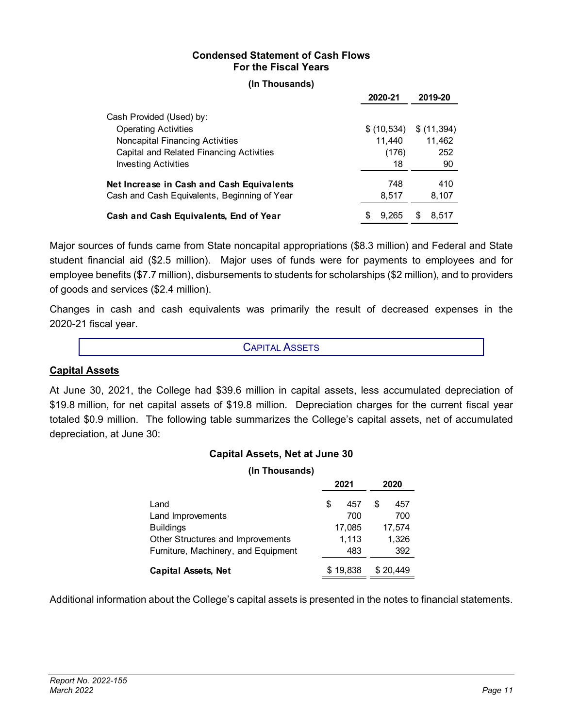**Condensed Statement of Cash Flows**
**For the Fiscal Years**

**(In Thousands)**

| | 2020-21 | 2019-20 |
|---|---|---|
| Cash Provided (Used) by: | | |
| Operating Activities | $ (10,534) | $ (11,394) |
| Noncapital Financing Activities | 11,440 | 11,462 |
| Capital and Related Financing Activities | (176) | 252 |
| Investing Activities | 18 | 90 |
| **Net Increase in Cash and Cash Equivalents** | 748 | 410 |
| Cash and Cash Equivalents, Beginning of Year | 8,517 | 8,107 |
| **Cash and Cash Equivalents, End of Year** | $ 9,265 | $ 8,517 |

Major sources of funds came from State noncapital appropriations ($8.3 million) and Federal and State student financial aid ($2.5 million). Major uses of funds were for payments to employees and for employee benefits ($7.7 million), disbursements to students for scholarships ($2 million), and to providers of goods and services ($2.4 million).

Changes in cash and cash equivalents was primarily the result of decreased expenses in the 2020-21 fiscal year.

## CAPITAL ASSETS

### Capital Assets

At June 30, 2021, the College had $39.6 million in capital assets, less accumulated depreciation of $19.8 million, for net capital assets of $19.8 million. Depreciation charges for the current fiscal year totaled $0.9 million. The following table summarizes the College's capital assets, net of accumulated depreciation, at June 30:

**Capital Assets, Net at June 30**

**(In Thousands)**

| | 2021 | 2020 |
|---|---|---|
| Land | $ 457 | $ 457 |
| Land Improvements | 700 | 700 |
| Buildings | 17,085 | 17,574 |
| Other Structures and Improvements | 1,113 | 1,326 |
| Furniture, Machinery, and Equipment | 483 | 392 |
| **Capital Assets, Net** | $ 19,838 | $ 20,449 |

Additional information about the College's capital assets is presented in the notes to financial statements.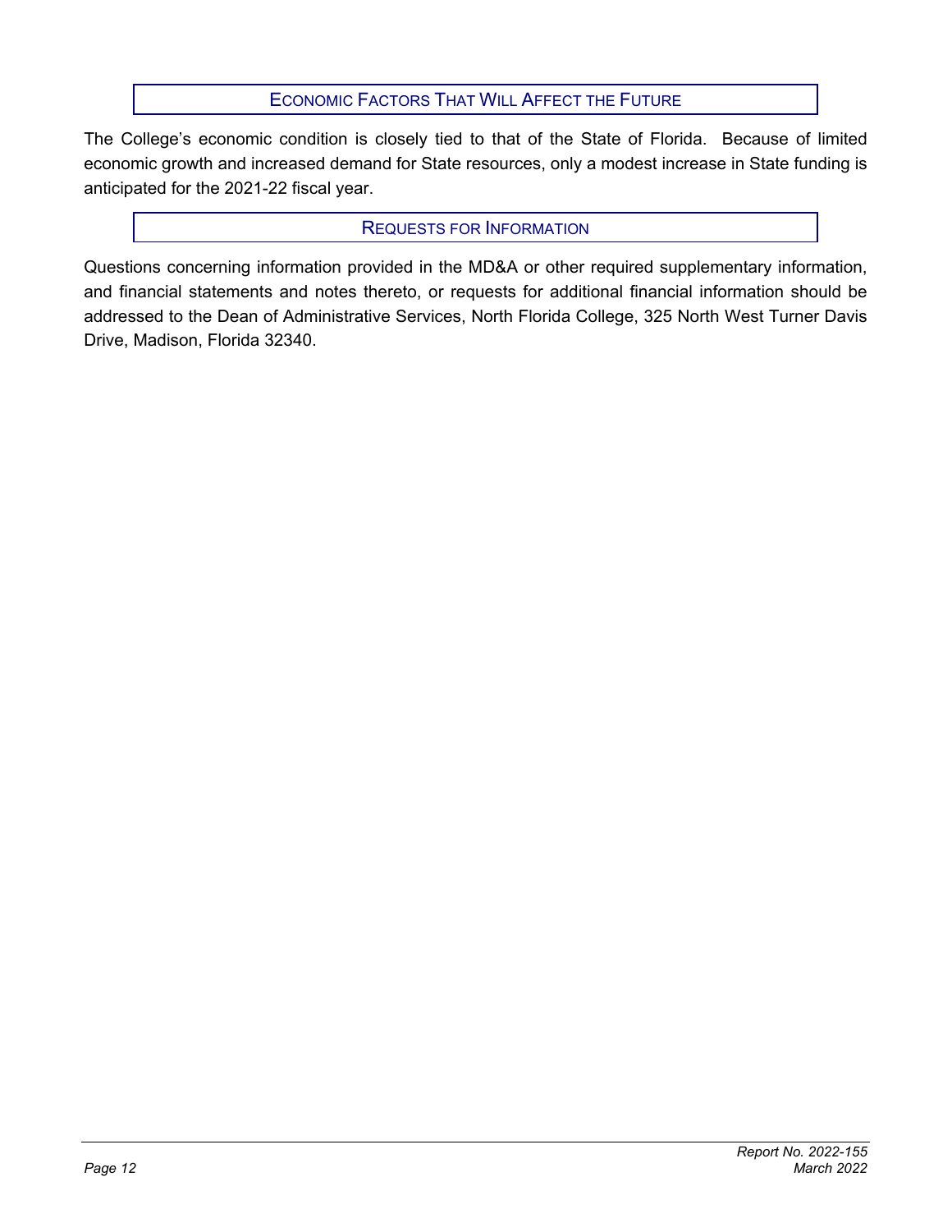## Economic Factors That Will Affect the Future

The College's economic condition is closely tied to that of the State of Florida. Because of limited economic growth and increased demand for State resources, only a modest increase in State funding is anticipated for the 2021-22 fiscal year.

## Requests for Information

Questions concerning information provided in the MD&A or other required supplementary information, and financial statements and notes thereto, or requests for additional financial information should be addressed to the Dean of Administrative Services, North Florida College, 325 North West Turner Davis Drive, Madison, Florida 32340.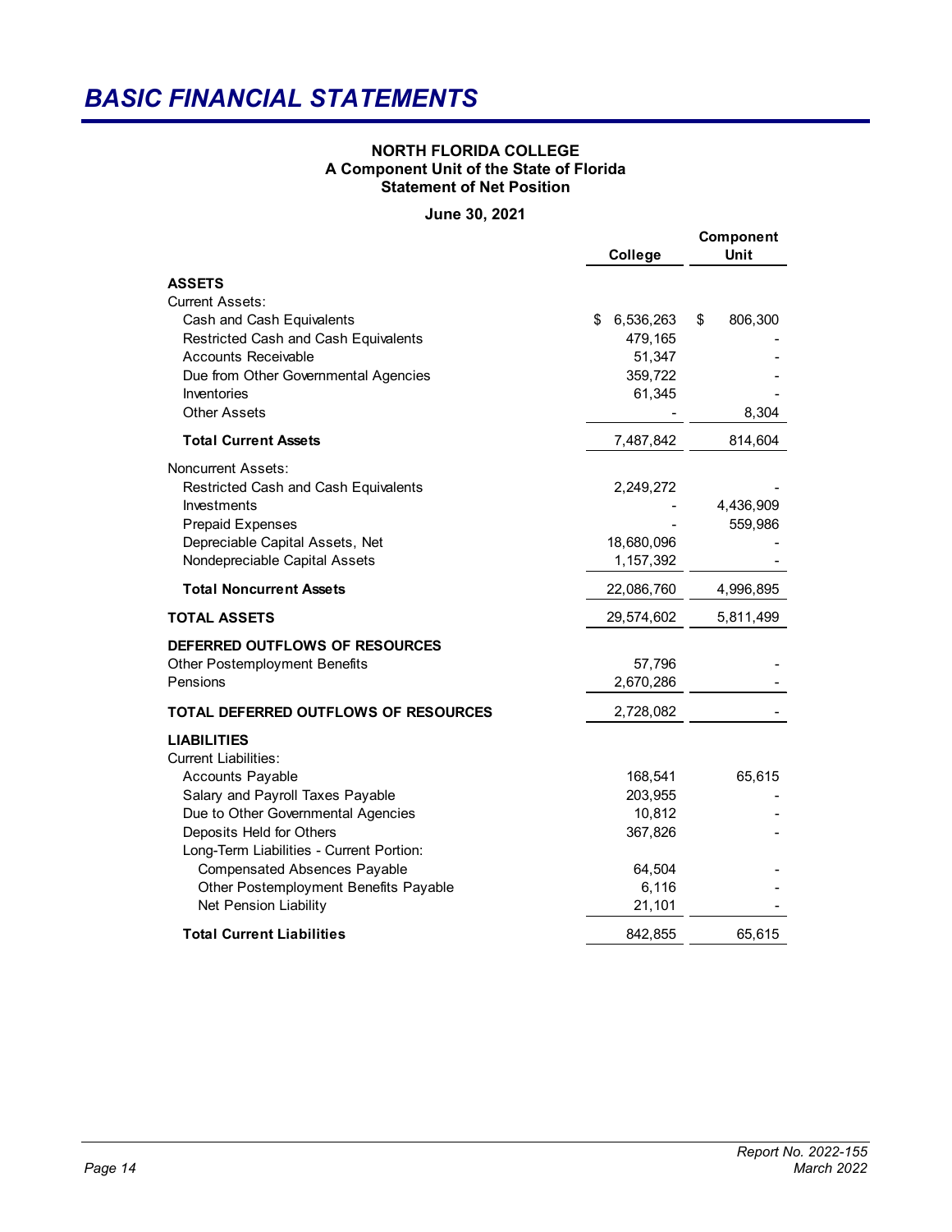# BASIC FINANCIAL STATEMENTS

**NORTH FLORIDA COLLEGE**
**A Component Unit of the State of Florida**
**Statement of Net Position**

**June 30, 2021**

| | College | Component Unit |
|---|---|---|
| **ASSETS** | | |
| Current Assets: | | |
| Cash and Cash Equivalents | $ 6,536,263 | $ 806,300 |
| Restricted Cash and Cash Equivalents | 479,165 | - |
| Accounts Receivable | 51,347 | - |
| Due from Other Governmental Agencies | 359,722 | - |
| Inventories | 61,345 | - |
| Other Assets | - | 8,304 |
| **Total Current Assets** | 7,487,842 | 814,604 |
| Noncurrent Assets: | | |
| Restricted Cash and Cash Equivalents | 2,249,272 | - |
| Investments | - | 4,436,909 |
| Prepaid Expenses | - | 559,986 |
| Depreciable Capital Assets, Net | 18,680,096 | - |
| Nondepreciable Capital Assets | 1,157,392 | - |
| **Total Noncurrent Assets** | 22,086,760 | 4,996,895 |
| **TOTAL ASSETS** | 29,574,602 | 5,811,499 |
| **DEFERRED OUTFLOWS OF RESOURCES** | | |
| Other Postemployment Benefits | 57,796 | - |
| Pensions | 2,670,286 | - |
| **TOTAL DEFERRED OUTFLOWS OF RESOURCES** | 2,728,082 | - |
| **LIABILITIES** | | |
| Current Liabilities: | | |
| Accounts Payable | 168,541 | 65,615 |
| Salary and Payroll Taxes Payable | 203,955 | - |
| Due to Other Governmental Agencies | 10,812 | - |
| Deposits Held for Others | 367,826 | - |
| Long-Term Liabilities - Current Portion: | | |
| Compensated Absences Payable | 64,504 | - |
| Other Postemployment Benefits Payable | 6,116 | - |
| Net Pension Liability | 21,101 | - |
| **Total Current Liabilities** | 842,855 | 65,615 |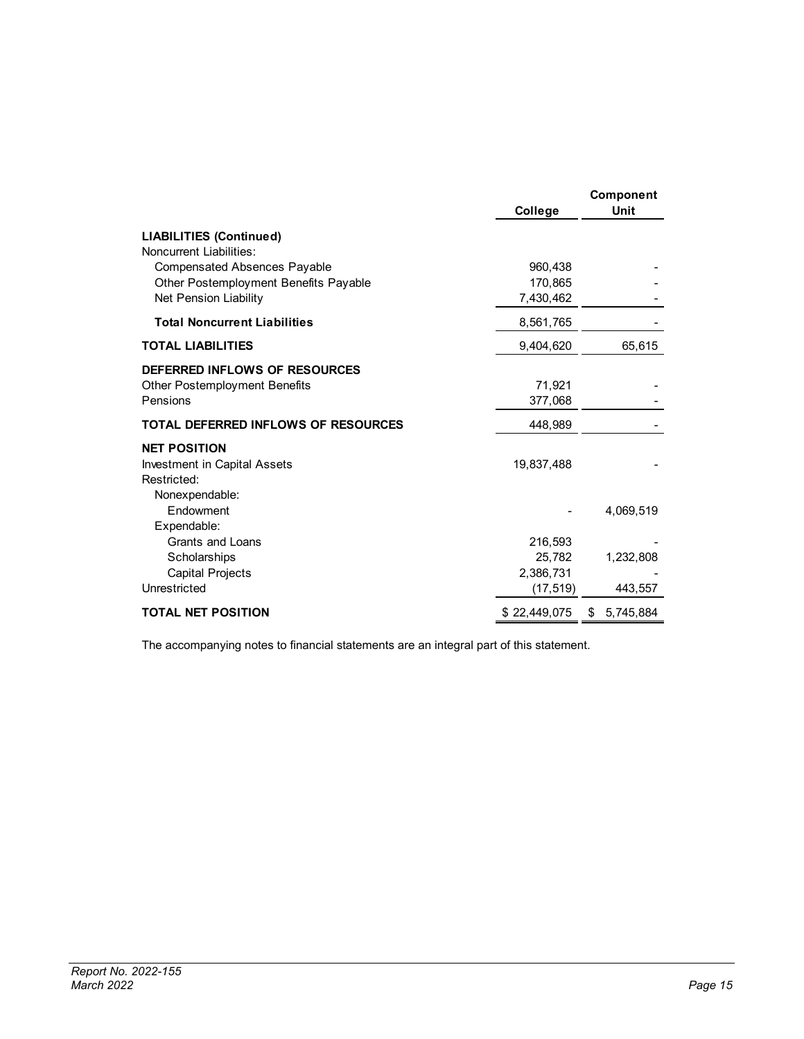| | College | Component Unit |
|---|---|---|
| **LIABILITIES (Continued)** | | |
| Noncurrent Liabilities: | | |
| Compensated Absences Payable | 960,438 | - |
| Other Postemployment Benefits Payable | 170,865 | - |
| Net Pension Liability | 7,430,462 | - |
| **Total Noncurrent Liabilities** | 8,561,765 | - |
| **TOTAL LIABILITIES** | 9,404,620 | 65,615 |
| **DEFERRED INFLOWS OF RESOURCES** | | |
| Other Postemployment Benefits | 71,921 | - |
| Pensions | 377,068 | - |
| **TOTAL DEFERRED INFLOWS OF RESOURCES** | 448,989 | - |
| **NET POSITION** | | |
| Investment in Capital Assets | 19,837,488 | - |
| Restricted: | | |
| Nonexpendable: | | |
| Endowment | - | 4,069,519 |
| Expendable: | | |
| Grants and Loans | 216,593 | - |
| Scholarships | 25,782 | 1,232,808 |
| Capital Projects | 2,386,731 | - |
| Unrestricted | (17,519) | 443,557 |
| **TOTAL NET POSITION** | $ 22,449,075 | $ 5,745,884 |

The accompanying notes to financial statements are an integral part of this statement.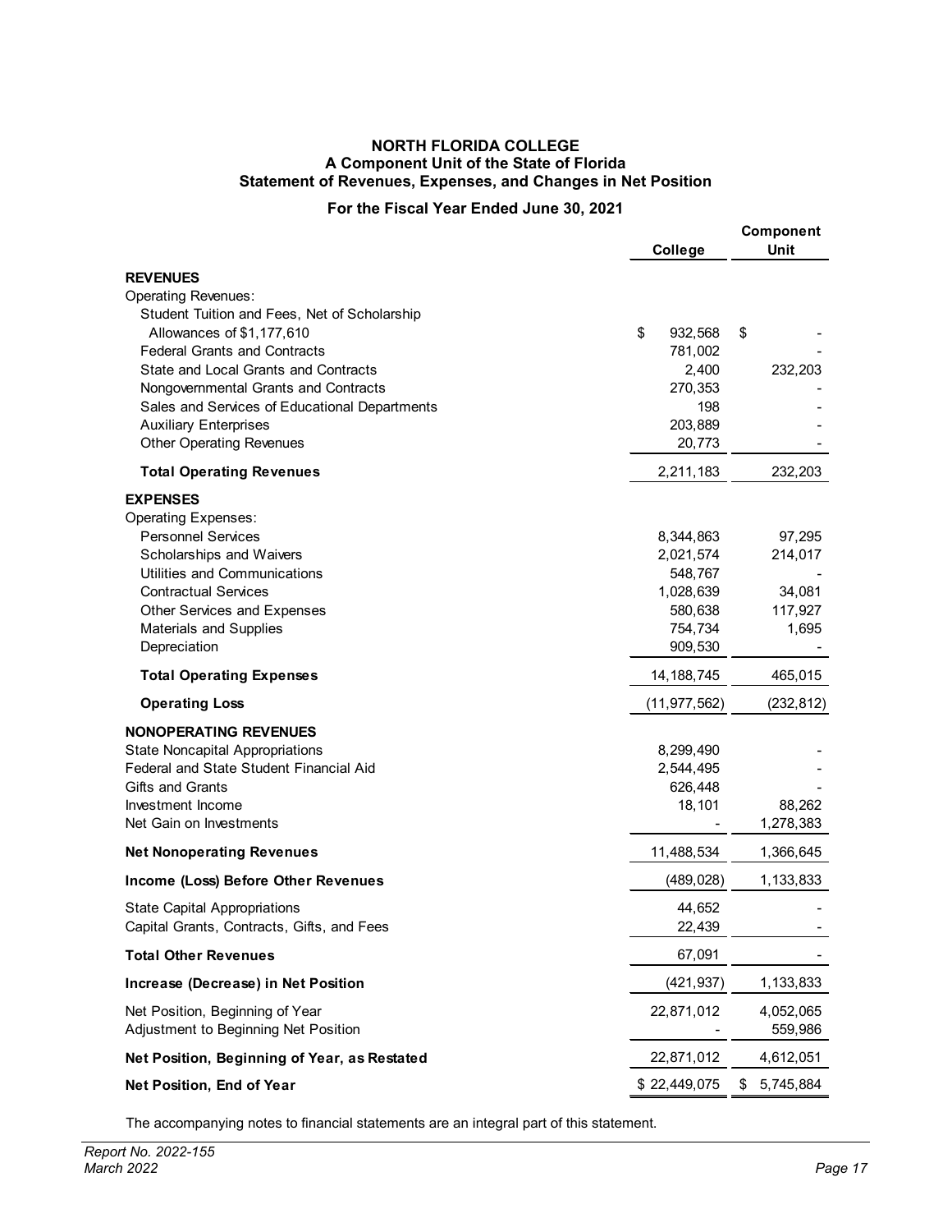# NORTH FLORIDA COLLEGE
## A Component Unit of the State of Florida
## Statement of Revenues, Expenses, and Changes in Net Position

### For the Fiscal Year Ended June 30, 2021

| | College | Component Unit |
|---|---|---|
| **REVENUES** | | |
| Operating Revenues: | | |
| Student Tuition and Fees, Net of Scholarship Allowances of $1,177,610 | $ 932,568 | $ - |
| Federal Grants and Contracts | 781,002 | - |
| State and Local Grants and Contracts | 2,400 | 232,203 |
| Nongovernmental Grants and Contracts | 270,353 | - |
| Sales and Services of Educational Departments | 198 | - |
| Auxiliary Enterprises | 203,889 | - |
| Other Operating Revenues | 20,773 | - |
| **Total Operating Revenues** | 2,211,183 | 232,203 |
| **EXPENSES** | | |
| Operating Expenses: | | |
| Personnel Services | 8,344,863 | 97,295 |
| Scholarships and Waivers | 2,021,574 | 214,017 |
| Utilities and Communications | 548,767 | - |
| Contractual Services | 1,028,639 | 34,081 |
| Other Services and Expenses | 580,638 | 117,927 |
| Materials and Supplies | 754,734 | 1,695 |
| Depreciation | 909,530 | - |
| **Total Operating Expenses** | 14,188,745 | 465,015 |
| **Operating Loss** | (11,977,562) | (232,812) |
| **NONOPERATING REVENUES** | | |
| State Noncapital Appropriations | 8,299,490 | - |
| Federal and State Student Financial Aid | 2,544,495 | - |
| Gifts and Grants | 626,448 | - |
| Investment Income | 18,101 | 88,262 |
| Net Gain on Investments | - | 1,278,383 |
| **Net Nonoperating Revenues** | 11,488,534 | 1,366,645 |
| **Income (Loss) Before Other Revenues** | (489,028) | 1,133,833 |
| State Capital Appropriations | 44,652 | - |
| Capital Grants, Contracts, Gifts, and Fees | 22,439 | - |
| **Total Other Revenues** | 67,091 | - |
| **Increase (Decrease) in Net Position** | (421,937) | 1,133,833 |
| Net Position, Beginning of Year | 22,871,012 | 4,052,065 |
| Adjustment to Beginning Net Position | - | 559,986 |
| **Net Position, Beginning of Year, as Restated** | 22,871,012 | 4,612,051 |
| **Net Position, End of Year** | $ 22,449,075 | $ 5,745,884 |

The accompanying notes to financial statements are an integral part of this statement.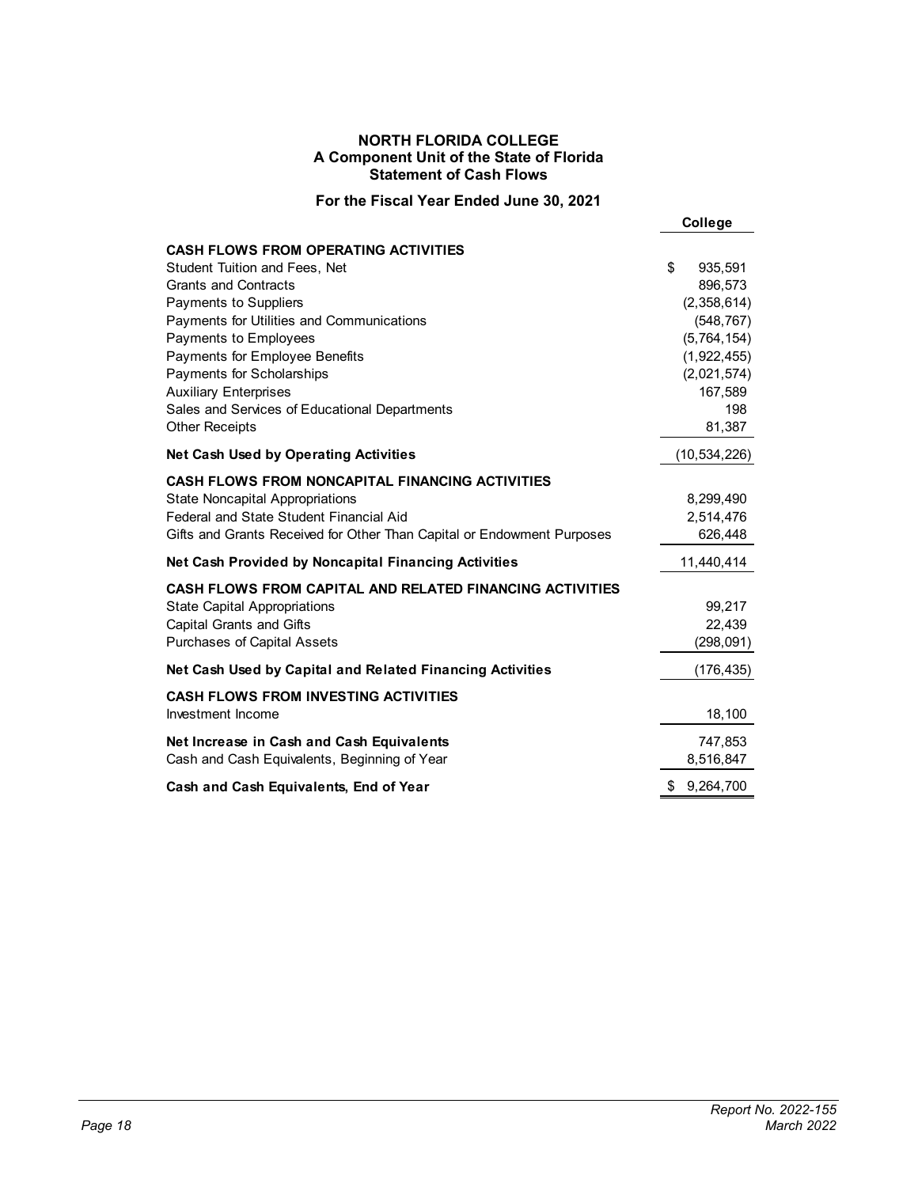# NORTH FLORIDA COLLEGE
## A Component Unit of the State of Florida
## Statement of Cash Flows

### For the Fiscal Year Ended June 30, 2021

| | College |
|---|---|
| **CASH FLOWS FROM OPERATING ACTIVITIES** | |
| Student Tuition and Fees, Net | $ 935,591 |
| Grants and Contracts | 896,573 |
| Payments to Suppliers | (2,358,614) |
| Payments for Utilities and Communications | (548,767) |
| Payments to Employees | (5,764,154) |
| Payments for Employee Benefits | (1,922,455) |
| Payments for Scholarships | (2,021,574) |
| Auxiliary Enterprises | 167,589 |
| Sales and Services of Educational Departments | 198 |
| Other Receipts | 81,387 |
| **Net Cash Used by Operating Activities** | (10,534,226) |
| **CASH FLOWS FROM NONCAPITAL FINANCING ACTIVITIES** | |
| State Noncapital Appropriations | 8,299,490 |
| Federal and State Student Financial Aid | 2,514,476 |
| Gifts and Grants Received for Other Than Capital or Endowment Purposes | 626,448 |
| **Net Cash Provided by Noncapital Financing Activities** | 11,440,414 |
| **CASH FLOWS FROM CAPITAL AND RELATED FINANCING ACTIVITIES** | |
| State Capital Appropriations | 99,217 |
| Capital Grants and Gifts | 22,439 |
| Purchases of Capital Assets | (298,091) |
| **Net Cash Used by Capital and Related Financing Activities** | (176,435) |
| **CASH FLOWS FROM INVESTING ACTIVITIES** | |
| Investment Income | 18,100 |
| **Net Increase in Cash and Cash Equivalents** | 747,853 |
| Cash and Cash Equivalents, Beginning of Year | 8,516,847 |
| **Cash and Cash Equivalents, End of Year** | $ 9,264,700 |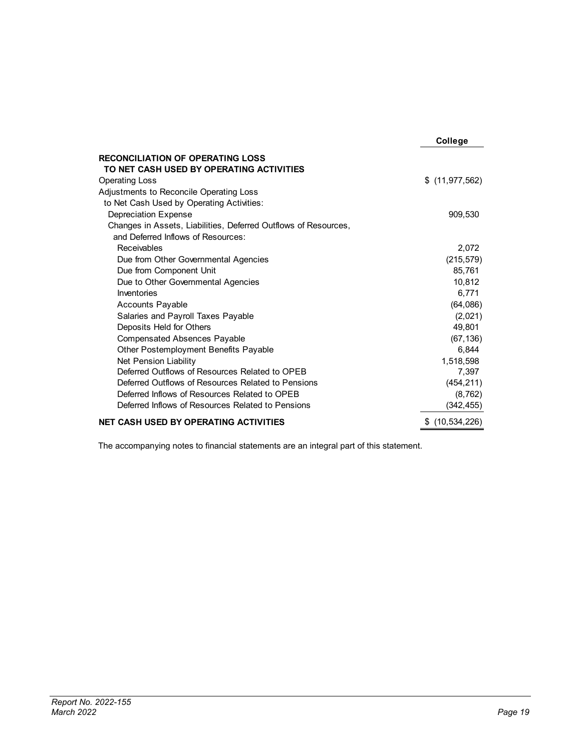| | College |
|---|---|
| **RECONCILIATION OF OPERATING LOSS TO NET CASH USED BY OPERATING ACTIVITIES** | |
| Operating Loss | $ (11,977,562) |
| Adjustments to Reconcile Operating Loss to Net Cash Used by Operating Activities: | |
| Depreciation Expense | 909,530 |
| Changes in Assets, Liabilities, Deferred Outflows of Resources, and Deferred Inflows of Resources: | |
| Receivables | 2,072 |
| Due from Other Governmental Agencies | (215,579) |
| Due from Component Unit | 85,761 |
| Due to Other Governmental Agencies | 10,812 |
| Inventories | 6,771 |
| Accounts Payable | (64,086) |
| Salaries and Payroll Taxes Payable | (2,021) |
| Deposits Held for Others | 49,801 |
| Compensated Absences Payable | (67,136) |
| Other Postemployment Benefits Payable | 6,844 |
| Net Pension Liability | 1,518,598 |
| Deferred Outflows of Resources Related to OPEB | 7,397 |
| Deferred Outflows of Resources Related to Pensions | (454,211) |
| Deferred Inflows of Resources Related to OPEB | (8,762) |
| Deferred Inflows of Resources Related to Pensions | (342,455) |
| **NET CASH USED BY OPERATING ACTIVITIES** | $ (10,534,226) |

The accompanying notes to financial statements are an integral part of this statement.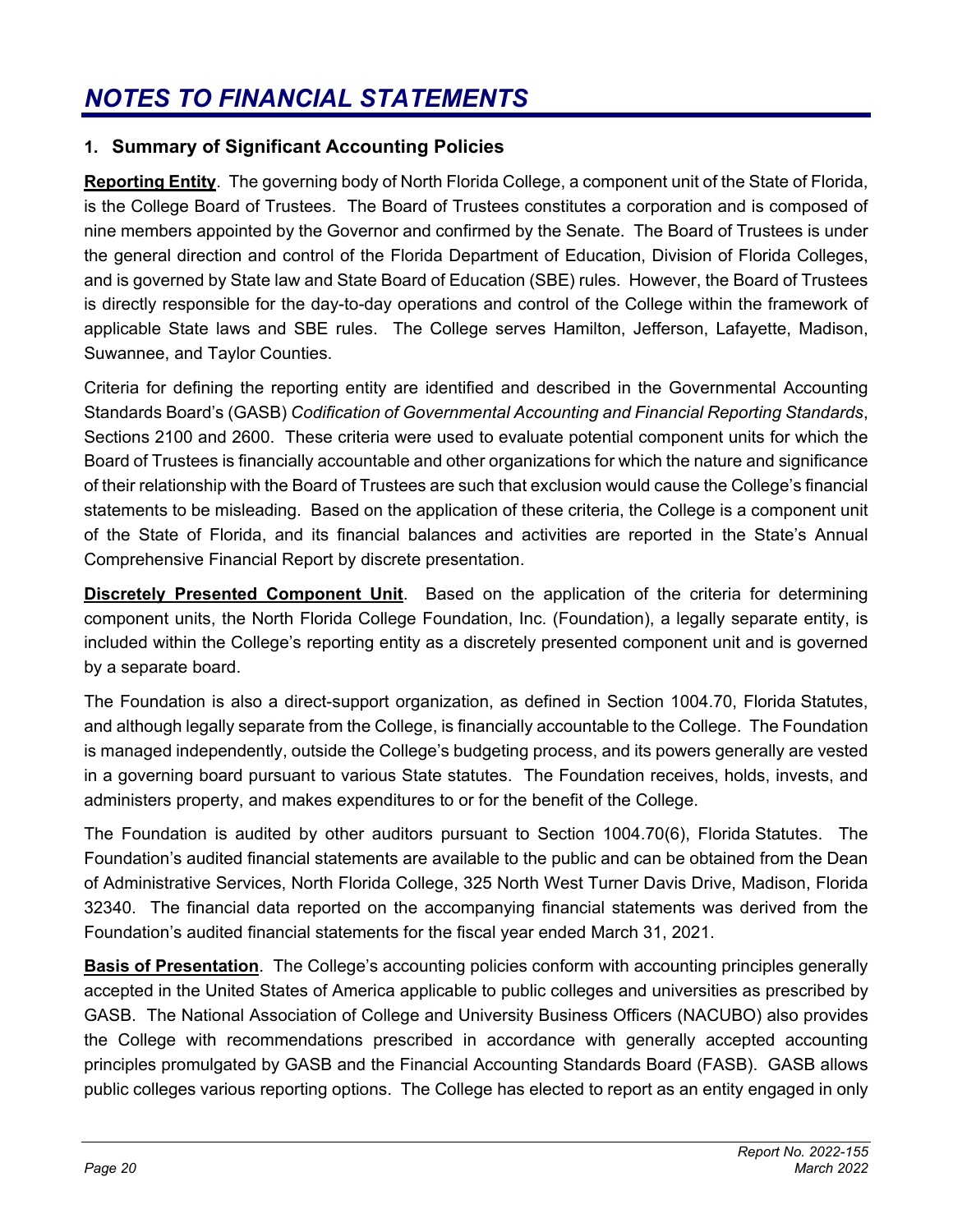# *NOTES TO FINANCIAL STATEMENTS*

## 1. Summary of Significant Accounting Policies

**Reporting Entity**. The governing body of North Florida College, a component unit of the State of Florida, is the College Board of Trustees. The Board of Trustees constitutes a corporation and is composed of nine members appointed by the Governor and confirmed by the Senate. The Board of Trustees is under the general direction and control of the Florida Department of Education, Division of Florida Colleges, and is governed by State law and State Board of Education (SBE) rules. However, the Board of Trustees is directly responsible for the day-to-day operations and control of the College within the framework of applicable State laws and SBE rules. The College serves Hamilton, Jefferson, Lafayette, Madison, Suwannee, and Taylor Counties.

Criteria for defining the reporting entity are identified and described in the Governmental Accounting Standards Board's (GASB) *Codification of Governmental Accounting and Financial Reporting Standards*, Sections 2100 and 2600. These criteria were used to evaluate potential component units for which the Board of Trustees is financially accountable and other organizations for which the nature and significance of their relationship with the Board of Trustees are such that exclusion would cause the College's financial statements to be misleading. Based on the application of these criteria, the College is a component unit of the State of Florida, and its financial balances and activities are reported in the State's Annual Comprehensive Financial Report by discrete presentation.

**Discretely Presented Component Unit**. Based on the application of the criteria for determining component units, the North Florida College Foundation, Inc. (Foundation), a legally separate entity, is included within the College's reporting entity as a discretely presented component unit and is governed by a separate board.

The Foundation is also a direct-support organization, as defined in Section 1004.70, Florida Statutes, and although legally separate from the College, is financially accountable to the College. The Foundation is managed independently, outside the College's budgeting process, and its powers generally are vested in a governing board pursuant to various State statutes. The Foundation receives, holds, invests, and administers property, and makes expenditures to or for the benefit of the College.

The Foundation is audited by other auditors pursuant to Section 1004.70(6), Florida Statutes. The Foundation's audited financial statements are available to the public and can be obtained from the Dean of Administrative Services, North Florida College, 325 North West Turner Davis Drive, Madison, Florida 32340. The financial data reported on the accompanying financial statements was derived from the Foundation's audited financial statements for the fiscal year ended March 31, 2021.

**Basis of Presentation**. The College's accounting policies conform with accounting principles generally accepted in the United States of America applicable to public colleges and universities as prescribed by GASB. The National Association of College and University Business Officers (NACUBO) also provides the College with recommendations prescribed in accordance with generally accepted accounting principles promulgated by GASB and the Financial Accounting Standards Board (FASB). GASB allows public colleges various reporting options. The College has elected to report as an entity engaged in only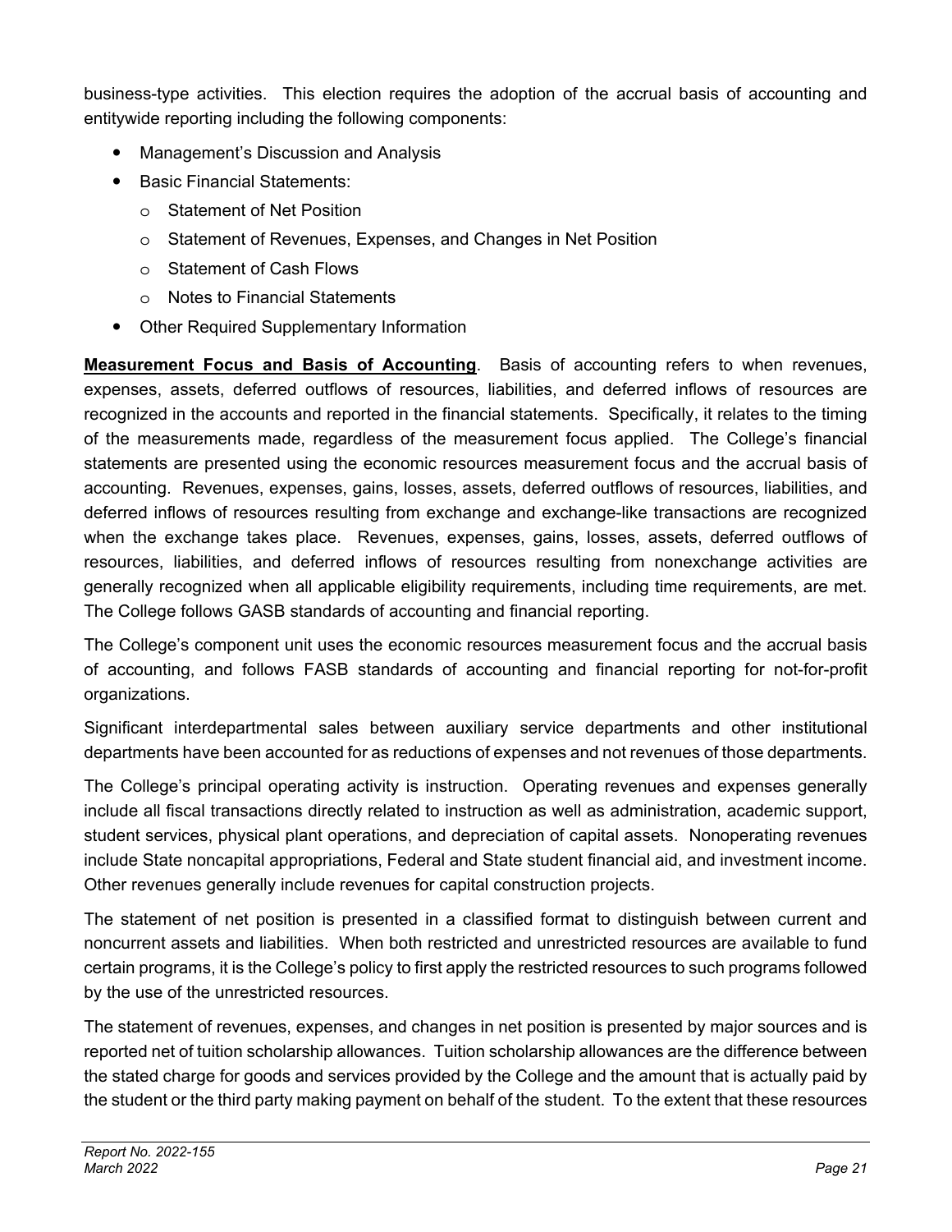business-type activities. This election requires the adoption of the accrual basis of accounting and entitywide reporting including the following components:

- Management's Discussion and Analysis
- Basic Financial Statements:
  - Statement of Net Position
  - Statement of Revenues, Expenses, and Changes in Net Position
  - Statement of Cash Flows
  - Notes to Financial Statements
- Other Required Supplementary Information

**Measurement Focus and Basis of Accounting**. Basis of accounting refers to when revenues, expenses, assets, deferred outflows of resources, liabilities, and deferred inflows of resources are recognized in the accounts and reported in the financial statements. Specifically, it relates to the timing of the measurements made, regardless of the measurement focus applied. The College's financial statements are presented using the economic resources measurement focus and the accrual basis of accounting. Revenues, expenses, gains, losses, assets, deferred outflows of resources, liabilities, and deferred inflows of resources resulting from exchange and exchange-like transactions are recognized when the exchange takes place. Revenues, expenses, gains, losses, assets, deferred outflows of resources, liabilities, and deferred inflows of resources resulting from nonexchange activities are generally recognized when all applicable eligibility requirements, including time requirements, are met. The College follows GASB standards of accounting and financial reporting.

The College's component unit uses the economic resources measurement focus and the accrual basis of accounting, and follows FASB standards of accounting and financial reporting for not-for-profit organizations.

Significant interdepartmental sales between auxiliary service departments and other institutional departments have been accounted for as reductions of expenses and not revenues of those departments.

The College's principal operating activity is instruction. Operating revenues and expenses generally include all fiscal transactions directly related to instruction as well as administration, academic support, student services, physical plant operations, and depreciation of capital assets. Nonoperating revenues include State noncapital appropriations, Federal and State student financial aid, and investment income. Other revenues generally include revenues for capital construction projects.

The statement of net position is presented in a classified format to distinguish between current and noncurrent assets and liabilities. When both restricted and unrestricted resources are available to fund certain programs, it is the College's policy to first apply the restricted resources to such programs followed by the use of the unrestricted resources.

The statement of revenues, expenses, and changes in net position is presented by major sources and is reported net of tuition scholarship allowances. Tuition scholarship allowances are the difference between the stated charge for goods and services provided by the College and the amount that is actually paid by the student or the third party making payment on behalf of the student. To the extent that these resources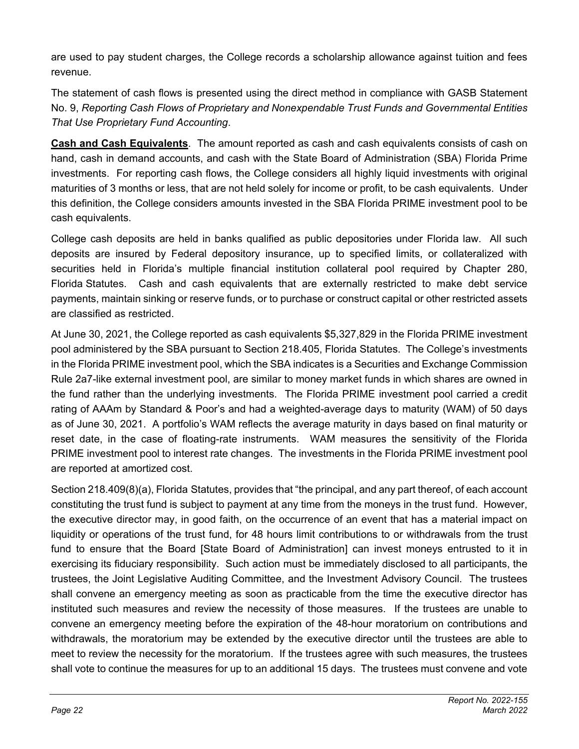are used to pay student charges, the College records a scholarship allowance against tuition and fees revenue.

The statement of cash flows is presented using the direct method in compliance with GASB Statement No. 9, *Reporting Cash Flows of Proprietary and Nonexpendable Trust Funds and Governmental Entities That Use Proprietary Fund Accounting*.

**Cash and Cash Equivalents**. The amount reported as cash and cash equivalents consists of cash on hand, cash in demand accounts, and cash with the State Board of Administration (SBA) Florida Prime investments. For reporting cash flows, the College considers all highly liquid investments with original maturities of 3 months or less, that are not held solely for income or profit, to be cash equivalents. Under this definition, the College considers amounts invested in the SBA Florida PRIME investment pool to be cash equivalents.

College cash deposits are held in banks qualified as public depositories under Florida law. All such deposits are insured by Federal depository insurance, up to specified limits, or collateralized with securities held in Florida's multiple financial institution collateral pool required by Chapter 280, Florida Statutes. Cash and cash equivalents that are externally restricted to make debt service payments, maintain sinking or reserve funds, or to purchase or construct capital or other restricted assets are classified as restricted.

At June 30, 2021, the College reported as cash equivalents $5,327,829 in the Florida PRIME investment pool administered by the SBA pursuant to Section 218.405, Florida Statutes. The College's investments in the Florida PRIME investment pool, which the SBA indicates is a Securities and Exchange Commission Rule 2a7-like external investment pool, are similar to money market funds in which shares are owned in the fund rather than the underlying investments. The Florida PRIME investment pool carried a credit rating of AAAm by Standard & Poor's and had a weighted-average days to maturity (WAM) of 50 days as of June 30, 2021. A portfolio's WAM reflects the average maturity in days based on final maturity or reset date, in the case of floating-rate instruments. WAM measures the sensitivity of the Florida PRIME investment pool to interest rate changes. The investments in the Florida PRIME investment pool are reported at amortized cost.

Section 218.409(8)(a), Florida Statutes, provides that "the principal, and any part thereof, of each account constituting the trust fund is subject to payment at any time from the moneys in the trust fund. However, the executive director may, in good faith, on the occurrence of an event that has a material impact on liquidity or operations of the trust fund, for 48 hours limit contributions to or withdrawals from the trust fund to ensure that the Board [State Board of Administration] can invest moneys entrusted to it in exercising its fiduciary responsibility. Such action must be immediately disclosed to all participants, the trustees, the Joint Legislative Auditing Committee, and the Investment Advisory Council. The trustees shall convene an emergency meeting as soon as practicable from the time the executive director has instituted such measures and review the necessity of those measures. If the trustees are unable to convene an emergency meeting before the expiration of the 48-hour moratorium on contributions and withdrawals, the moratorium may be extended by the executive director until the trustees are able to meet to review the necessity for the moratorium. If the trustees agree with such measures, the trustees shall vote to continue the measures for up to an additional 15 days. The trustees must convene and vote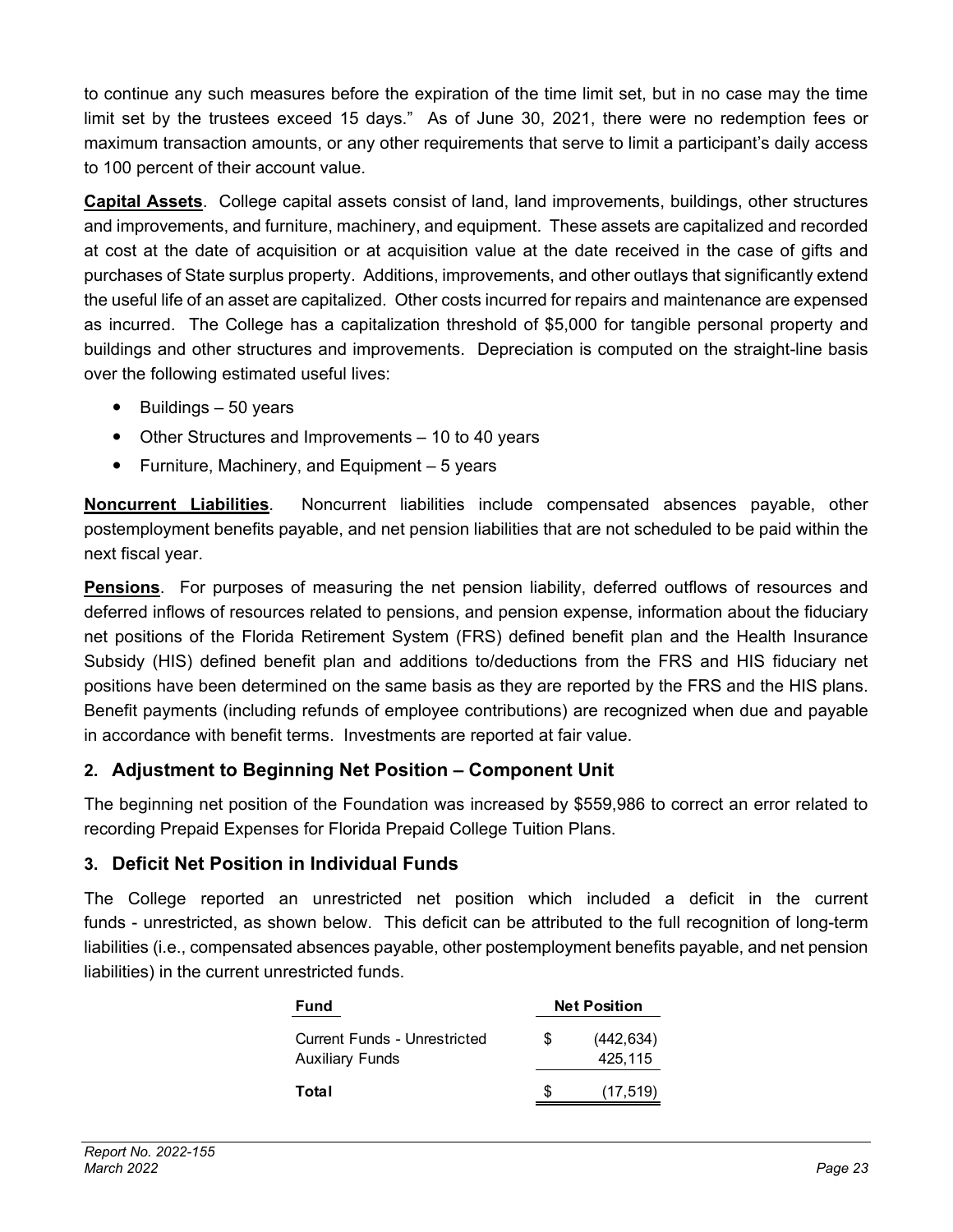to continue any such measures before the expiration of the time limit set, but in no case may the time limit set by the trustees exceed 15 days." As of June 30, 2021, there were no redemption fees or maximum transaction amounts, or any other requirements that serve to limit a participant's daily access to 100 percent of their account value.

**Capital Assets**. College capital assets consist of land, land improvements, buildings, other structures and improvements, and furniture, machinery, and equipment. These assets are capitalized and recorded at cost at the date of acquisition or at acquisition value at the date received in the case of gifts and purchases of State surplus property. Additions, improvements, and other outlays that significantly extend the useful life of an asset are capitalized. Other costs incurred for repairs and maintenance are expensed as incurred. The College has a capitalization threshold of $5,000 for tangible personal property and buildings and other structures and improvements. Depreciation is computed on the straight-line basis over the following estimated useful lives:

- Buildings – 50 years
- Other Structures and Improvements – 10 to 40 years
- Furniture, Machinery, and Equipment – 5 years

**Noncurrent Liabilities**. Noncurrent liabilities include compensated absences payable, other postemployment benefits payable, and net pension liabilities that are not scheduled to be paid within the next fiscal year.

**Pensions**. For purposes of measuring the net pension liability, deferred outflows of resources and deferred inflows of resources related to pensions, and pension expense, information about the fiduciary net positions of the Florida Retirement System (FRS) defined benefit plan and the Health Insurance Subsidy (HIS) defined benefit plan and additions to/deductions from the FRS and HIS fiduciary net positions have been determined on the same basis as they are reported by the FRS and the HIS plans. Benefit payments (including refunds of employee contributions) are recognized when due and payable in accordance with benefit terms. Investments are reported at fair value.

## 2. Adjustment to Beginning Net Position – Component Unit

The beginning net position of the Foundation was increased by $559,986 to correct an error related to recording Prepaid Expenses for Florida Prepaid College Tuition Plans.

## 3. Deficit Net Position in Individual Funds

The College reported an unrestricted net position which included a deficit in the current funds - unrestricted, as shown below. This deficit can be attributed to the full recognition of long-term liabilities (i.e., compensated absences payable, other postemployment benefits payable, and net pension liabilities) in the current unrestricted funds.

| Fund | Net Position |
|---|---|
| Current Funds - Unrestricted | $ (442,634) |
| Auxiliary Funds | 425,115 |
| **Total** | $ (17,519) |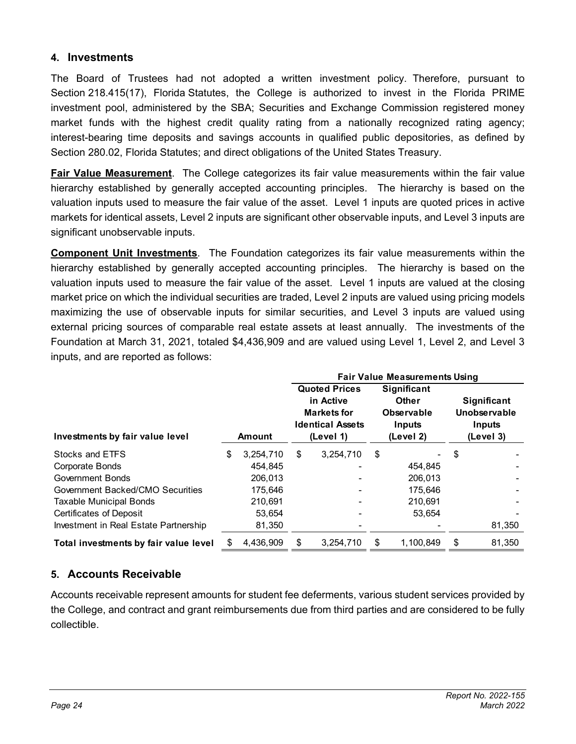## 4. Investments

The Board of Trustees had not adopted a written investment policy. Therefore, pursuant to Section 218.415(17), Florida Statutes, the College is authorized to invest in the Florida PRIME investment pool, administered by the SBA; Securities and Exchange Commission registered money market funds with the highest credit quality rating from a nationally recognized rating agency; interest-bearing time deposits and savings accounts in qualified public depositories, as defined by Section 280.02, Florida Statutes; and direct obligations of the United States Treasury.

**Fair Value Measurement**. The College categorizes its fair value measurements within the fair value hierarchy established by generally accepted accounting principles. The hierarchy is based on the valuation inputs used to measure the fair value of the asset. Level 1 inputs are quoted prices in active markets for identical assets, Level 2 inputs are significant other observable inputs, and Level 3 inputs are significant unobservable inputs.

**Component Unit Investments**. The Foundation categorizes its fair value measurements within the hierarchy established by generally accepted accounting principles. The hierarchy is based on the valuation inputs used to measure the fair value of the asset. Level 1 inputs are valued at the closing market price on which the individual securities are traded, Level 2 inputs are valued using pricing models maximizing the use of observable inputs for similar securities, and Level 3 inputs are valued using external pricing sources of comparable real estate assets at least annually. The investments of the Foundation at March 31, 2021, totaled $4,436,909 and are valued using Level 1, Level 2, and Level 3 inputs, and are reported as follows:

| | | Fair Value Measurements Using | | |
|---|---|---|---|---|
| **Investments by fair value level** | **Amount** | **Quoted Prices in Active Markets for Identical Assets (Level 1)** | **Significant Other Observable Inputs (Level 2)** | **Significant Unobservable Inputs (Level 3)** |
| Stocks and ETFS | $ 3,254,710 | $ 3,254,710 | $ - | $ - |
| Corporate Bonds | 454,845 | - | 454,845 | - |
| Government Bonds | 206,013 | - | 206,013 | - |
| Government Backed/CMO Securities | 175,646 | - | 175,646 | - |
| Taxable Municipal Bonds | 210,691 | - | 210,691 | - |
| Certificates of Deposit | 53,654 | - | 53,654 | - |
| Investment in Real Estate Partnership | 81,350 | - | - | 81,350 |
| **Total investments by fair value level** | $ 4,436,909 | $ 3,254,710 | $ 1,100,849 | $ 81,350 |

## 5. Accounts Receivable

Accounts receivable represent amounts for student fee deferments, various student services provided by the College, and contract and grant reimbursements due from third parties and are considered to be fully collectible.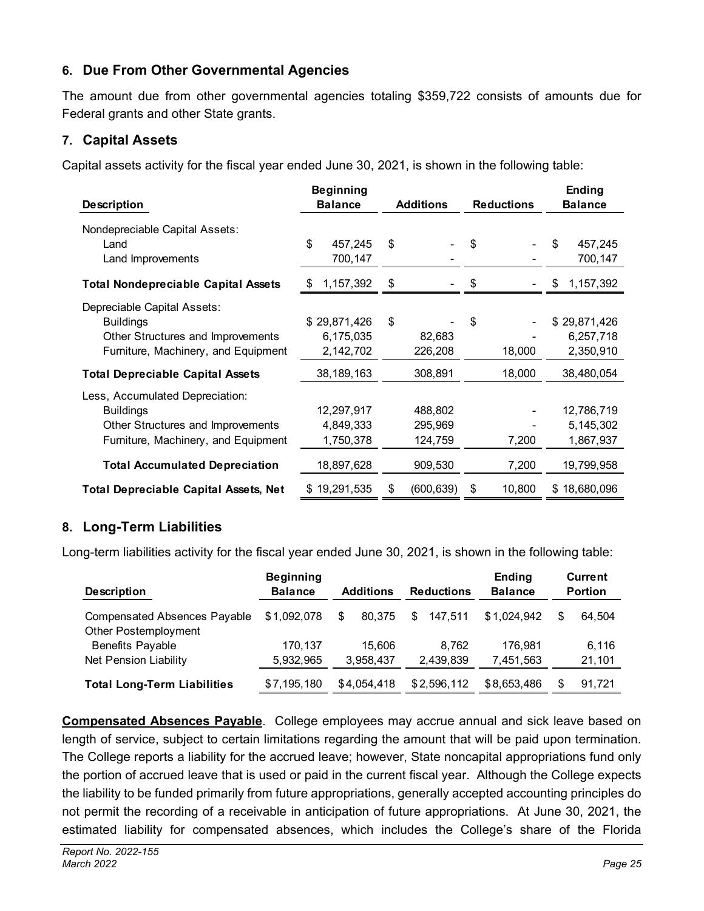## 6. Due From Other Governmental Agencies

The amount due from other governmental agencies totaling $359,722 consists of amounts due for Federal grants and other State grants.

## 7. Capital Assets

Capital assets activity for the fiscal year ended June 30, 2021, is shown in the following table:

| Description | Beginning Balance | Additions | Reductions | Ending Balance |
|---|---|---|---|---|
| Nondepreciable Capital Assets: | | | | |
| Land | $ 457,245 | $ - | $ - | $ 457,245 |
| Land Improvements | 700,147 | - | - | 700,147 |
| **Total Nondepreciable Capital Assets** | $ 1,157,392 | $ - | $ - | $ 1,157,392 |
| Depreciable Capital Assets: | | | | |
| Buildings | $ 29,871,426 | $ - | $ - | $ 29,871,426 |
| Other Structures and Improvements | 6,175,035 | 82,683 | - | 6,257,718 |
| Furniture, Machinery, and Equipment | 2,142,702 | 226,208 | 18,000 | 2,350,910 |
| **Total Depreciable Capital Assets** | 38,189,163 | 308,891 | 18,000 | 38,480,054 |
| Less, Accumulated Depreciation: | | | | |
| Buildings | 12,297,917 | 488,802 | - | 12,786,719 |
| Other Structures and Improvements | 4,849,333 | 295,969 | - | 5,145,302 |
| Furniture, Machinery, and Equipment | 1,750,378 | 124,759 | 7,200 | 1,867,937 |
| **Total Accumulated Depreciation** | 18,897,628 | 909,530 | 7,200 | 19,799,958 |
| **Total Depreciable Capital Assets, Net** | $ 19,291,535 | $ (600,639) | $ 10,800 | $ 18,680,096 |

## 8. Long-Term Liabilities

Long-term liabilities activity for the fiscal year ended June 30, 2021, is shown in the following table:

| Description | Beginning Balance | Additions | Reductions | Ending Balance | Current Portion |
|---|---|---|---|---|---|
| Compensated Absences Payable | $1,092,078 | $ 80,375 | $ 147,511 | $1,024,942 | $ 64,504 |
| Other Postemployment Benefits Payable | 170,137 | 15,606 | 8,762 | 176,981 | 6,116 |
| Net Pension Liability | 5,932,965 | 3,958,437 | 2,439,839 | 7,451,563 | 21,101 |
| **Total Long-Term Liabilities** | $7,195,180 | $4,054,418 | $2,596,112 | $8,653,486 | $ 91,721 |

**Compensated Absences Payable**. College employees may accrue annual and sick leave based on length of service, subject to certain limitations regarding the amount that will be paid upon termination. The College reports a liability for the accrued leave; however, State noncapital appropriations fund only the portion of accrued leave that is used or paid in the current fiscal year. Although the College expects the liability to be funded primarily from future appropriations, generally accepted accounting principles do not permit the recording of a receivable in anticipation of future appropriations. At June 30, 2021, the estimated liability for compensated absences, which includes the College's share of the Florida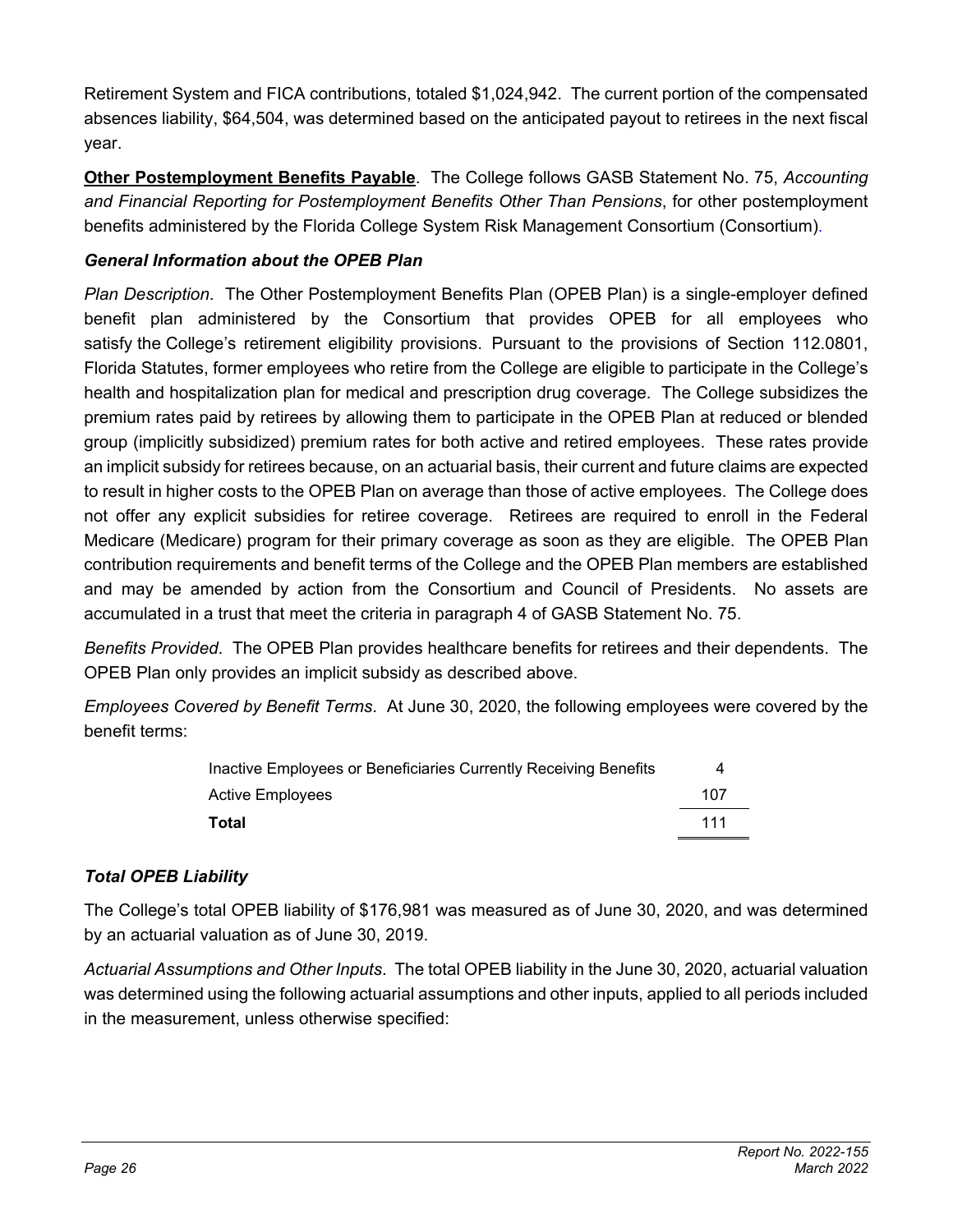Retirement System and FICA contributions, totaled $1,024,942. The current portion of the compensated absences liability, $64,504, was determined based on the anticipated payout to retirees in the next fiscal year.

**Other Postemployment Benefits Payable**. The College follows GASB Statement No. 75, *Accounting and Financial Reporting for Postemployment Benefits Other Than Pensions*, for other postemployment benefits administered by the Florida College System Risk Management Consortium (Consortium).

***General Information about the OPEB Plan***

*Plan Description*. The Other Postemployment Benefits Plan (OPEB Plan) is a single-employer defined benefit plan administered by the Consortium that provides OPEB for all employees who satisfy the College's retirement eligibility provisions. Pursuant to the provisions of Section 112.0801, Florida Statutes, former employees who retire from the College are eligible to participate in the College's health and hospitalization plan for medical and prescription drug coverage. The College subsidizes the premium rates paid by retirees by allowing them to participate in the OPEB Plan at reduced or blended group (implicitly subsidized) premium rates for both active and retired employees. These rates provide an implicit subsidy for retirees because, on an actuarial basis, their current and future claims are expected to result in higher costs to the OPEB Plan on average than those of active employees. The College does not offer any explicit subsidies for retiree coverage. Retirees are required to enroll in the Federal Medicare (Medicare) program for their primary coverage as soon as they are eligible. The OPEB Plan contribution requirements and benefit terms of the College and the OPEB Plan members are established and may be amended by action from the Consortium and Council of Presidents. No assets are accumulated in a trust that meet the criteria in paragraph 4 of GASB Statement No. 75.

*Benefits Provided*. The OPEB Plan provides healthcare benefits for retirees and their dependents. The OPEB Plan only provides an implicit subsidy as described above.

*Employees Covered by Benefit Terms*. At June 30, 2020, the following employees were covered by the benefit terms:

| | |
|---|---|
| Inactive Employees or Beneficiaries Currently Receiving Benefits | 4 |
| Active Employees | 107 |
| **Total** | 111 |

***Total OPEB Liability***

The College's total OPEB liability of $176,981 was measured as of June 30, 2020, and was determined by an actuarial valuation as of June 30, 2019.

*Actuarial Assumptions and Other Inputs*. The total OPEB liability in the June 30, 2020, actuarial valuation was determined using the following actuarial assumptions and other inputs, applied to all periods included in the measurement, unless otherwise specified: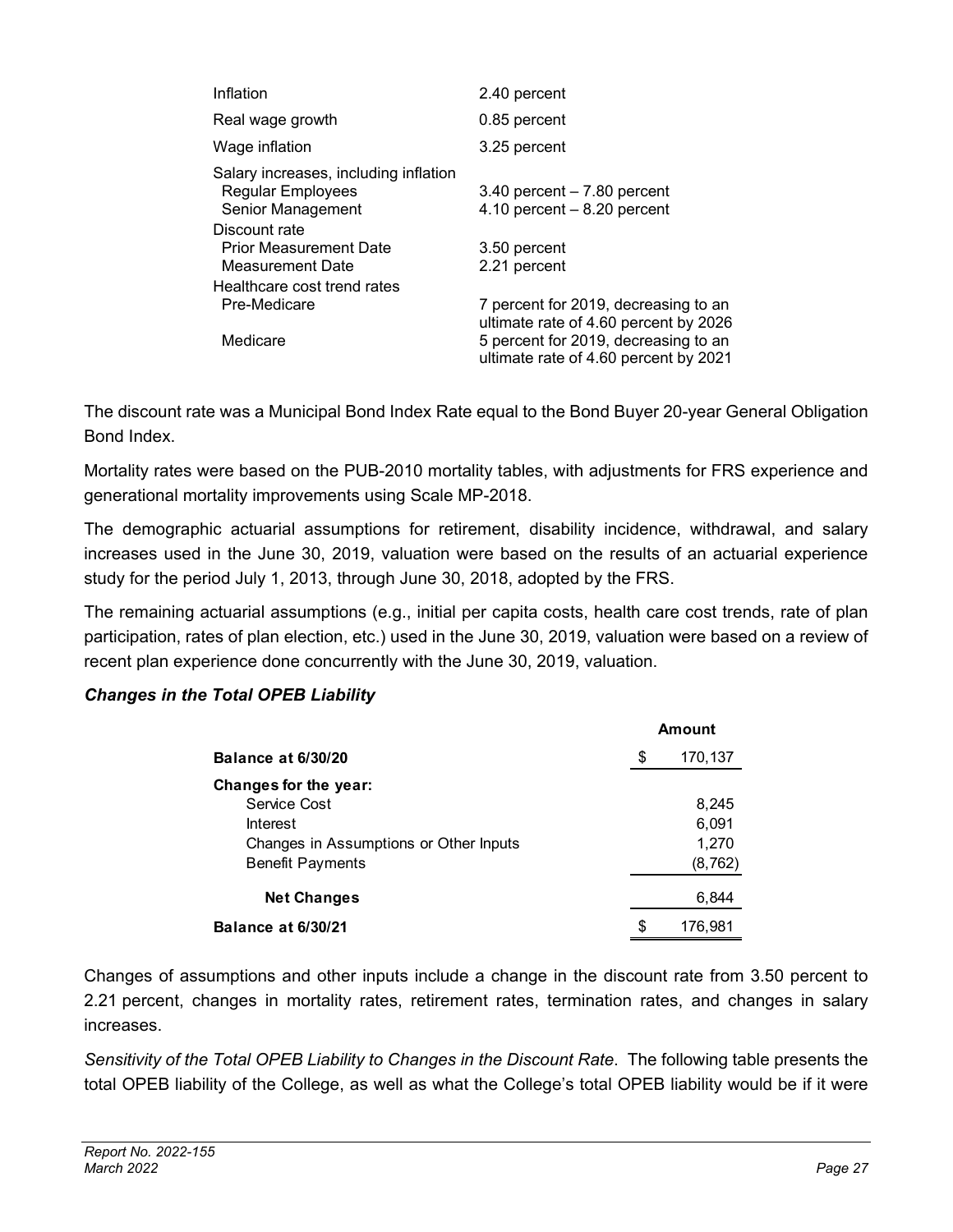| | |
|---|---|
| Inflation | 2.40 percent |
| Real wage growth | 0.85 percent |
| Wage inflation | 3.25 percent |
| Salary increases, including inflation | |
| Regular Employees | 3.40 percent – 7.80 percent |
| Senior Management | 4.10 percent – 8.20 percent |
| Discount rate | |
| Prior Measurement Date | 3.50 percent |
| Measurement Date | 2.21 percent |
| Healthcare cost trend rates | |
| Pre-Medicare | 7 percent for 2019, decreasing to an ultimate rate of 4.60 percent by 2026 |
| Medicare | 5 percent for 2019, decreasing to an ultimate rate of 4.60 percent by 2021 |

The discount rate was a Municipal Bond Index Rate equal to the Bond Buyer 20-year General Obligation Bond Index.

Mortality rates were based on the PUB-2010 mortality tables, with adjustments for FRS experience and generational mortality improvements using Scale MP-2018.

The demographic actuarial assumptions for retirement, disability incidence, withdrawal, and salary increases used in the June 30, 2019, valuation were based on the results of an actuarial experience study for the period July 1, 2013, through June 30, 2018, adopted by the FRS.

The remaining actuarial assumptions (e.g., initial per capita costs, health care cost trends, rate of plan participation, rates of plan election, etc.) used in the June 30, 2019, valuation were based on a review of recent plan experience done concurrently with the June 30, 2019, valuation.

***Changes in the Total OPEB Liability***

| | Amount |
|---|---|
| **Balance at 6/30/20** | $ 170,137 |
| **Changes for the year:** | |
| Service Cost | 8,245 |
| Interest | 6,091 |
| Changes in Assumptions or Other Inputs | 1,270 |
| Benefit Payments | (8,762) |
| **Net Changes** | 6,844 |
| **Balance at 6/30/21** | $ 176,981 |

Changes of assumptions and other inputs include a change in the discount rate from 3.50 percent to 2.21 percent, changes in mortality rates, retirement rates, termination rates, and changes in salary increases.

*Sensitivity of the Total OPEB Liability to Changes in the Discount Rate*. The following table presents the total OPEB liability of the College, as well as what the College's total OPEB liability would be if it were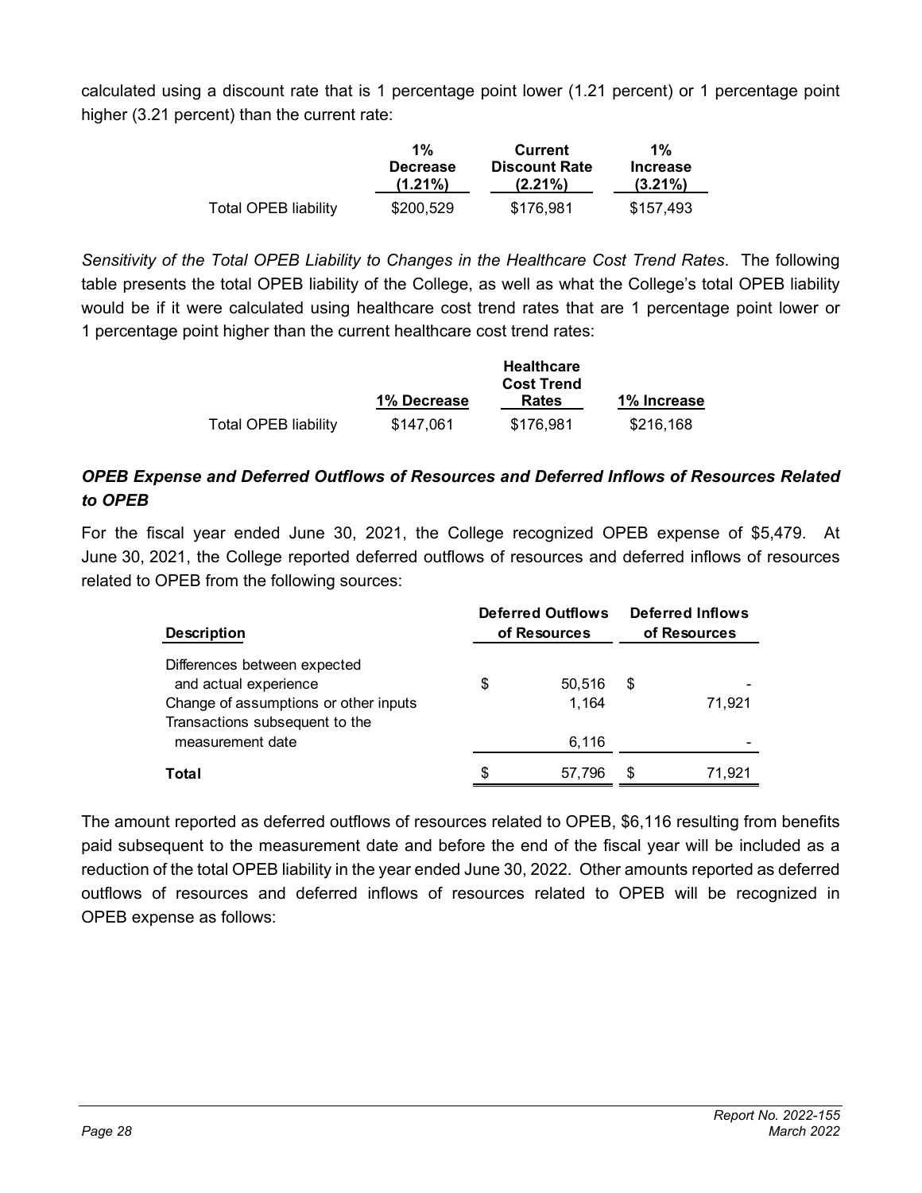calculated using a discount rate that is 1 percentage point lower (1.21 percent) or 1 percentage point higher (3.21 percent) than the current rate:

| | 1% Decrease (1.21%) | Current Discount Rate (2.21%) | 1% Increase (3.21%) |
|---|---|---|---|
| Total OPEB liability | $200,529 | $176,981 | $157,493 |

*Sensitivity of the Total OPEB Liability to Changes in the Healthcare Cost Trend Rates*. The following table presents the total OPEB liability of the College, as well as what the College's total OPEB liability would be if it were calculated using healthcare cost trend rates that are 1 percentage point lower or 1 percentage point higher than the current healthcare cost trend rates:

| | 1% Decrease | Healthcare Cost Trend Rates | 1% Increase |
|---|---|---|---|
| Total OPEB liability | $147,061 | $176,981 | $216,168 |

### *OPEB Expense and Deferred Outflows of Resources and Deferred Inflows of Resources Related to OPEB*

For the fiscal year ended June 30, 2021, the College recognized OPEB expense of $5,479. At June 30, 2021, the College reported deferred outflows of resources and deferred inflows of resources related to OPEB from the following sources:

| Description | Deferred Outflows of Resources | Deferred Inflows of Resources |
|---|---|---|
| Differences between expected and actual experience | $ 50,516 | $ - |
| Change of assumptions or other inputs | 1,164 | 71,921 |
| Transactions subsequent to the measurement date | 6,116 | - |
| **Total** | $ 57,796 | $ 71,921 |

The amount reported as deferred outflows of resources related to OPEB, $6,116 resulting from benefits paid subsequent to the measurement date and before the end of the fiscal year will be included as a reduction of the total OPEB liability in the year ended June 30, 2022. Other amounts reported as deferred outflows of resources and deferred inflows of resources related to OPEB will be recognized in OPEB expense as follows: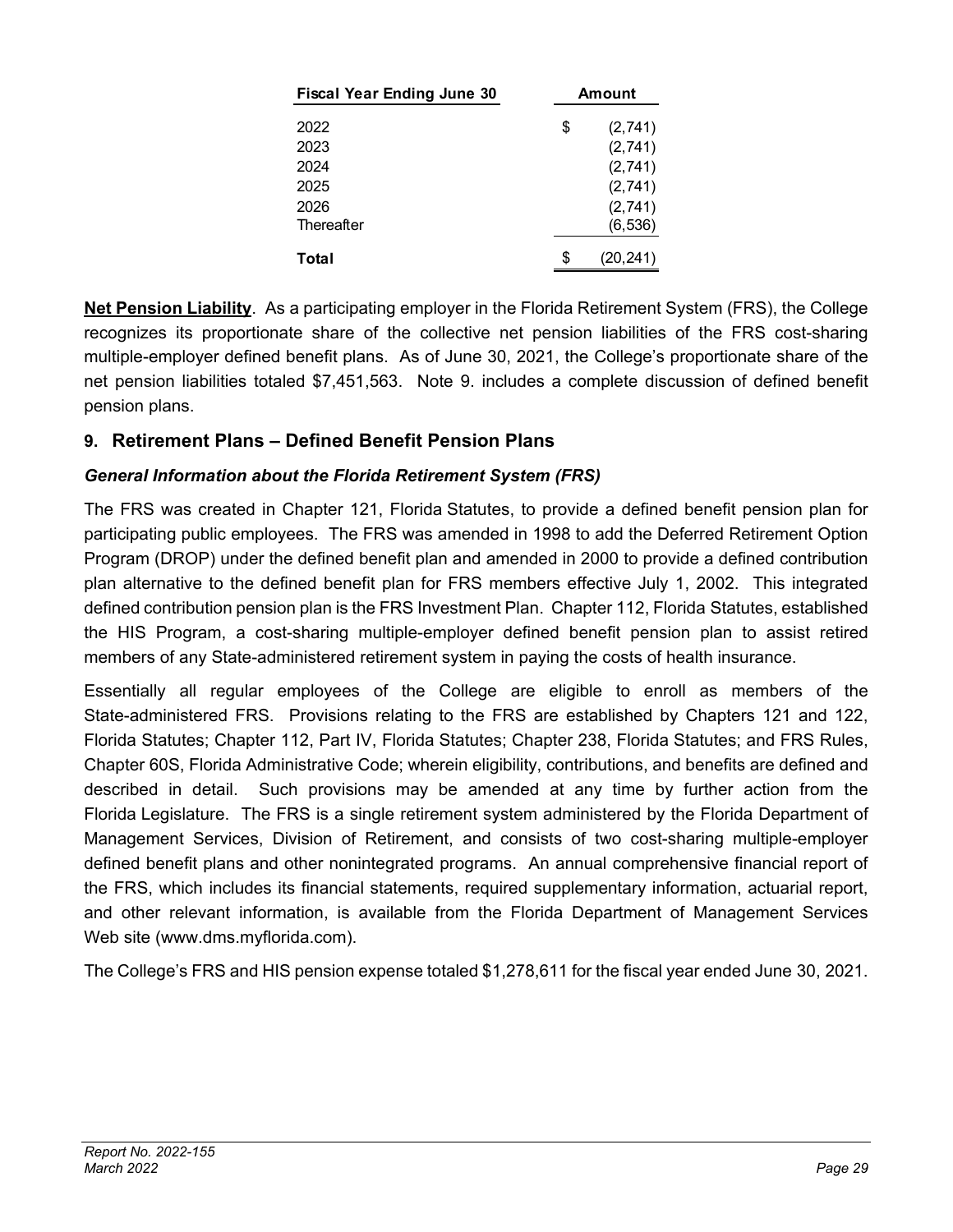| Fiscal Year Ending June 30 | Amount |
|---|---|
| 2022 | $ (2,741) |
| 2023 | (2,741) |
| 2024 | (2,741) |
| 2025 | (2,741) |
| 2026 | (2,741) |
| Thereafter | (6,536) |
| **Total** | $ (20,241) |

**Net Pension Liability**. As a participating employer in the Florida Retirement System (FRS), the College recognizes its proportionate share of the collective net pension liabilities of the FRS cost-sharing multiple-employer defined benefit plans. As of June 30, 2021, the College's proportionate share of the net pension liabilities totaled $7,451,563. Note 9. includes a complete discussion of defined benefit pension plans.

## 9. Retirement Plans – Defined Benefit Pension Plans

### *General Information about the Florida Retirement System (FRS)*

The FRS was created in Chapter 121, Florida Statutes, to provide a defined benefit pension plan for participating public employees. The FRS was amended in 1998 to add the Deferred Retirement Option Program (DROP) under the defined benefit plan and amended in 2000 to provide a defined contribution plan alternative to the defined benefit plan for FRS members effective July 1, 2002. This integrated defined contribution pension plan is the FRS Investment Plan. Chapter 112, Florida Statutes, established the HIS Program, a cost-sharing multiple-employer defined benefit pension plan to assist retired members of any State-administered retirement system in paying the costs of health insurance.

Essentially all regular employees of the College are eligible to enroll as members of the State-administered FRS. Provisions relating to the FRS are established by Chapters 121 and 122, Florida Statutes; Chapter 112, Part IV, Florida Statutes; Chapter 238, Florida Statutes; and FRS Rules, Chapter 60S, Florida Administrative Code; wherein eligibility, contributions, and benefits are defined and described in detail. Such provisions may be amended at any time by further action from the Florida Legislature. The FRS is a single retirement system administered by the Florida Department of Management Services, Division of Retirement, and consists of two cost-sharing multiple-employer defined benefit plans and other nonintegrated programs. An annual comprehensive financial report of the FRS, which includes its financial statements, required supplementary information, actuarial report, and other relevant information, is available from the Florida Department of Management Services Web site (www.dms.myflorida.com).

The College's FRS and HIS pension expense totaled $1,278,611 for the fiscal year ended June 30, 2021.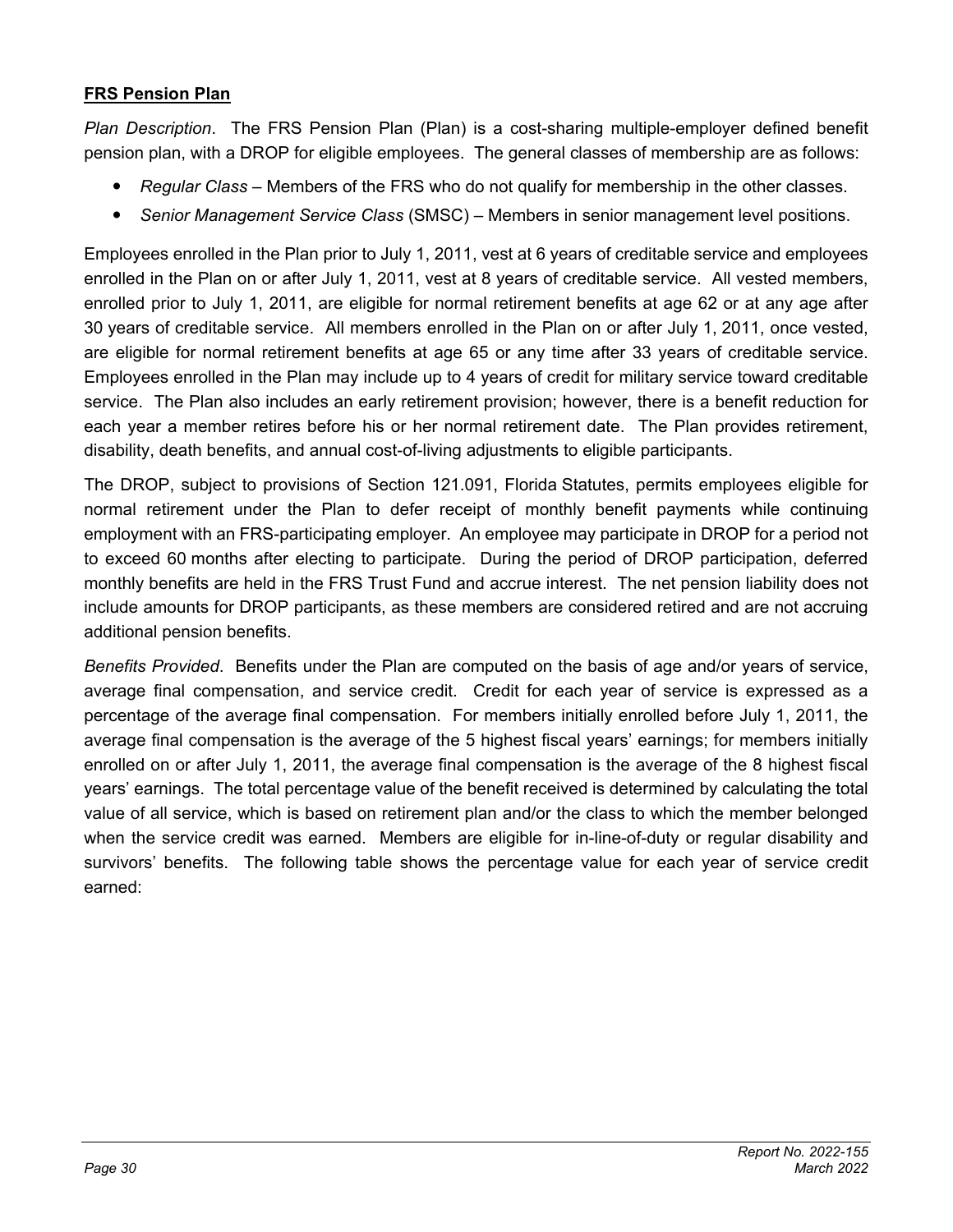**FRS Pension Plan**

*Plan Description*. The FRS Pension Plan (Plan) is a cost-sharing multiple-employer defined benefit pension plan, with a DROP for eligible employees. The general classes of membership are as follows:

- *Regular Class* – Members of the FRS who do not qualify for membership in the other classes.
- *Senior Management Service Class* (SMSC) – Members in senior management level positions.

Employees enrolled in the Plan prior to July 1, 2011, vest at 6 years of creditable service and employees enrolled in the Plan on or after July 1, 2011, vest at 8 years of creditable service. All vested members, enrolled prior to July 1, 2011, are eligible for normal retirement benefits at age 62 or at any age after 30 years of creditable service. All members enrolled in the Plan on or after July 1, 2011, once vested, are eligible for normal retirement benefits at age 65 or any time after 33 years of creditable service. Employees enrolled in the Plan may include up to 4 years of credit for military service toward creditable service. The Plan also includes an early retirement provision; however, there is a benefit reduction for each year a member retires before his or her normal retirement date. The Plan provides retirement, disability, death benefits, and annual cost-of-living adjustments to eligible participants.

The DROP, subject to provisions of Section 121.091, Florida Statutes, permits employees eligible for normal retirement under the Plan to defer receipt of monthly benefit payments while continuing employment with an FRS-participating employer. An employee may participate in DROP for a period not to exceed 60 months after electing to participate. During the period of DROP participation, deferred monthly benefits are held in the FRS Trust Fund and accrue interest. The net pension liability does not include amounts for DROP participants, as these members are considered retired and are not accruing additional pension benefits.

*Benefits Provided*. Benefits under the Plan are computed on the basis of age and/or years of service, average final compensation, and service credit. Credit for each year of service is expressed as a percentage of the average final compensation. For members initially enrolled before July 1, 2011, the average final compensation is the average of the 5 highest fiscal years' earnings; for members initially enrolled on or after July 1, 2011, the average final compensation is the average of the 8 highest fiscal years' earnings. The total percentage value of the benefit received is determined by calculating the total value of all service, which is based on retirement plan and/or the class to which the member belonged when the service credit was earned. Members are eligible for in-line-of-duty or regular disability and survivors' benefits. The following table shows the percentage value for each year of service credit earned: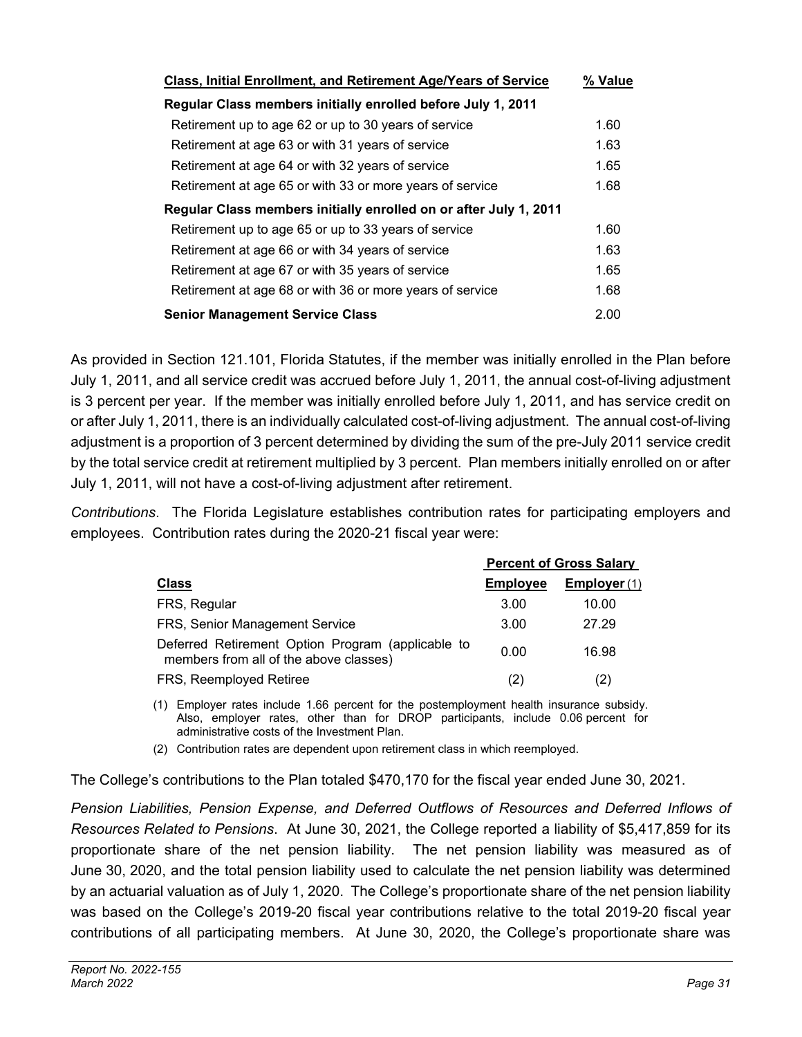| Class, Initial Enrollment, and Retirement Age/Years of Service | % Value |
|---|---|
| **Regular Class members initially enrolled before July 1, 2011** | |
| Retirement up to age 62 or up to 30 years of service | 1.60 |
| Retirement at age 63 or with 31 years of service | 1.63 |
| Retirement at age 64 or with 32 years of service | 1.65 |
| Retirement at age 65 or with 33 or more years of service | 1.68 |
| **Regular Class members initially enrolled on or after July 1, 2011** | |
| Retirement up to age 65 or up to 33 years of service | 1.60 |
| Retirement at age 66 or with 34 years of service | 1.63 |
| Retirement at age 67 or with 35 years of service | 1.65 |
| Retirement at age 68 or with 36 or more years of service | 1.68 |
| **Senior Management Service Class** | 2.00 |

As provided in Section 121.101, Florida Statutes, if the member was initially enrolled in the Plan before July 1, 2011, and all service credit was accrued before July 1, 2011, the annual cost-of-living adjustment is 3 percent per year. If the member was initially enrolled before July 1, 2011, and has service credit on or after July 1, 2011, there is an individually calculated cost-of-living adjustment. The annual cost-of-living adjustment is a proportion of 3 percent determined by dividing the sum of the pre-July 2011 service credit by the total service credit at retirement multiplied by 3 percent. Plan members initially enrolled on or after July 1, 2011, will not have a cost-of-living adjustment after retirement.

*Contributions*. The Florida Legislature establishes contribution rates for participating employers and employees. Contribution rates during the 2020-21 fiscal year were:

| | Percent of Gross Salary | |
|---|---|---|
| **Class** | **Employee** | **Employer** (1) |
| FRS, Regular | 3.00 | 10.00 |
| FRS, Senior Management Service | 3.00 | 27.29 |
| Deferred Retirement Option Program (applicable to members from all of the above classes) | 0.00 | 16.98 |
| FRS, Reemployed Retiree | (2) | (2) |

(1) Employer rates include 1.66 percent for the postemployment health insurance subsidy. Also, employer rates, other than for DROP participants, include 0.06 percent for administrative costs of the Investment Plan.

(2) Contribution rates are dependent upon retirement class in which reemployed.

The College's contributions to the Plan totaled $470,170 for the fiscal year ended June 30, 2021.

*Pension Liabilities, Pension Expense, and Deferred Outflows of Resources and Deferred Inflows of Resources Related to Pensions*. At June 30, 2021, the College reported a liability of $5,417,859 for its proportionate share of the net pension liability. The net pension liability was measured as of June 30, 2020, and the total pension liability used to calculate the net pension liability was determined by an actuarial valuation as of July 1, 2020. The College's proportionate share of the net pension liability was based on the College's 2019-20 fiscal year contributions relative to the total 2019-20 fiscal year contributions of all participating members. At June 30, 2020, the College's proportionate share was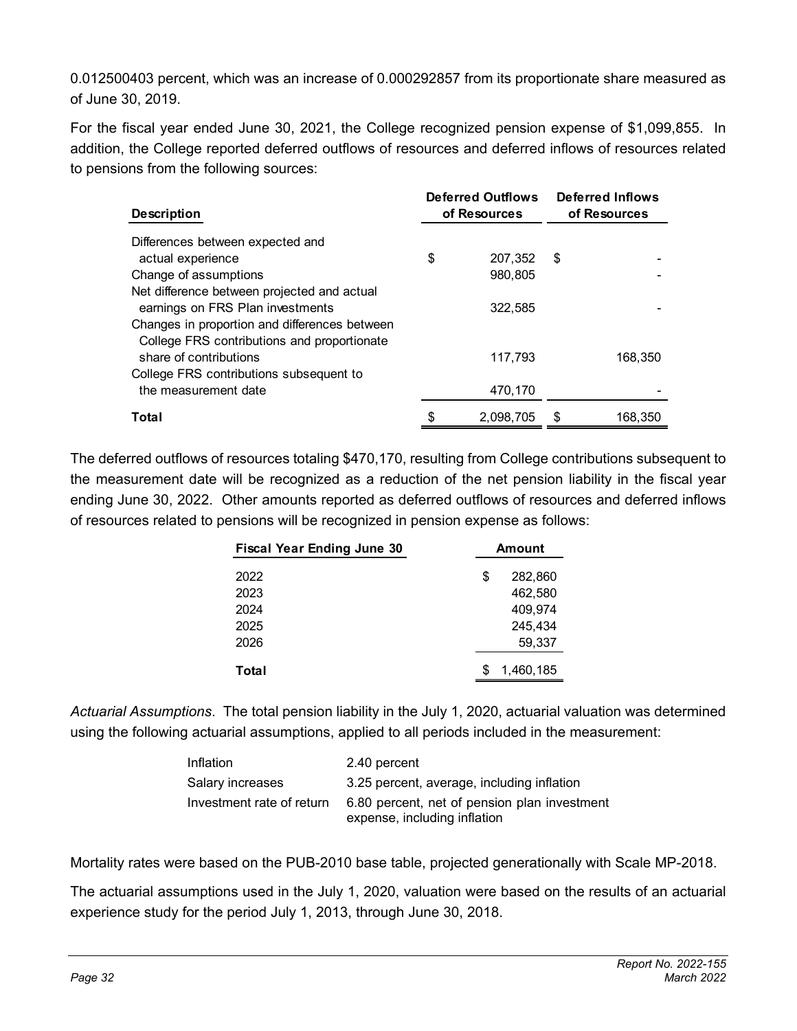0.012500403 percent, which was an increase of 0.000292857 from its proportionate share measured as of June 30, 2019.

For the fiscal year ended June 30, 2021, the College recognized pension expense of $1,099,855. In addition, the College reported deferred outflows of resources and deferred inflows of resources related to pensions from the following sources:

| Description | Deferred Outflows of Resources | Deferred Inflows of Resources |
|---|---|---|
| Differences between expected and actual experience | $ 207,352 | $ - |
| Change of assumptions | 980,805 | - |
| Net difference between projected and actual earnings on FRS Plan investments | 322,585 | - |
| Changes in proportion and differences between College FRS contributions and proportionate share of contributions | 117,793 | 168,350 |
| College FRS contributions subsequent to the measurement date | 470,170 | - |
| **Total** | $ 2,098,705 | $ 168,350 |

The deferred outflows of resources totaling $470,170, resulting from College contributions subsequent to the measurement date will be recognized as a reduction of the net pension liability in the fiscal year ending June 30, 2022. Other amounts reported as deferred outflows of resources and deferred inflows of resources related to pensions will be recognized in pension expense as follows:

| Fiscal Year Ending June 30 | Amount |
|---|---|
| 2022 | $ 282,860 |
| 2023 | 462,580 |
| 2024 | 409,974 |
| 2025 | 245,434 |
| 2026 | 59,337 |
| **Total** | $ 1,460,185 |

*Actuarial Assumptions*. The total pension liability in the July 1, 2020, actuarial valuation was determined using the following actuarial assumptions, applied to all periods included in the measurement:

| | |
|---|---|
| Inflation | 2.40 percent |
| Salary increases | 3.25 percent, average, including inflation |
| Investment rate of return | 6.80 percent, net of pension plan investment expense, including inflation |

Mortality rates were based on the PUB-2010 base table, projected generationally with Scale MP-2018.

The actuarial assumptions used in the July 1, 2020, valuation were based on the results of an actuarial experience study for the period July 1, 2013, through June 30, 2018.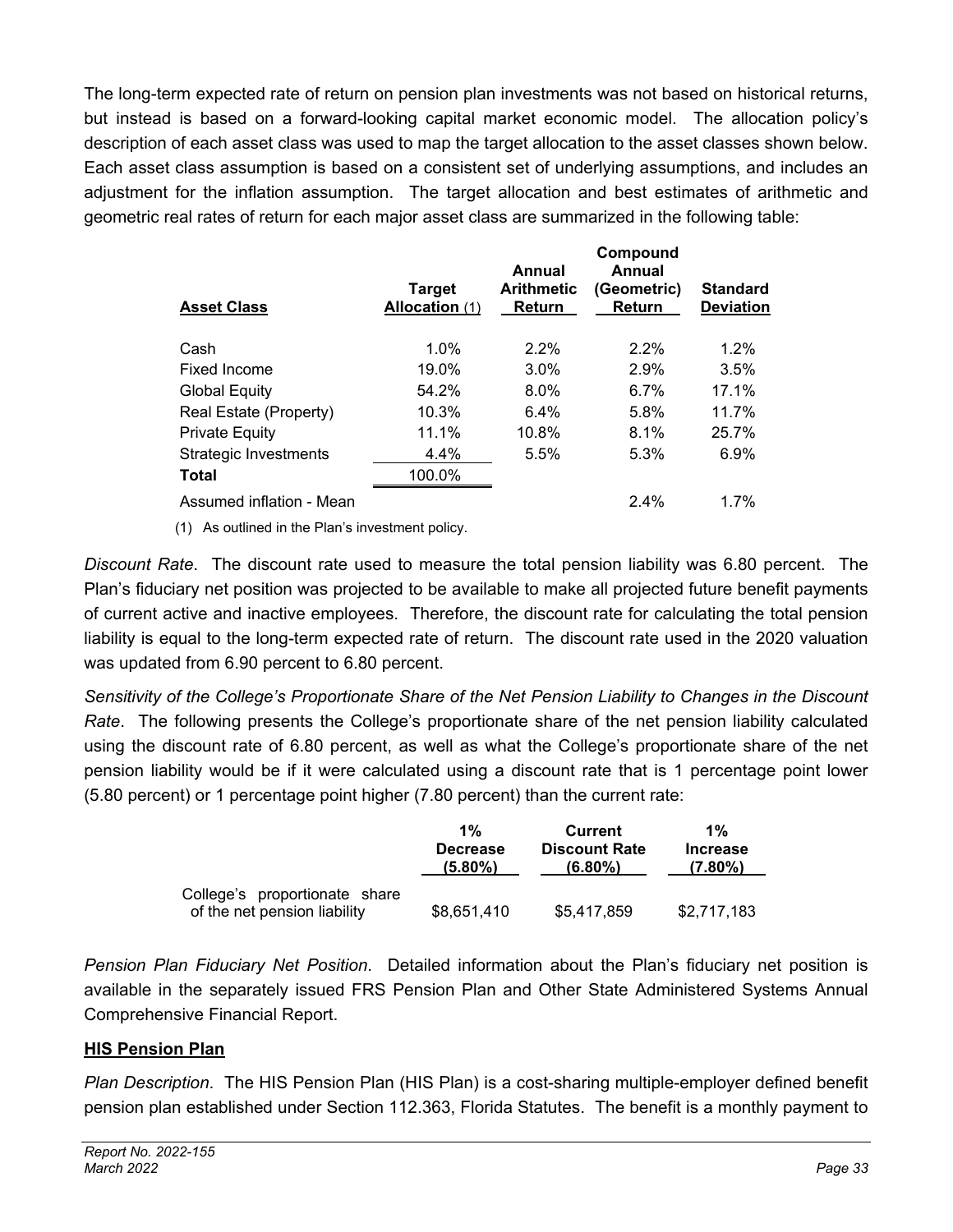The long-term expected rate of return on pension plan investments was not based on historical returns, but instead is based on a forward-looking capital market economic model. The allocation policy's description of each asset class was used to map the target allocation to the asset classes shown below. Each asset class assumption is based on a consistent set of underlying assumptions, and includes an adjustment for the inflation assumption. The target allocation and best estimates of arithmetic and geometric real rates of return for each major asset class are summarized in the following table:

| Asset Class | Target Allocation (1) | Annual Arithmetic Return | Compound Annual (Geometric) Return | Standard Deviation |
|---|---|---|---|---|
| Cash | 1.0% | 2.2% | 2.2% | 1.2% |
| Fixed Income | 19.0% | 3.0% | 2.9% | 3.5% |
| Global Equity | 54.2% | 8.0% | 6.7% | 17.1% |
| Real Estate (Property) | 10.3% | 6.4% | 5.8% | 11.7% |
| Private Equity | 11.1% | 10.8% | 8.1% | 25.7% |
| Strategic Investments | 4.4% | 5.5% | 5.3% | 6.9% |
| **Total** | 100.0% | | | |
| Assumed inflation - Mean | | | 2.4% | 1.7% |

(1) As outlined in the Plan's investment policy.

*Discount Rate*. The discount rate used to measure the total pension liability was 6.80 percent. The Plan's fiduciary net position was projected to be available to make all projected future benefit payments of current active and inactive employees. Therefore, the discount rate for calculating the total pension liability is equal to the long-term expected rate of return. The discount rate used in the 2020 valuation was updated from 6.90 percent to 6.80 percent.

*Sensitivity of the College's Proportionate Share of the Net Pension Liability to Changes in the Discount Rate*. The following presents the College's proportionate share of the net pension liability calculated using the discount rate of 6.80 percent, as well as what the College's proportionate share of the net pension liability would be if it were calculated using a discount rate that is 1 percentage point lower (5.80 percent) or 1 percentage point higher (7.80 percent) than the current rate:

| | 1% Decrease (5.80%) | Current Discount Rate (6.80%) | 1% Increase (7.80%) |
|---|---|---|---|
| College's proportionate share of the net pension liability | $8,651,410 | $5,417,859 | $2,717,183 |

*Pension Plan Fiduciary Net Position*. Detailed information about the Plan's fiduciary net position is available in the separately issued FRS Pension Plan and Other State Administered Systems Annual Comprehensive Financial Report.

**HIS Pension Plan**

*Plan Description*. The HIS Pension Plan (HIS Plan) is a cost-sharing multiple-employer defined benefit pension plan established under Section 112.363, Florida Statutes. The benefit is a monthly payment to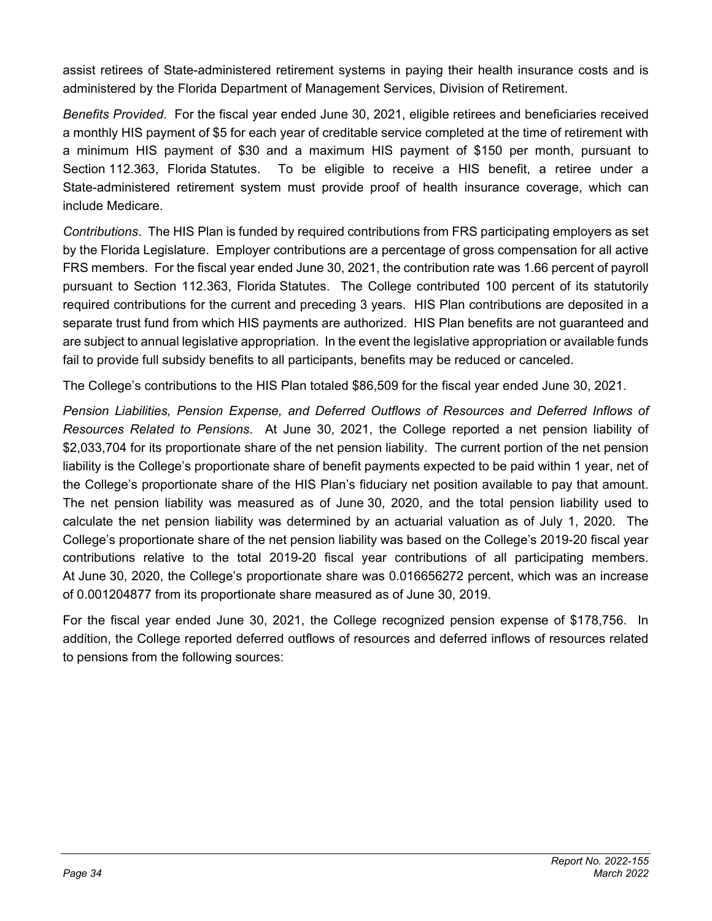assist retirees of State-administered retirement systems in paying their health insurance costs and is administered by the Florida Department of Management Services, Division of Retirement.

*Benefits Provided*. For the fiscal year ended June 30, 2021, eligible retirees and beneficiaries received a monthly HIS payment of $5 for each year of creditable service completed at the time of retirement with a minimum HIS payment of $30 and a maximum HIS payment of $150 per month, pursuant to Section 112.363, Florida Statutes. To be eligible to receive a HIS benefit, a retiree under a State-administered retirement system must provide proof of health insurance coverage, which can include Medicare.

*Contributions*. The HIS Plan is funded by required contributions from FRS participating employers as set by the Florida Legislature. Employer contributions are a percentage of gross compensation for all active FRS members. For the fiscal year ended June 30, 2021, the contribution rate was 1.66 percent of payroll pursuant to Section 112.363, Florida Statutes. The College contributed 100 percent of its statutorily required contributions for the current and preceding 3 years. HIS Plan contributions are deposited in a separate trust fund from which HIS payments are authorized. HIS Plan benefits are not guaranteed and are subject to annual legislative appropriation. In the event the legislative appropriation or available funds fail to provide full subsidy benefits to all participants, benefits may be reduced or canceled.

The College's contributions to the HIS Plan totaled $86,509 for the fiscal year ended June 30, 2021.

*Pension Liabilities, Pension Expense, and Deferred Outflows of Resources and Deferred Inflows of Resources Related to Pensions*. At June 30, 2021, the College reported a net pension liability of $2,033,704 for its proportionate share of the net pension liability. The current portion of the net pension liability is the College's proportionate share of benefit payments expected to be paid within 1 year, net of the College's proportionate share of the HIS Plan's fiduciary net position available to pay that amount. The net pension liability was measured as of June 30, 2020, and the total pension liability used to calculate the net pension liability was determined by an actuarial valuation as of July 1, 2020. The College's proportionate share of the net pension liability was based on the College's 2019-20 fiscal year contributions relative to the total 2019-20 fiscal year contributions of all participating members. At June 30, 2020, the College's proportionate share was 0.016656272 percent, which was an increase of 0.001204877 from its proportionate share measured as of June 30, 2019.

For the fiscal year ended June 30, 2021, the College recognized pension expense of $178,756. In addition, the College reported deferred outflows of resources and deferred inflows of resources related to pensions from the following sources: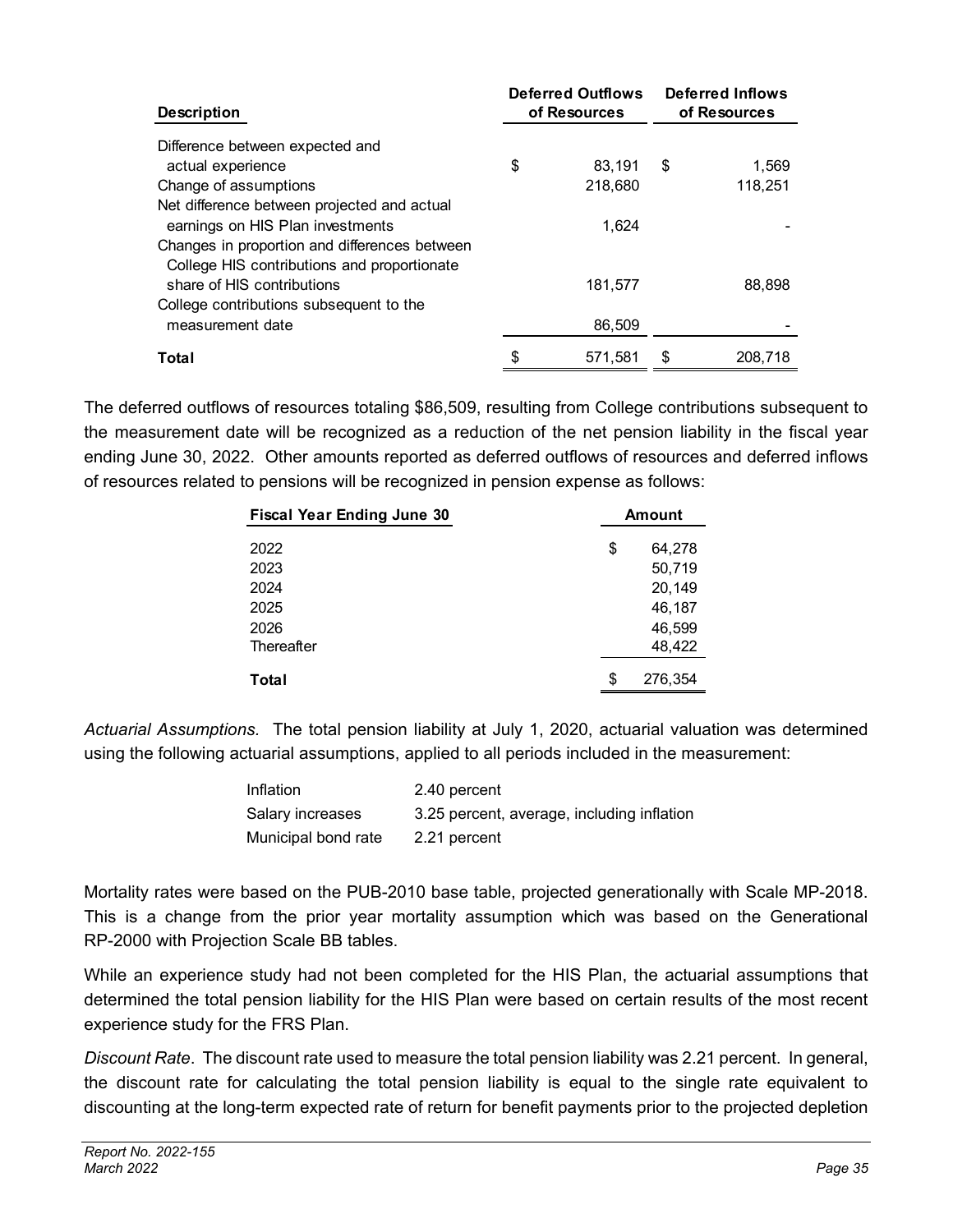| Description | Deferred Outflows of Resources | Deferred Inflows of Resources |
|---|---|---|
| Difference between expected and actual experience | $ 83,191 | $ 1,569 |
| Change of assumptions | 218,680 | 118,251 |
| Net difference between projected and actual earnings on HIS Plan investments | 1,624 | - |
| Changes in proportion and differences between College HIS contributions and proportionate share of HIS contributions | 181,577 | 88,898 |
| College contributions subsequent to the measurement date | 86,509 | - |
| **Total** | $ 571,581 | $ 208,718 |

The deferred outflows of resources totaling $86,509, resulting from College contributions subsequent to the measurement date will be recognized as a reduction of the net pension liability in the fiscal year ending June 30, 2022. Other amounts reported as deferred outflows of resources and deferred inflows of resources related to pensions will be recognized in pension expense as follows:

| Fiscal Year Ending June 30 | Amount |
|---|---|
| 2022 | $ 64,278 |
| 2023 | 50,719 |
| 2024 | 20,149 |
| 2025 | 46,187 |
| 2026 | 46,599 |
| Thereafter | 48,422 |
| **Total** | $ 276,354 |

*Actuarial Assumptions.* The total pension liability at July 1, 2020, actuarial valuation was determined using the following actuarial assumptions, applied to all periods included in the measurement:

| | |
|---|---|
| Inflation | 2.40 percent |
| Salary increases | 3.25 percent, average, including inflation |
| Municipal bond rate | 2.21 percent |

Mortality rates were based on the PUB-2010 base table, projected generationally with Scale MP-2018. This is a change from the prior year mortality assumption which was based on the Generational RP-2000 with Projection Scale BB tables.

While an experience study had not been completed for the HIS Plan, the actuarial assumptions that determined the total pension liability for the HIS Plan were based on certain results of the most recent experience study for the FRS Plan.

*Discount Rate*. The discount rate used to measure the total pension liability was 2.21 percent. In general, the discount rate for calculating the total pension liability is equal to the single rate equivalent to discounting at the long-term expected rate of return for benefit payments prior to the projected depletion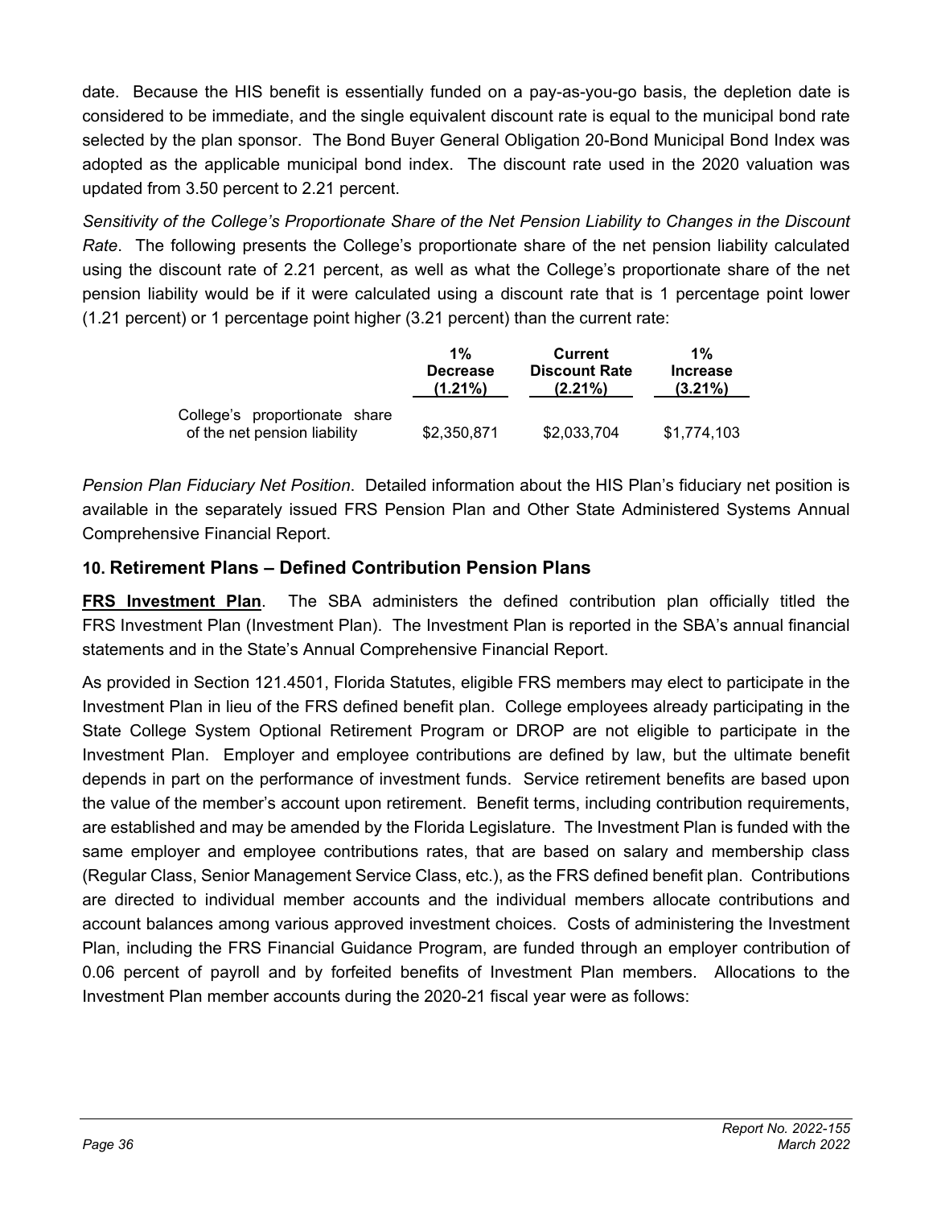date. Because the HIS benefit is essentially funded on a pay-as-you-go basis, the depletion date is considered to be immediate, and the single equivalent discount rate is equal to the municipal bond rate selected by the plan sponsor. The Bond Buyer General Obligation 20-Bond Municipal Bond Index was adopted as the applicable municipal bond index. The discount rate used in the 2020 valuation was updated from 3.50 percent to 2.21 percent.

*Sensitivity of the College's Proportionate Share of the Net Pension Liability to Changes in the Discount Rate*. The following presents the College's proportionate share of the net pension liability calculated using the discount rate of 2.21 percent, as well as what the College's proportionate share of the net pension liability would be if it were calculated using a discount rate that is 1 percentage point lower (1.21 percent) or 1 percentage point higher (3.21 percent) than the current rate:

| | 1% Decrease (1.21%) | Current Discount Rate (2.21%) | 1% Increase (3.21%) |
|---|---|---|---|
| College's proportionate share of the net pension liability | $2,350,871 | $2,033,704 | $1,774,103 |

*Pension Plan Fiduciary Net Position*. Detailed information about the HIS Plan's fiduciary net position is available in the separately issued FRS Pension Plan and Other State Administered Systems Annual Comprehensive Financial Report.

## 10. Retirement Plans – Defined Contribution Pension Plans

**FRS Investment Plan**. The SBA administers the defined contribution plan officially titled the FRS Investment Plan (Investment Plan). The Investment Plan is reported in the SBA's annual financial statements and in the State's Annual Comprehensive Financial Report.

As provided in Section 121.4501, Florida Statutes, eligible FRS members may elect to participate in the Investment Plan in lieu of the FRS defined benefit plan. College employees already participating in the State College System Optional Retirement Program or DROP are not eligible to participate in the Investment Plan. Employer and employee contributions are defined by law, but the ultimate benefit depends in part on the performance of investment funds. Service retirement benefits are based upon the value of the member's account upon retirement. Benefit terms, including contribution requirements, are established and may be amended by the Florida Legislature. The Investment Plan is funded with the same employer and employee contributions rates, that are based on salary and membership class (Regular Class, Senior Management Service Class, etc.), as the FRS defined benefit plan. Contributions are directed to individual member accounts and the individual members allocate contributions and account balances among various approved investment choices. Costs of administering the Investment Plan, including the FRS Financial Guidance Program, are funded through an employer contribution of 0.06 percent of payroll and by forfeited benefits of Investment Plan members. Allocations to the Investment Plan member accounts during the 2020-21 fiscal year were as follows: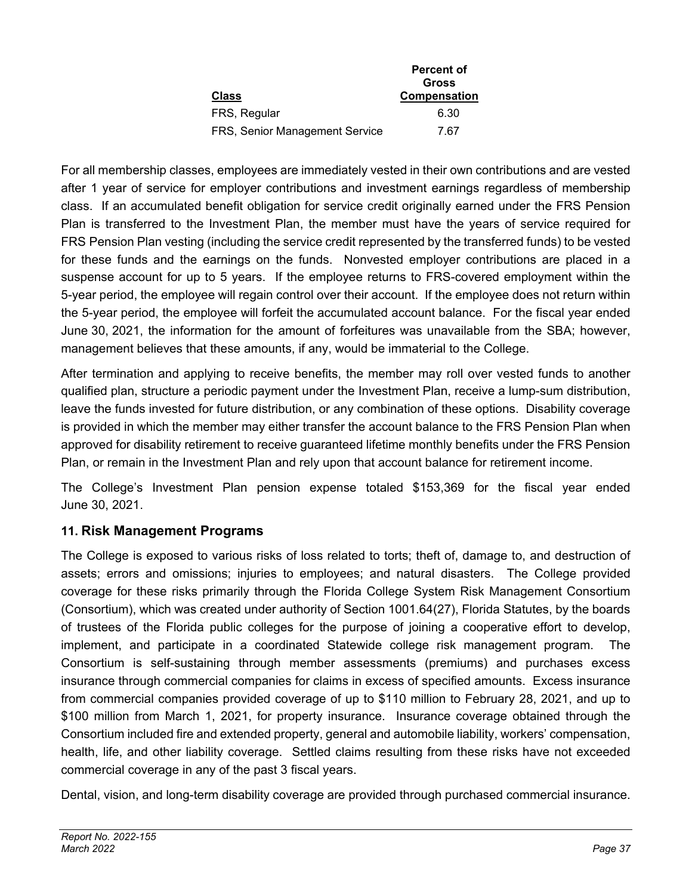| Class | Percent of Gross Compensation |
|---|---|
| FRS, Regular | 6.30 |
| FRS, Senior Management Service | 7.67 |

For all membership classes, employees are immediately vested in their own contributions and are vested after 1 year of service for employer contributions and investment earnings regardless of membership class. If an accumulated benefit obligation for service credit originally earned under the FRS Pension Plan is transferred to the Investment Plan, the member must have the years of service required for FRS Pension Plan vesting (including the service credit represented by the transferred funds) to be vested for these funds and the earnings on the funds. Nonvested employer contributions are placed in a suspense account for up to 5 years. If the employee returns to FRS-covered employment within the 5-year period, the employee will regain control over their account. If the employee does not return within the 5-year period, the employee will forfeit the accumulated account balance. For the fiscal year ended June 30, 2021, the information for the amount of forfeitures was unavailable from the SBA; however, management believes that these amounts, if any, would be immaterial to the College.

After termination and applying to receive benefits, the member may roll over vested funds to another qualified plan, structure a periodic payment under the Investment Plan, receive a lump-sum distribution, leave the funds invested for future distribution, or any combination of these options. Disability coverage is provided in which the member may either transfer the account balance to the FRS Pension Plan when approved for disability retirement to receive guaranteed lifetime monthly benefits under the FRS Pension Plan, or remain in the Investment Plan and rely upon that account balance for retirement income.

The College's Investment Plan pension expense totaled $153,369 for the fiscal year ended June 30, 2021.

## 11. Risk Management Programs

The College is exposed to various risks of loss related to torts; theft of, damage to, and destruction of assets; errors and omissions; injuries to employees; and natural disasters. The College provided coverage for these risks primarily through the Florida College System Risk Management Consortium (Consortium), which was created under authority of Section 1001.64(27), Florida Statutes, by the boards of trustees of the Florida public colleges for the purpose of joining a cooperative effort to develop, implement, and participate in a coordinated Statewide college risk management program. The Consortium is self-sustaining through member assessments (premiums) and purchases excess insurance through commercial companies for claims in excess of specified amounts. Excess insurance from commercial companies provided coverage of up to $110 million to February 28, 2021, and up to $100 million from March 1, 2021, for property insurance. Insurance coverage obtained through the Consortium included fire and extended property, general and automobile liability, workers' compensation, health, life, and other liability coverage. Settled claims resulting from these risks have not exceeded commercial coverage in any of the past 3 fiscal years.

Dental, vision, and long-term disability coverage are provided through purchased commercial insurance.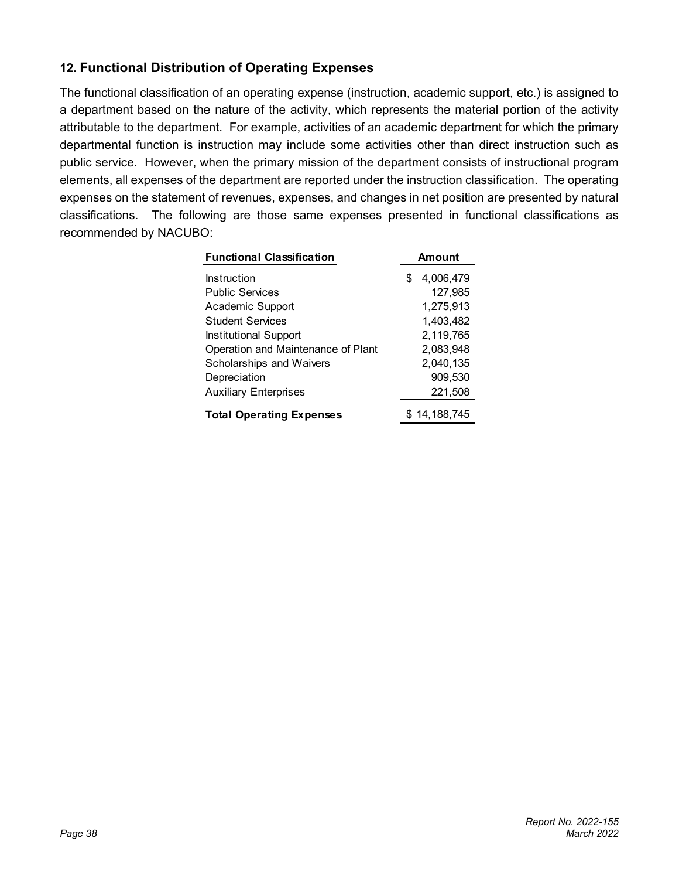## 12. Functional Distribution of Operating Expenses

The functional classification of an operating expense (instruction, academic support, etc.) is assigned to a department based on the nature of the activity, which represents the material portion of the activity attributable to the department. For example, activities of an academic department for which the primary departmental function is instruction may include some activities other than direct instruction such as public service. However, when the primary mission of the department consists of instructional program elements, all expenses of the department are reported under the instruction classification. The operating expenses on the statement of revenues, expenses, and changes in net position are presented by natural classifications. The following are those same expenses presented in functional classifications as recommended by NACUBO:

| Functional Classification | Amount |
|---|---|
| Instruction | $ 4,006,479 |
| Public Services | 127,985 |
| Academic Support | 1,275,913 |
| Student Services | 1,403,482 |
| Institutional Support | 2,119,765 |
| Operation and Maintenance of Plant | 2,083,948 |
| Scholarships and Waivers | 2,040,135 |
| Depreciation | 909,530 |
| Auxiliary Enterprises | 221,508 |
| **Total Operating Expenses** | $ 14,188,745 |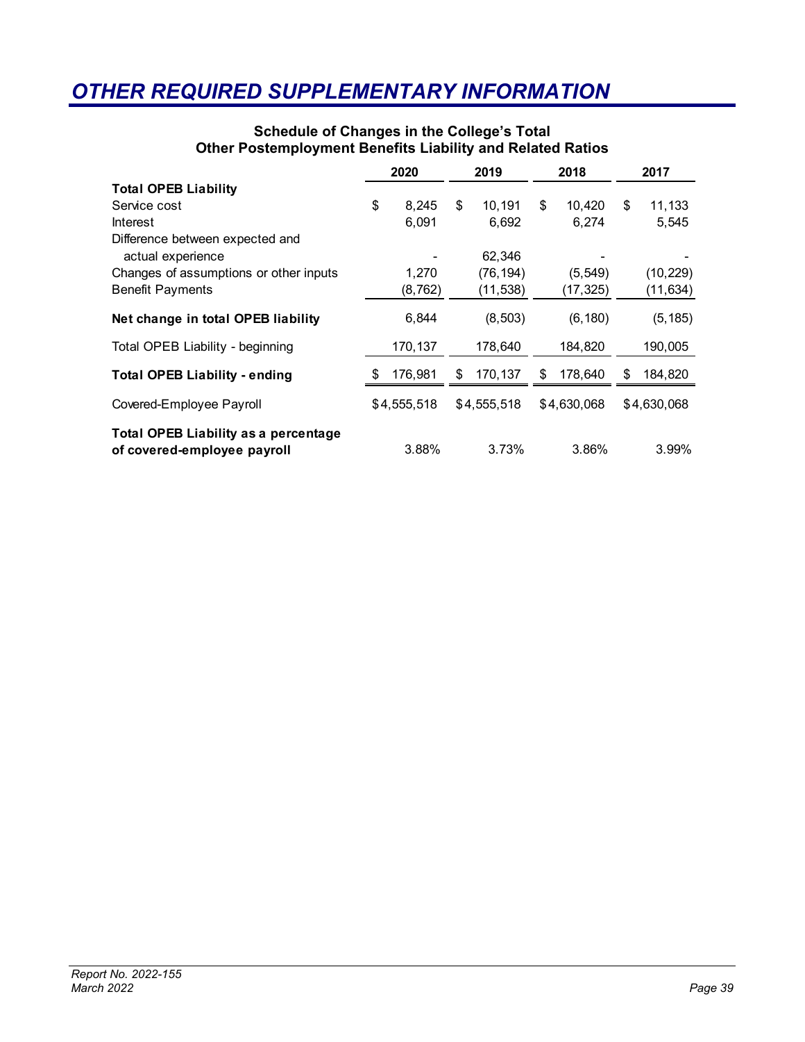# OTHER REQUIRED SUPPLEMENTARY INFORMATION

**Schedule of Changes in the College's Total Other Postemployment Benefits Liability and Related Ratios**

| | 2020 | 2019 | 2018 | 2017 |
|---|---|---|---|---|
| **Total OPEB Liability** | | | | |
| Service cost | $ 8,245 | $ 10,191 | $ 10,420 | $ 11,133 |
| Interest | 6,091 | 6,692 | 6,274 | 5,545 |
| Difference between expected and actual experience | - | 62,346 | - | - |
| Changes of assumptions or other inputs | 1,270 | (76,194) | (5,549) | (10,229) |
| Benefit Payments | (8,762) | (11,538) | (17,325) | (11,634) |
| **Net change in total OPEB liability** | 6,844 | (8,503) | (6,180) | (5,185) |
| Total OPEB Liability - beginning | 170,137 | 178,640 | 184,820 | 190,005 |
| **Total OPEB Liability - ending** | $ 176,981 | $ 170,137 | $ 178,640 | $ 184,820 |
| Covered-Employee Payroll | $4,555,518 | $4,555,518 | $4,630,068 | $4,630,068 |
| **Total OPEB Liability as a percentage of covered-employee payroll** | 3.88% | 3.73% | 3.86% | 3.99% |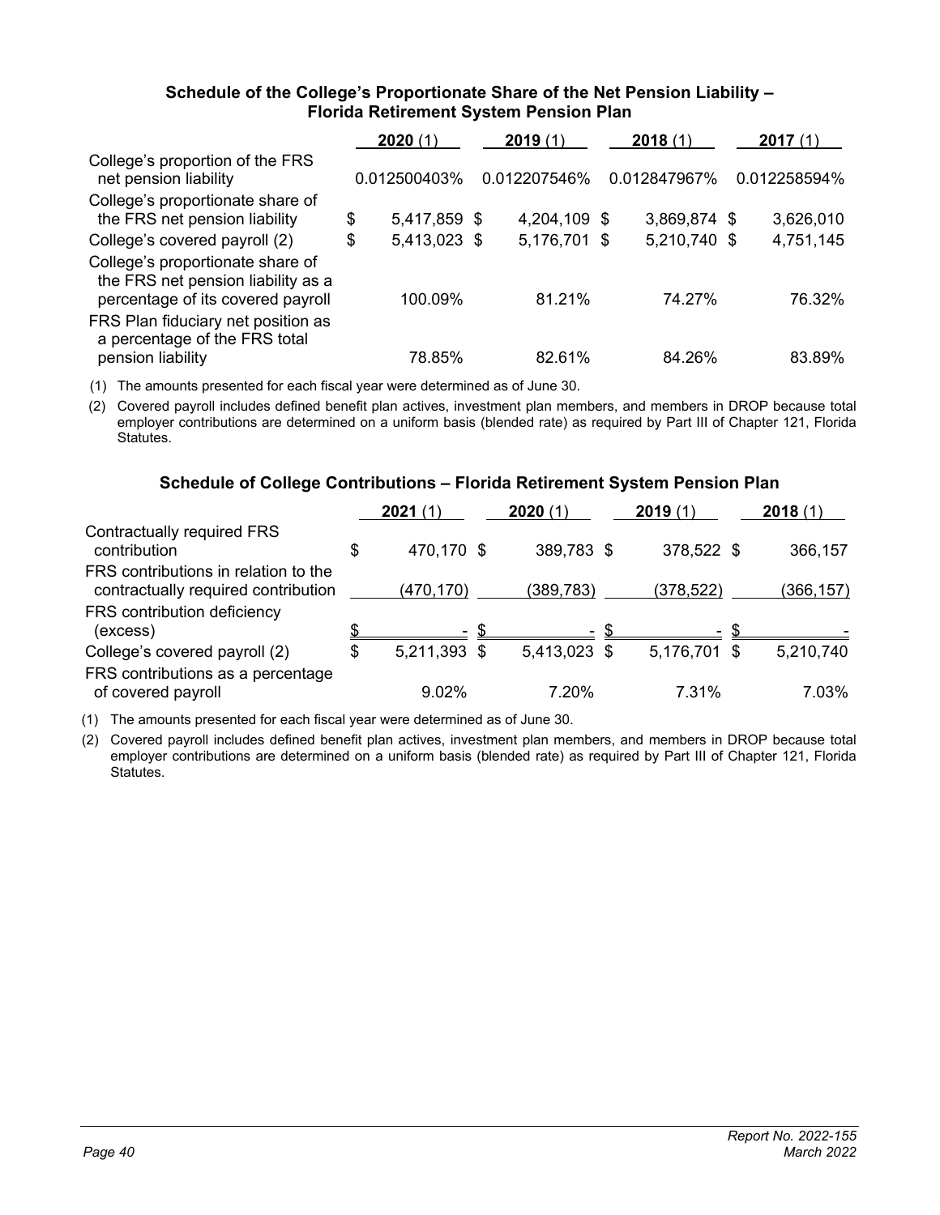### Schedule of the College's Proportionate Share of the Net Pension Liability – Florida Retirement System Pension Plan

| | **2020** (1) | **2019** (1) | **2018** (1) | **2017** (1) |
|---|---|---|---|---|
| College's proportion of the FRS net pension liability | 0.012500403% | 0.012207546% | 0.012847967% | 0.012258594% |
| College's proportionate share of the FRS net pension liability | $ 5,417,859 | $ 4,204,109 | $ 3,869,874 | $ 3,626,010 |
| College's covered payroll (2) | $ 5,413,023 | $ 5,176,701 | $ 5,210,740 | $ 4,751,145 |
| College's proportionate share of the FRS net pension liability as a percentage of its covered payroll | 100.09% | 81.21% | 74.27% | 76.32% |
| FRS Plan fiduciary net position as a percentage of the FRS total pension liability | 78.85% | 82.61% | 84.26% | 83.89% |

(1) The amounts presented for each fiscal year were determined as of June 30.

(2) Covered payroll includes defined benefit plan actives, investment plan members, and members in DROP because total employer contributions are determined on a uniform basis (blended rate) as required by Part III of Chapter 121, Florida Statutes.

### Schedule of College Contributions – Florida Retirement System Pension Plan

| | **2021** (1) | **2020** (1) | **2019** (1) | **2018** (1) |
|---|---|---|---|---|
| Contractually required FRS contribution | $ 470,170 | $ 389,783 | $ 378,522 | $ 366,157 |
| FRS contributions in relation to the contractually required contribution | (470,170) | (389,783) | (378,522) | (366,157) |
| FRS contribution deficiency (excess) | $ - | $ - | $ - | $ - |
| College's covered payroll (2) | $ 5,211,393 | $ 5,413,023 | $ 5,176,701 | $ 5,210,740 |
| FRS contributions as a percentage of covered payroll | 9.02% | 7.20% | 7.31% | 7.03% |

(1) The amounts presented for each fiscal year were determined as of June 30.

(2) Covered payroll includes defined benefit plan actives, investment plan members, and members in DROP because total employer contributions are determined on a uniform basis (blended rate) as required by Part III of Chapter 121, Florida Statutes.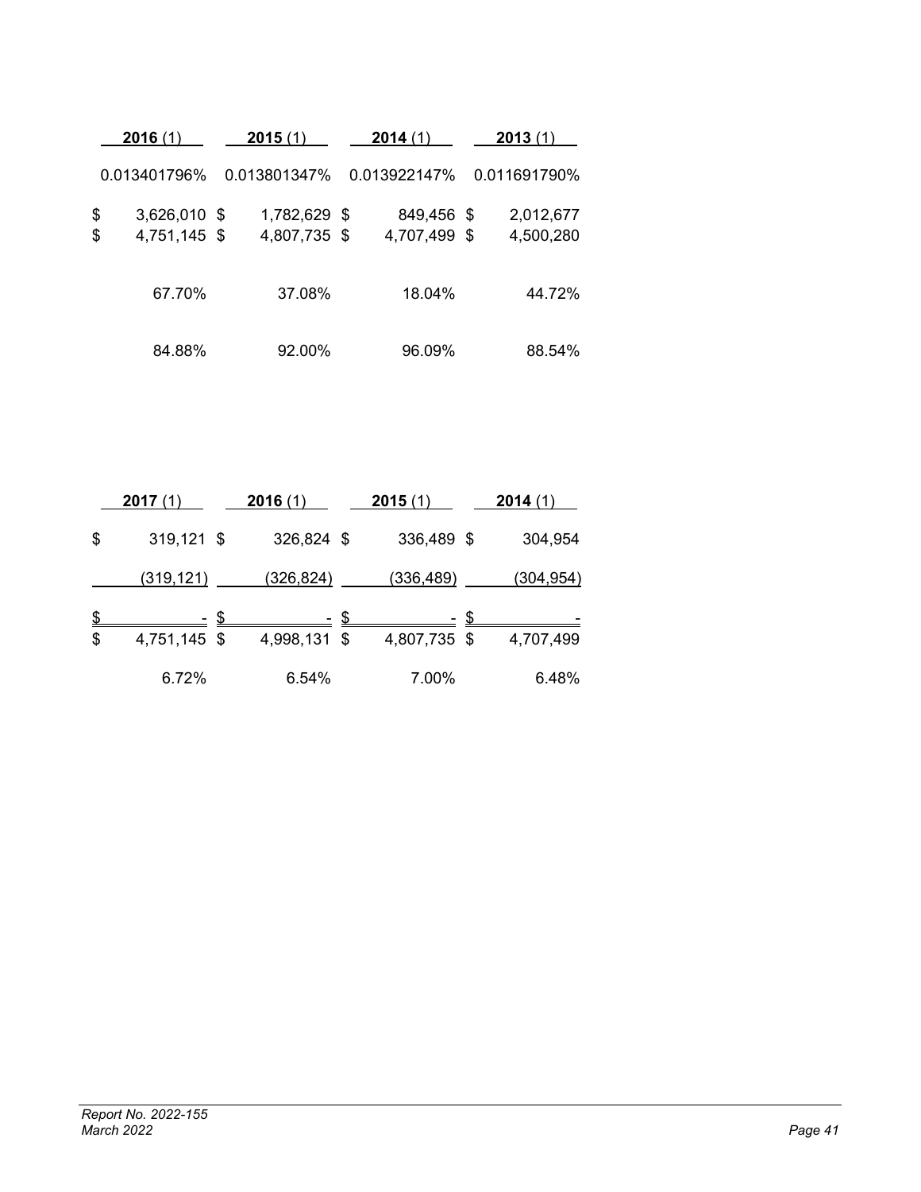| 2016 (1) | 2015 (1) | 2014 (1) | 2013 (1) |
|---|---|---|---|
| 0.013401796% | 0.013801347% | 0.013922147% | 0.011691790% |
| $ 3,626,010 | $ 1,782,629 | $ 849,456 | $ 2,012,677 |
| $ 4,751,145 | $ 4,807,735 | $ 4,707,499 | $ 4,500,280 |
| 67.70% | 37.08% | 18.04% | 44.72% |
| 84.88% | 92.00% | 96.09% | 88.54% |

| 2017 (1) | 2016 (1) | 2015 (1) | 2014 (1) |
|---|---|---|---|
| $ 319,121 | $ 326,824 | $ 336,489 | $ 304,954 |
| (319,121) | (326,824) | (336,489) | (304,954) |
| $ - | $ - | $ - | $ - |
| $ 4,751,145 | $ 4,998,131 | $ 4,807,735 | $ 4,707,499 |
| 6.72% | 6.54% | 7.00% | 6.48% |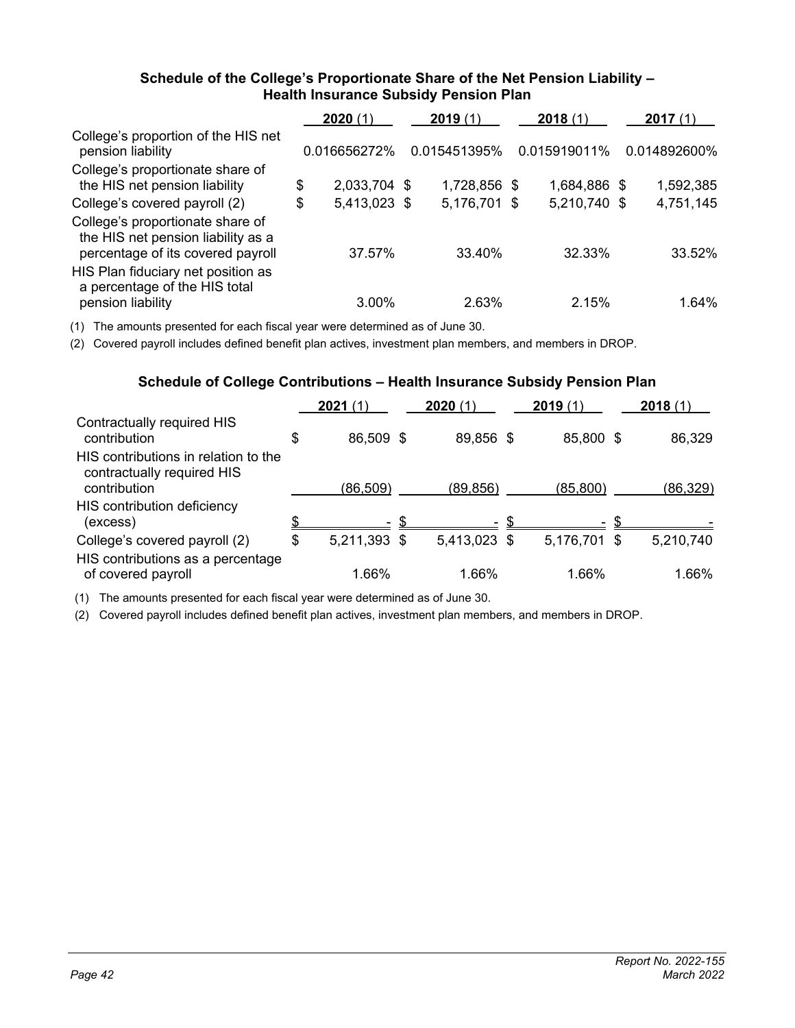### Schedule of the College's Proportionate Share of the Net Pension Liability – Health Insurance Subsidy Pension Plan

| | **2020** (1) | **2019** (1) | **2018** (1) | **2017** (1) |
|---|---|---|---|---|
| College's proportion of the HIS net pension liability | 0.016656272% | 0.015451395% | 0.015919011% | 0.014892600% |
| College's proportionate share of the HIS net pension liability | $ 2,033,704 | $ 1,728,856 | $ 1,684,886 | $ 1,592,385 |
| College's covered payroll (2) | $ 5,413,023 | $ 5,176,701 | $ 5,210,740 | $ 4,751,145 |
| College's proportionate share of the HIS net pension liability as a percentage of its covered payroll | 37.57% | 33.40% | 32.33% | 33.52% |
| HIS Plan fiduciary net position as a percentage of the HIS total pension liability | 3.00% | 2.63% | 2.15% | 1.64% |

(1) The amounts presented for each fiscal year were determined as of June 30.

(2) Covered payroll includes defined benefit plan actives, investment plan members, and members in DROP.

### Schedule of College Contributions – Health Insurance Subsidy Pension Plan

| | **2021** (1) | **2020** (1) | **2019** (1) | **2018** (1) |
|---|---|---|---|---|
| Contractually required HIS contribution | $ 86,509 | $ 89,856 | $ 85,800 | $ 86,329 |
| HIS contributions in relation to the contractually required HIS contribution | (86,509) | (89,856) | (85,800) | (86,329) |
| HIS contribution deficiency (excess) | $ - | $ - | $ - | $ - |
| College's covered payroll (2) | $ 5,211,393 | $ 5,413,023 | $ 5,176,701 | $ 5,210,740 |
| HIS contributions as a percentage of covered payroll | 1.66% | 1.66% | 1.66% | 1.66% |

(1) The amounts presented for each fiscal year were determined as of June 30.

(2) Covered payroll includes defined benefit plan actives, investment plan members, and members in DROP.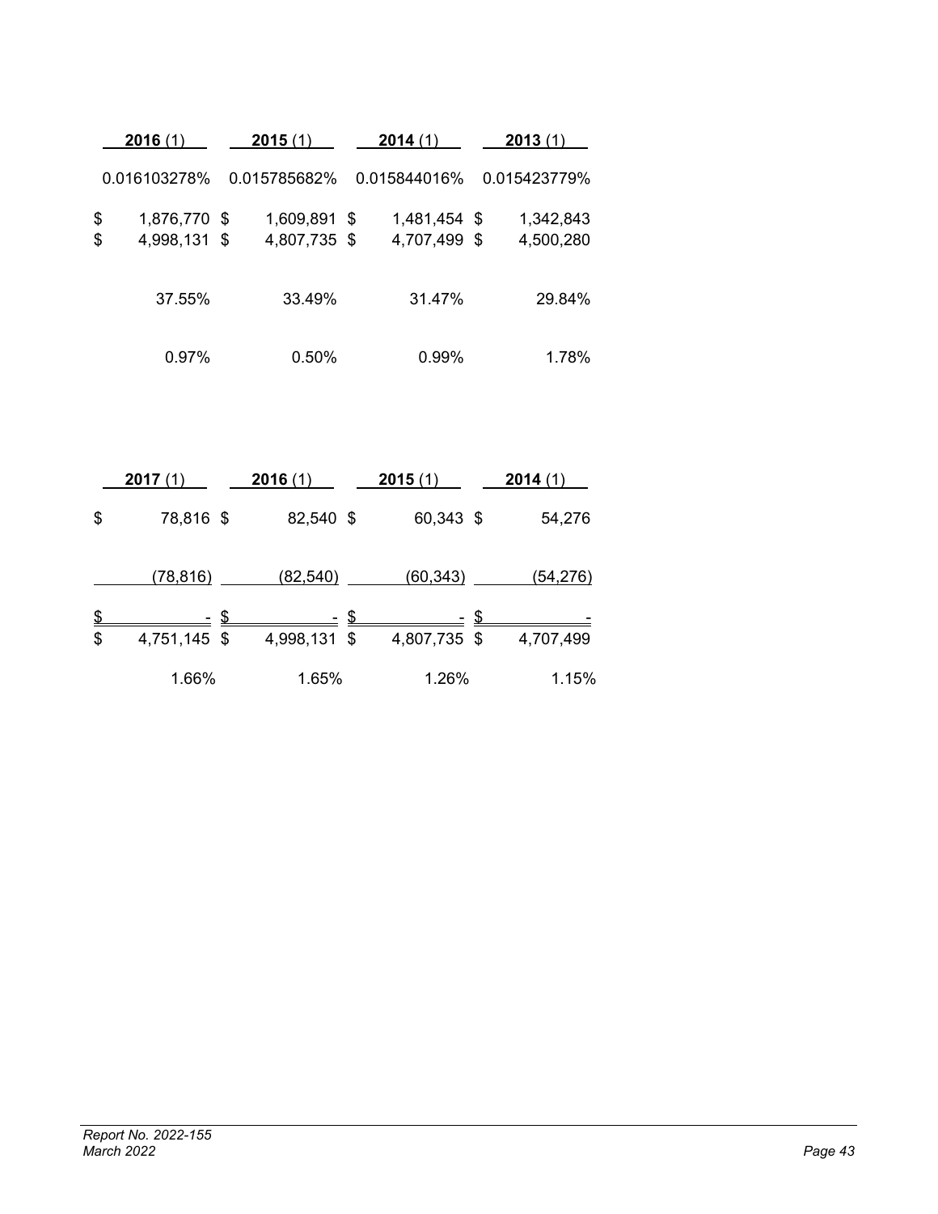| 2016 (1) | 2015 (1) | 2014 (1) | 2013 (1) |
|---|---|---|---|
| 0.016103278% | 0.015785682% | 0.015844016% | 0.015423779% |
| $ 1,876,770 | $ 1,609,891 | $ 1,481,454 | $ 1,342,843 |
| $ 4,998,131 | $ 4,807,735 | $ 4,707,499 | $ 4,500,280 |
| 37.55% | 33.49% | 31.47% | 29.84% |
| 0.97% | 0.50% | 0.99% | 1.78% |

| 2017 (1) | 2016 (1) | 2015 (1) | 2014 (1) |
|---|---|---|---|
| $ 78,816 | $ 82,540 | $ 60,343 | $ 54,276 |
| (78,816) | (82,540) | (60,343) | (54,276) |
| $ - | $ - | $ - | $ - |
| $ 4,751,145 | $ 4,998,131 | $ 4,807,735 | $ 4,707,499 |
| 1.66% | 1.65% | 1.26% | 1.15% |

*Report No. 2022-155*
*March 2022*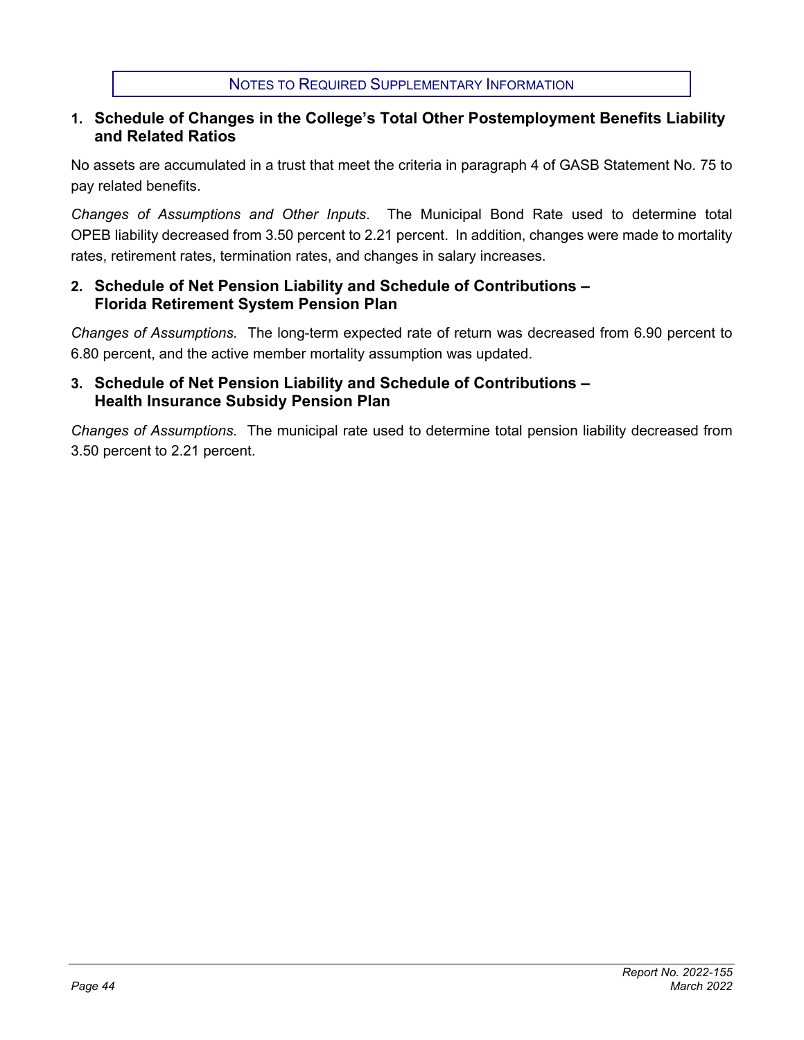# NOTES TO REQUIRED SUPPLEMENTARY INFORMATION

## 1. Schedule of Changes in the College's Total Other Postemployment Benefits Liability and Related Ratios

No assets are accumulated in a trust that meet the criteria in paragraph 4 of GASB Statement No. 75 to pay related benefits.

*Changes of Assumptions and Other Inputs*. The Municipal Bond Rate used to determine total OPEB liability decreased from 3.50 percent to 2.21 percent. In addition, changes were made to mortality rates, retirement rates, termination rates, and changes in salary increases.

## 2. Schedule of Net Pension Liability and Schedule of Contributions – Florida Retirement System Pension Plan

*Changes of Assumptions.* The long-term expected rate of return was decreased from 6.90 percent to 6.80 percent, and the active member mortality assumption was updated.

## 3. Schedule of Net Pension Liability and Schedule of Contributions – Health Insurance Subsidy Pension Plan

*Changes of Assumptions.* The municipal rate used to determine total pension liability decreased from 3.50 percent to 2.21 percent.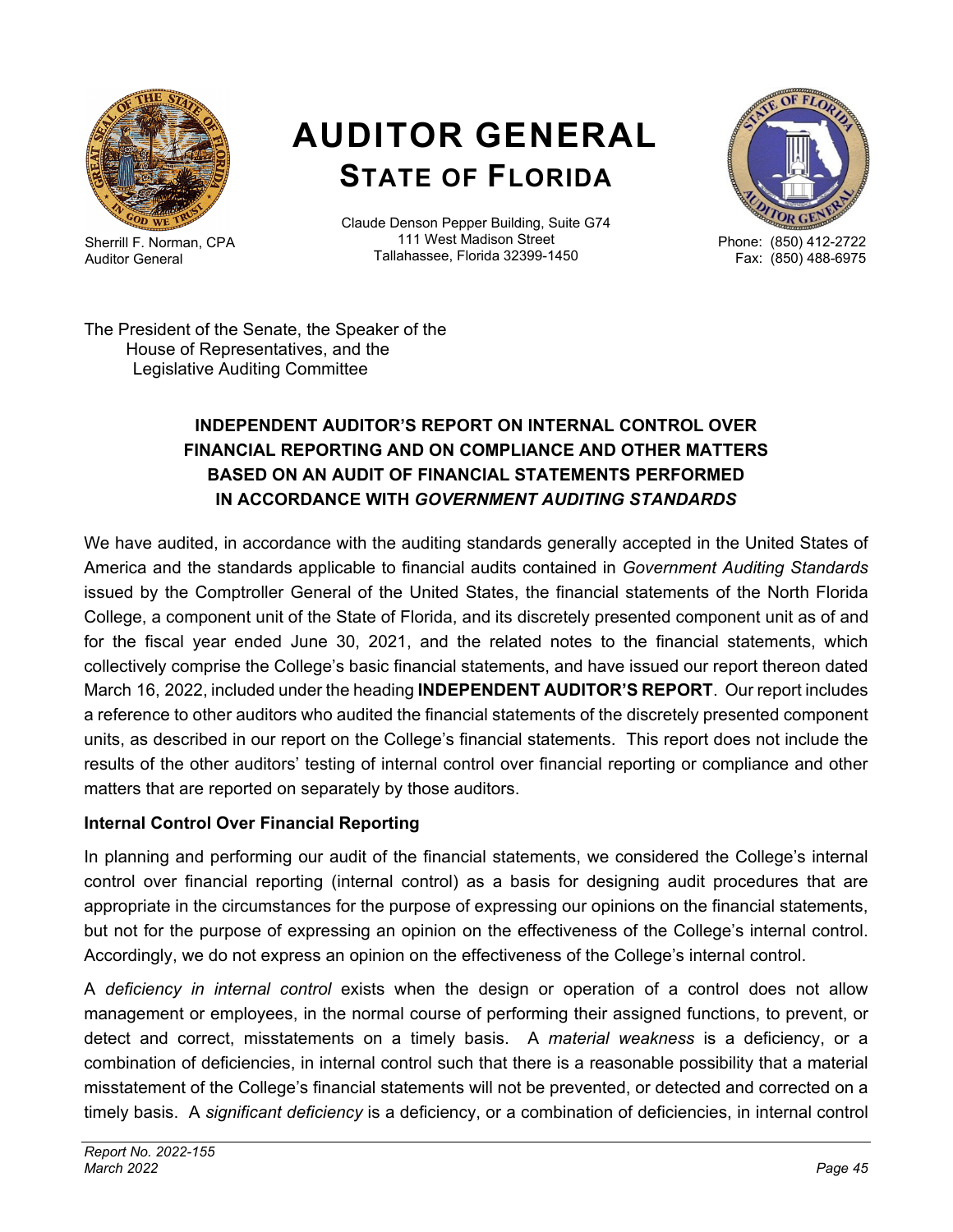# AUDITOR GENERAL
## STATE OF FLORIDA

Sherrill F. Norman, CPA
Auditor General

Claude Denson Pepper Building, Suite G74
111 West Madison Street
Tallahassee, Florida 32399-1450

Phone: (850) 412-2722
Fax: (850) 488-6975

The President of the Senate, the Speaker of the
House of Representatives, and the
Legislative Auditing Committee

### INDEPENDENT AUDITOR'S REPORT ON INTERNAL CONTROL OVER FINANCIAL REPORTING AND ON COMPLIANCE AND OTHER MATTERS BASED ON AN AUDIT OF FINANCIAL STATEMENTS PERFORMED IN ACCORDANCE WITH *GOVERNMENT AUDITING STANDARDS*

We have audited, in accordance with the auditing standards generally accepted in the United States of America and the standards applicable to financial audits contained in *Government Auditing Standards* issued by the Comptroller General of the United States, the financial statements of the North Florida College, a component unit of the State of Florida, and its discretely presented component unit as of and for the fiscal year ended June 30, 2021, and the related notes to the financial statements, which collectively comprise the College's basic financial statements, and have issued our report thereon dated March 16, 2022, included under the heading **INDEPENDENT AUDITOR'S REPORT**. Our report includes a reference to other auditors who audited the financial statements of the discretely presented component units, as described in our report on the College's financial statements. This report does not include the results of the other auditors' testing of internal control over financial reporting or compliance and other matters that are reported on separately by those auditors.

**Internal Control Over Financial Reporting**

In planning and performing our audit of the financial statements, we considered the College's internal control over financial reporting (internal control) as a basis for designing audit procedures that are appropriate in the circumstances for the purpose of expressing our opinions on the financial statements, but not for the purpose of expressing an opinion on the effectiveness of the College's internal control. Accordingly, we do not express an opinion on the effectiveness of the College's internal control.

A *deficiency in internal control* exists when the design or operation of a control does not allow management or employees, in the normal course of performing their assigned functions, to prevent, or detect and correct, misstatements on a timely basis. A *material weakness* is a deficiency, or a combination of deficiencies, in internal control such that there is a reasonable possibility that a material misstatement of the College's financial statements will not be prevented, or detected and corrected on a timely basis. A *significant deficiency* is a deficiency, or a combination of deficiencies, in internal control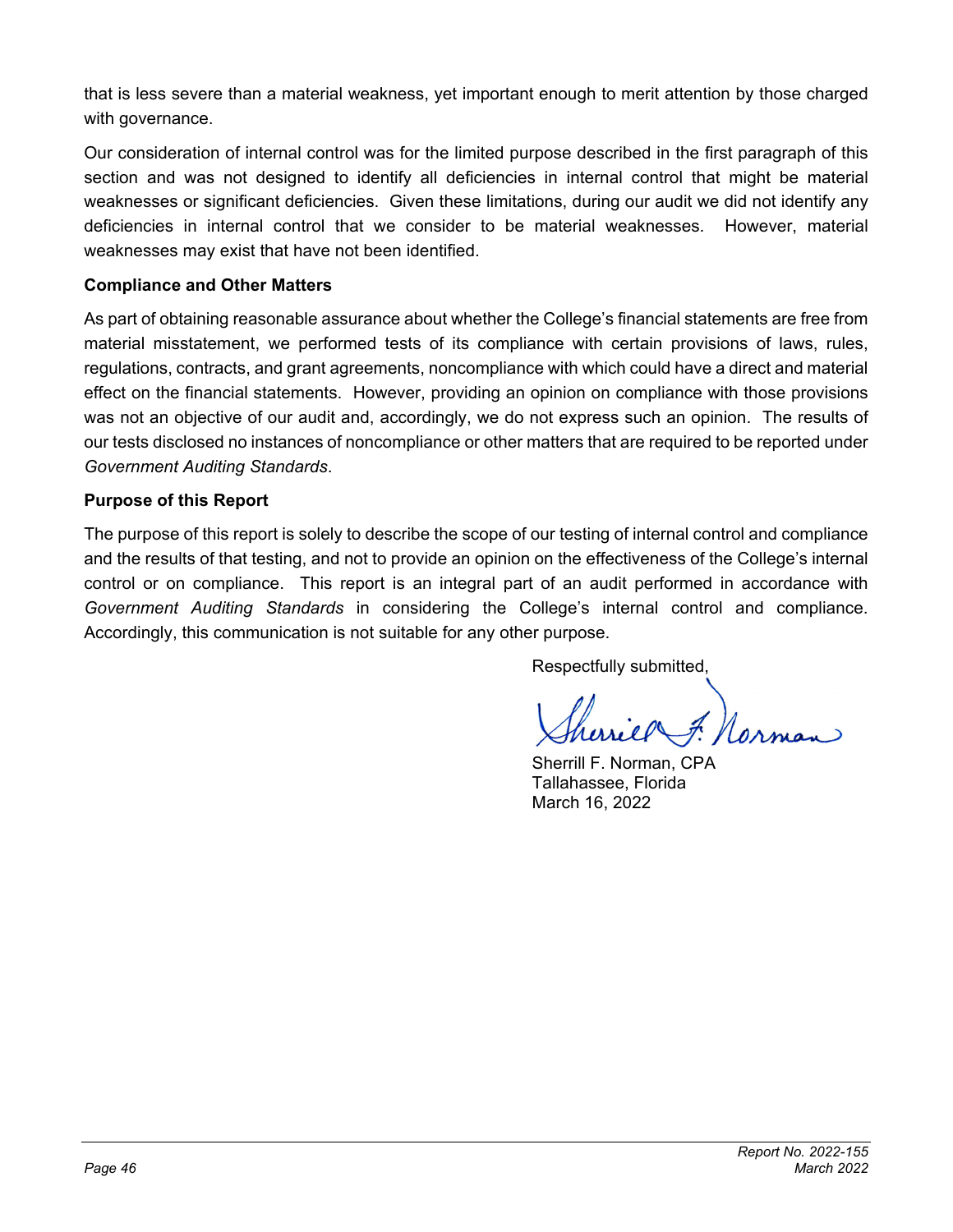that is less severe than a material weakness, yet important enough to merit attention by those charged with governance.

Our consideration of internal control was for the limited purpose described in the first paragraph of this section and was not designed to identify all deficiencies in internal control that might be material weaknesses or significant deficiencies. Given these limitations, during our audit we did not identify any deficiencies in internal control that we consider to be material weaknesses. However, material weaknesses may exist that have not been identified.

**Compliance and Other Matters**

As part of obtaining reasonable assurance about whether the College's financial statements are free from material misstatement, we performed tests of its compliance with certain provisions of laws, rules, regulations, contracts, and grant agreements, noncompliance with which could have a direct and material effect on the financial statements. However, providing an opinion on compliance with those provisions was not an objective of our audit and, accordingly, we do not express such an opinion. The results of our tests disclosed no instances of noncompliance or other matters that are required to be reported under *Government Auditing Standards*.

**Purpose of this Report**

The purpose of this report is solely to describe the scope of our testing of internal control and compliance and the results of that testing, and not to provide an opinion on the effectiveness of the College's internal control or on compliance. This report is an integral part of an audit performed in accordance with *Government Auditing Standards* in considering the College's internal control and compliance. Accordingly, this communication is not suitable for any other purpose.

Respectfully submitted,

Sherrill F. Norman, CPA
Tallahassee, Florida
March 16, 2022